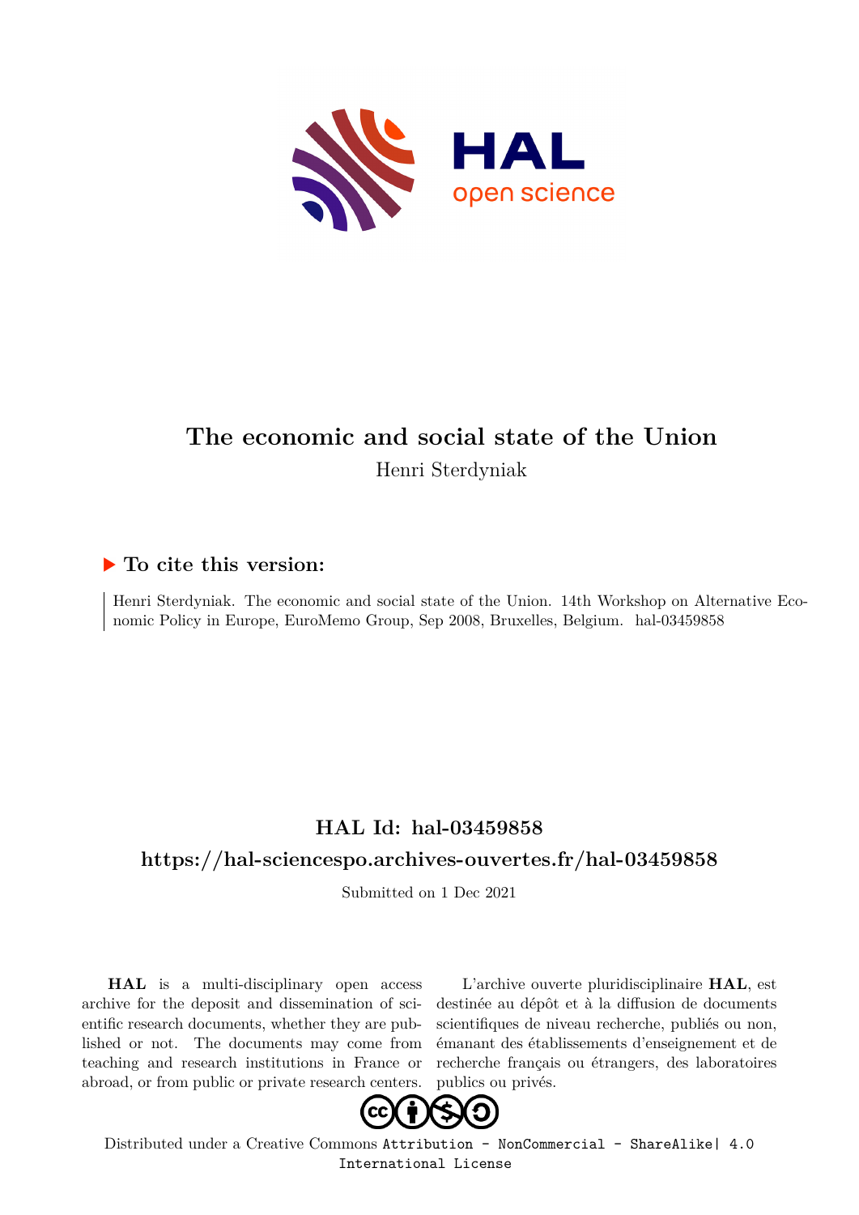# The economic and social state of the Union

Henri Sterdyniak

## ▶ To cite this version:

Henri Sterdyniak. The economic and social state of the Union. 14th Workshop on Alternative Economic Policy in Europe, EuroMemo Group, Sep 2008, Bruxelles, Belgium. hal-03459858

## HAL Id: hal-03459858

## https://hal-sciencespo.archives-ouvertes.fr/hal-03459858

Submitted on 1 Dec 2021

**HAL** is a multi-disciplinary open access archive for the deposit and dissemination of scientific research documents, whether they are published or not. The documents may come from teaching and research institutions in France or abroad, or from public or private research centers.

L'archive ouverte pluridisciplinaire **HAL**, est destinée au dépôt et à la diffusion de documents scientifiques de niveau recherche, publiés ou non, émanant des établissements d'enseignement et de recherche français ou étrangers, des laboratoires publics ou privés.

Distributed under a Creative Commons Attribution - NonCommercial - ShareAlike| 4.0 International License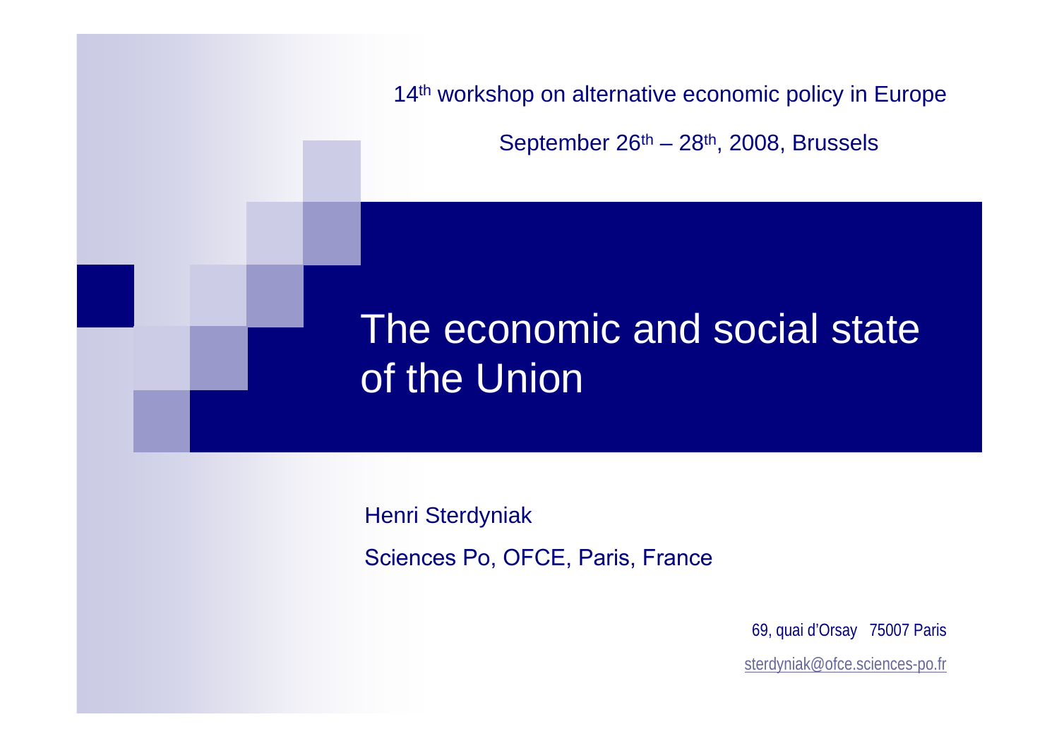14th workshop on alternative economic policy in Europe

September 26th – 28th, 2008, Brussels

# The economic and social state of the Union

Henri Sterdyniak

Sciences Po, OFCE, Paris, France

69, quai d'Orsay   75007 Paris

sterdyniak@ofce.sciences-po.fr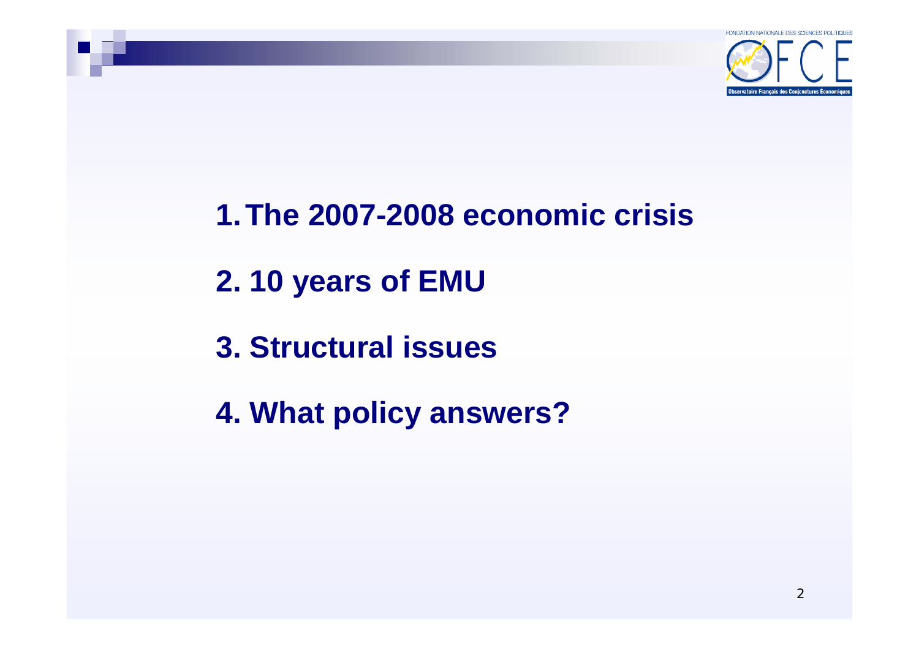1. The 2007-2008 economic crisis
2. 10 years of EMU
3. Structural issues
4. What policy answers?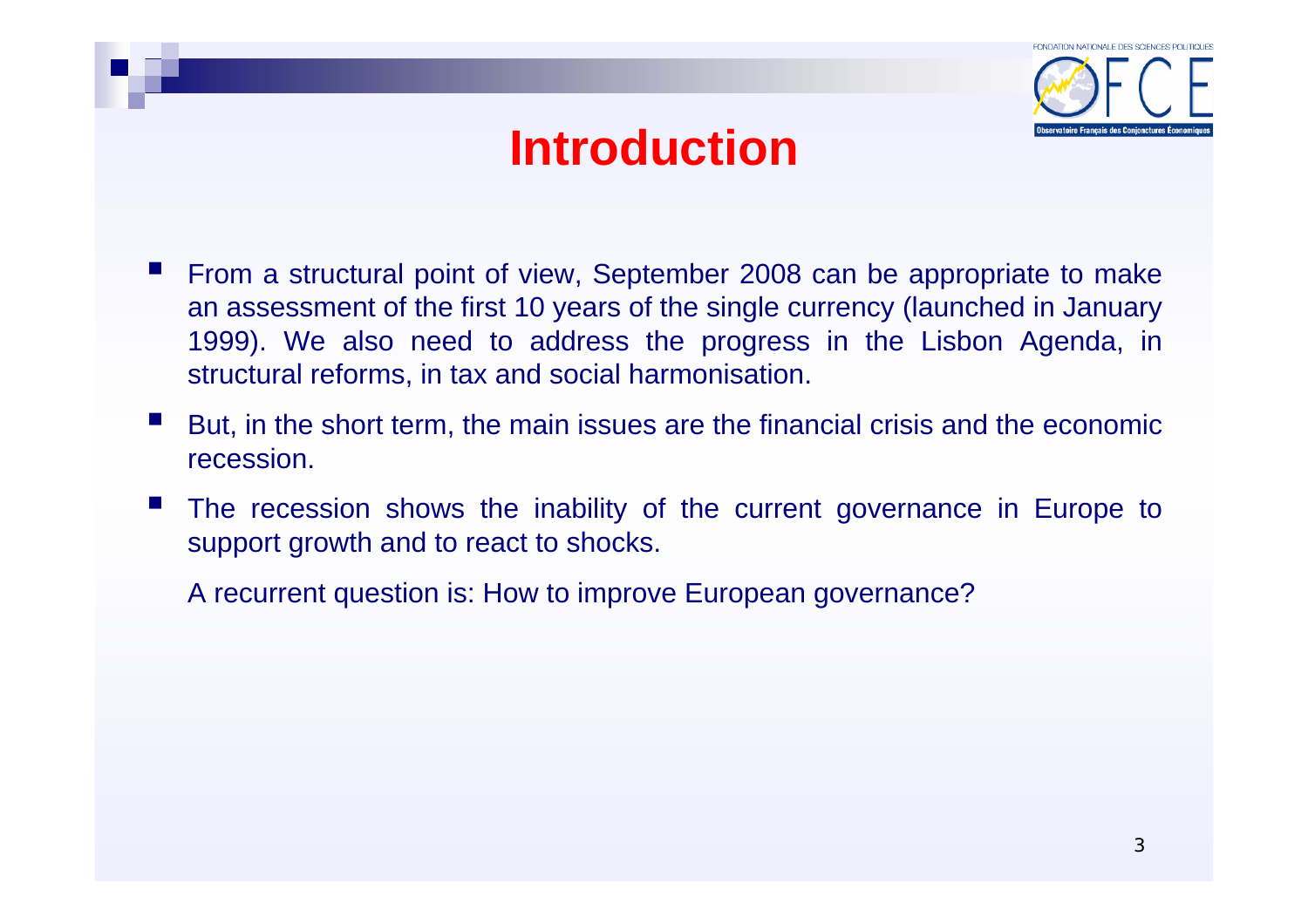# Introduction

- From a structural point of view, September 2008 can be appropriate to make an assessment of the first 10 years of the single currency (launched in January 1999). We also need to address the progress in the Lisbon Agenda, in structural reforms, in tax and social harmonisation.
- But, in the short term, the main issues are the financial crisis and the economic recession.
- The recession shows the inability of the current governance in Europe to support growth and to react to shocks.

  A recurrent question is: How to improve European governance?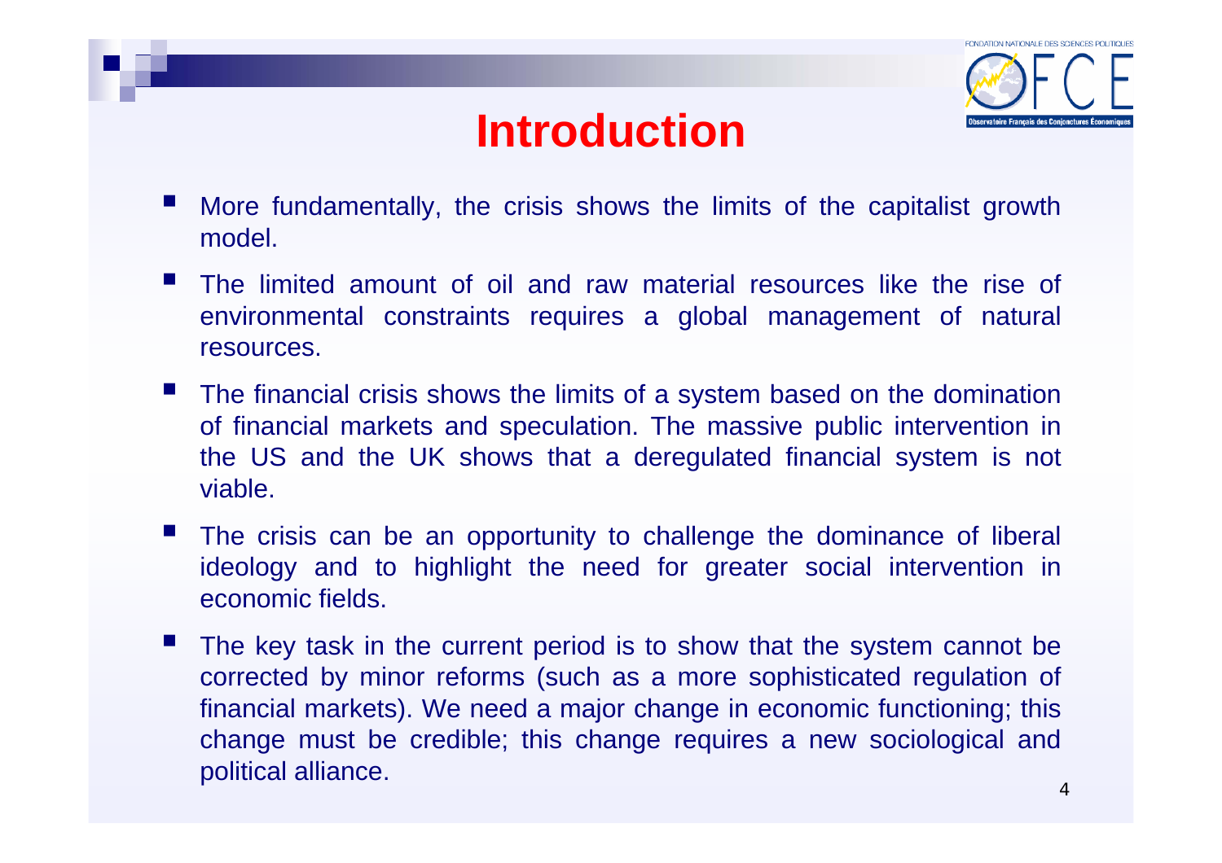# Introduction

- More fundamentally, the crisis shows the limits of the capitalist growth model.
- The limited amount of oil and raw material resources like the rise of environmental constraints requires a global management of natural resources.
- The financial crisis shows the limits of a system based on the domination of financial markets and speculation. The massive public intervention in the US and the UK shows that a deregulated financial system is not viable.
- The crisis can be an opportunity to challenge the dominance of liberal ideology and to highlight the need for greater social intervention in economic fields.
- The key task in the current period is to show that the system cannot be corrected by minor reforms (such as a more sophisticated regulation of financial markets). We need a major change in economic functioning; this change must be credible; this change requires a new sociological and political alliance.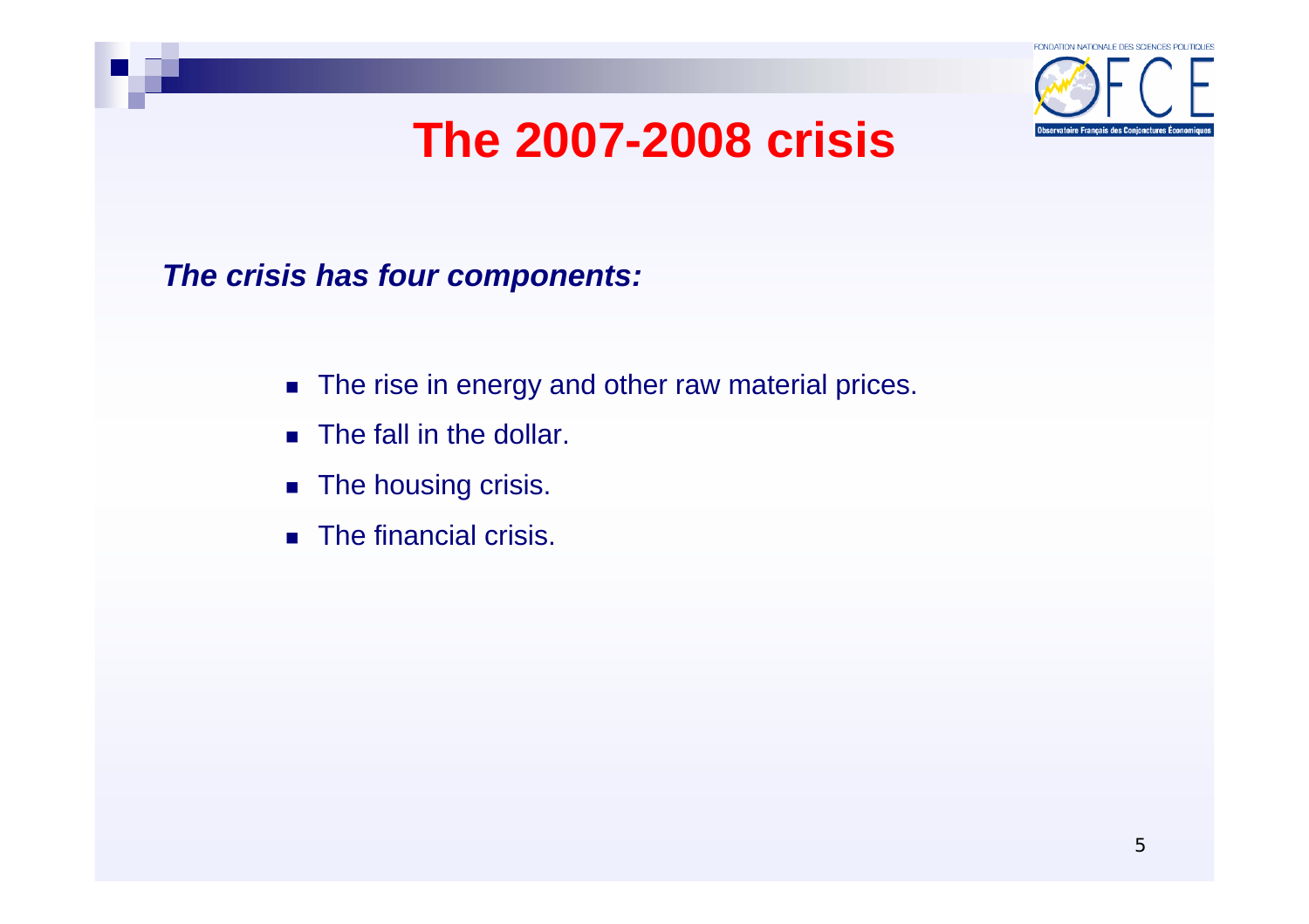# The 2007-2008 crisis

***The crisis has four components:***

- The rise in energy and other raw material prices.
- The fall in the dollar.
- The housing crisis.
- The financial crisis.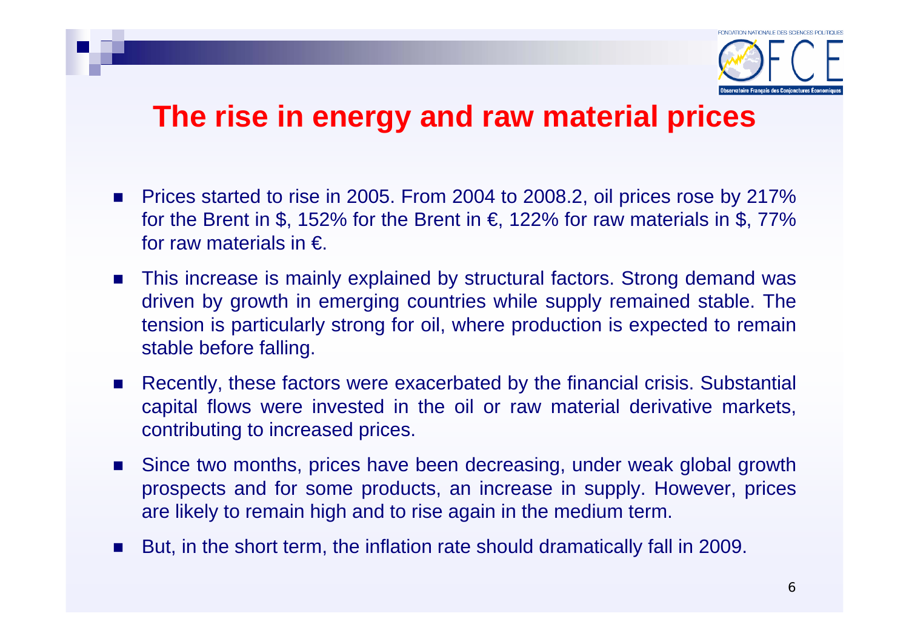# The rise in energy and raw material prices

- Prices started to rise in 2005. From 2004 to 2008.2, oil prices rose by 217% for the Brent in $, 152% for the Brent in €, 122% for raw materials in $, 77% for raw materials in €.
- This increase is mainly explained by structural factors. Strong demand was driven by growth in emerging countries while supply remained stable. The tension is particularly strong for oil, where production is expected to remain stable before falling.
- Recently, these factors were exacerbated by the financial crisis. Substantial capital flows were invested in the oil or raw material derivative markets, contributing to increased prices.
- Since two months, prices have been decreasing, under weak global growth prospects and for some products, an increase in supply. However, prices are likely to remain high and to rise again in the medium term.
- But, in the short term, the inflation rate should dramatically fall in 2009.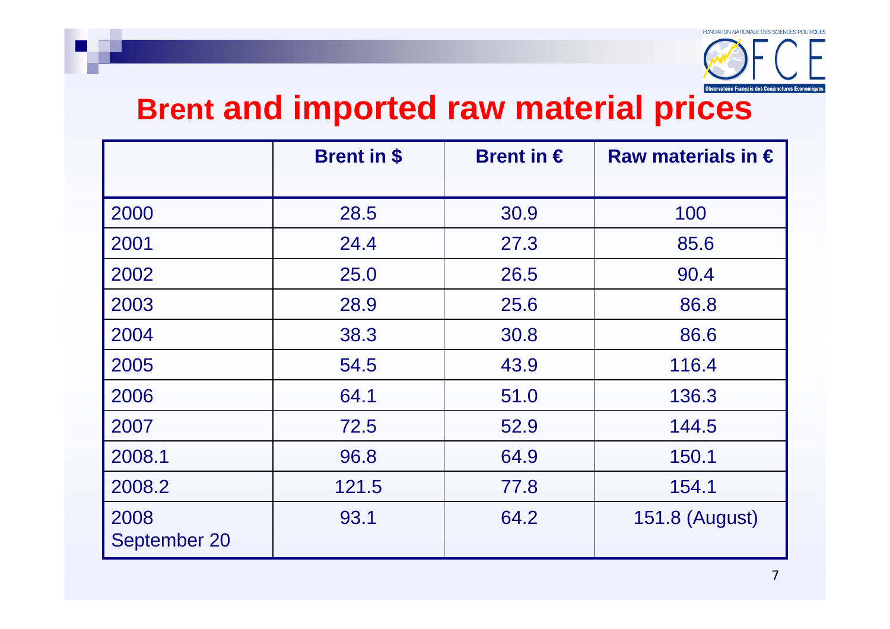# Brent and imported raw material prices

| | Brent in $ | Brent in € | Raw materials in € |
|---|---|---|---|
| 2000 | 28.5 | 30.9 | 100 |
| 2001 | 24.4 | 27.3 | 85.6 |
| 2002 | 25.0 | 26.5 | 90.4 |
| 2003 | 28.9 | 25.6 | 86.8 |
| 2004 | 38.3 | 30.8 | 86.6 |
| 2005 | 54.5 | 43.9 | 116.4 |
| 2006 | 64.1 | 51.0 | 136.3 |
| 2007 | 72.5 | 52.9 | 144.5 |
| 2008.1 | 96.8 | 64.9 | 150.1 |
| 2008.2 | 121.5 | 77.8 | 154.1 |
| 2008 September 20 | 93.1 | 64.2 | 151.8 (August) |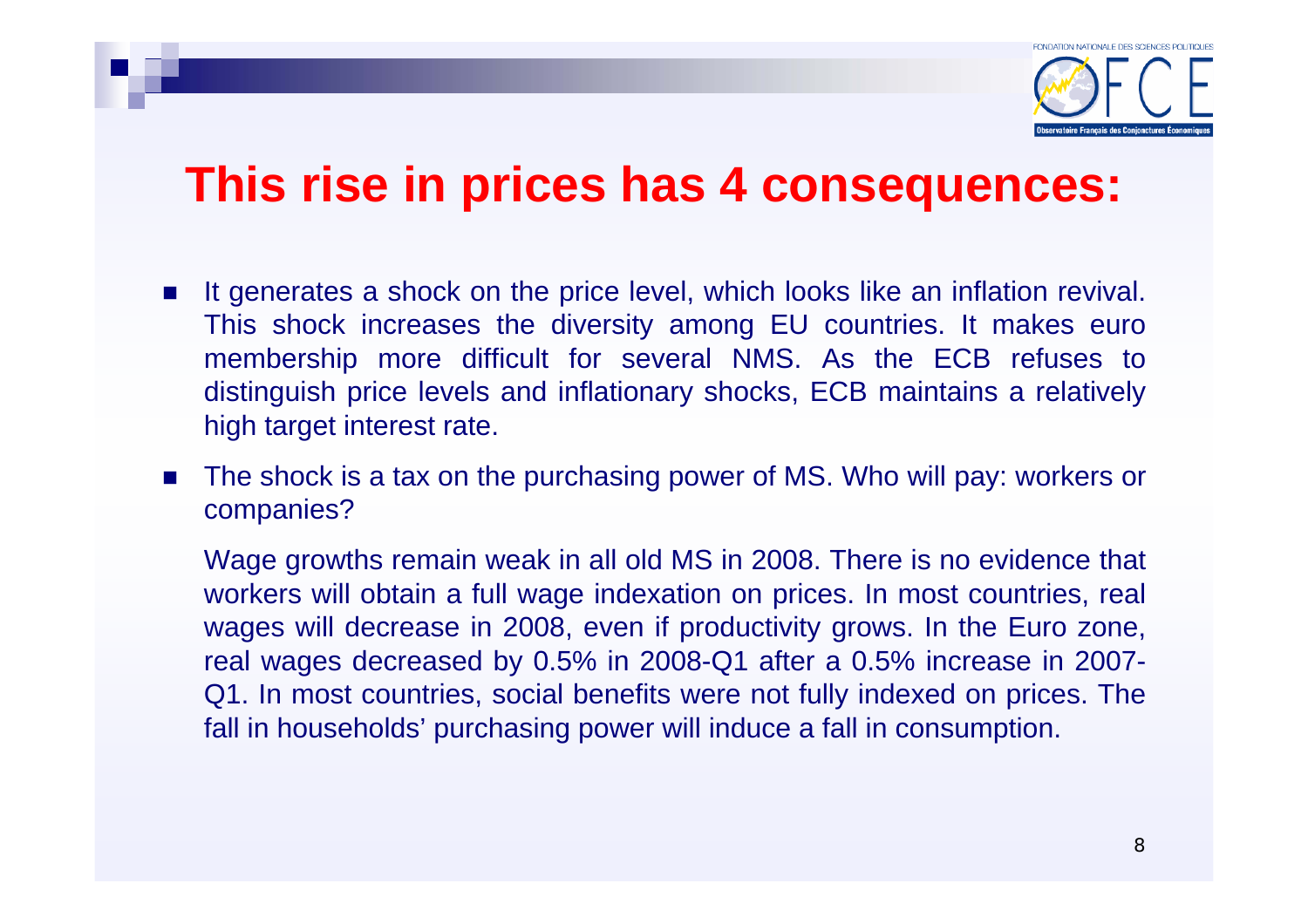# This rise in prices has 4 consequences:

- It generates a shock on the price level, which looks like an inflation revival. This shock increases the diversity among EU countries. It makes euro membership more difficult for several NMS. As the ECB refuses to distinguish price levels and inflationary shocks, ECB maintains a relatively high target interest rate.
- The shock is a tax on the purchasing power of MS. Who will pay: workers or companies?

  Wage growths remain weak in all old MS in 2008. There is no evidence that workers will obtain a full wage indexation on prices. In most countries, real wages will decrease in 2008, even if productivity grows. In the Euro zone, real wages decreased by 0.5% in 2008-Q1 after a 0.5% increase in 2007-Q1. In most countries, social benefits were not fully indexed on prices. The fall in households' purchasing power will induce a fall in consumption.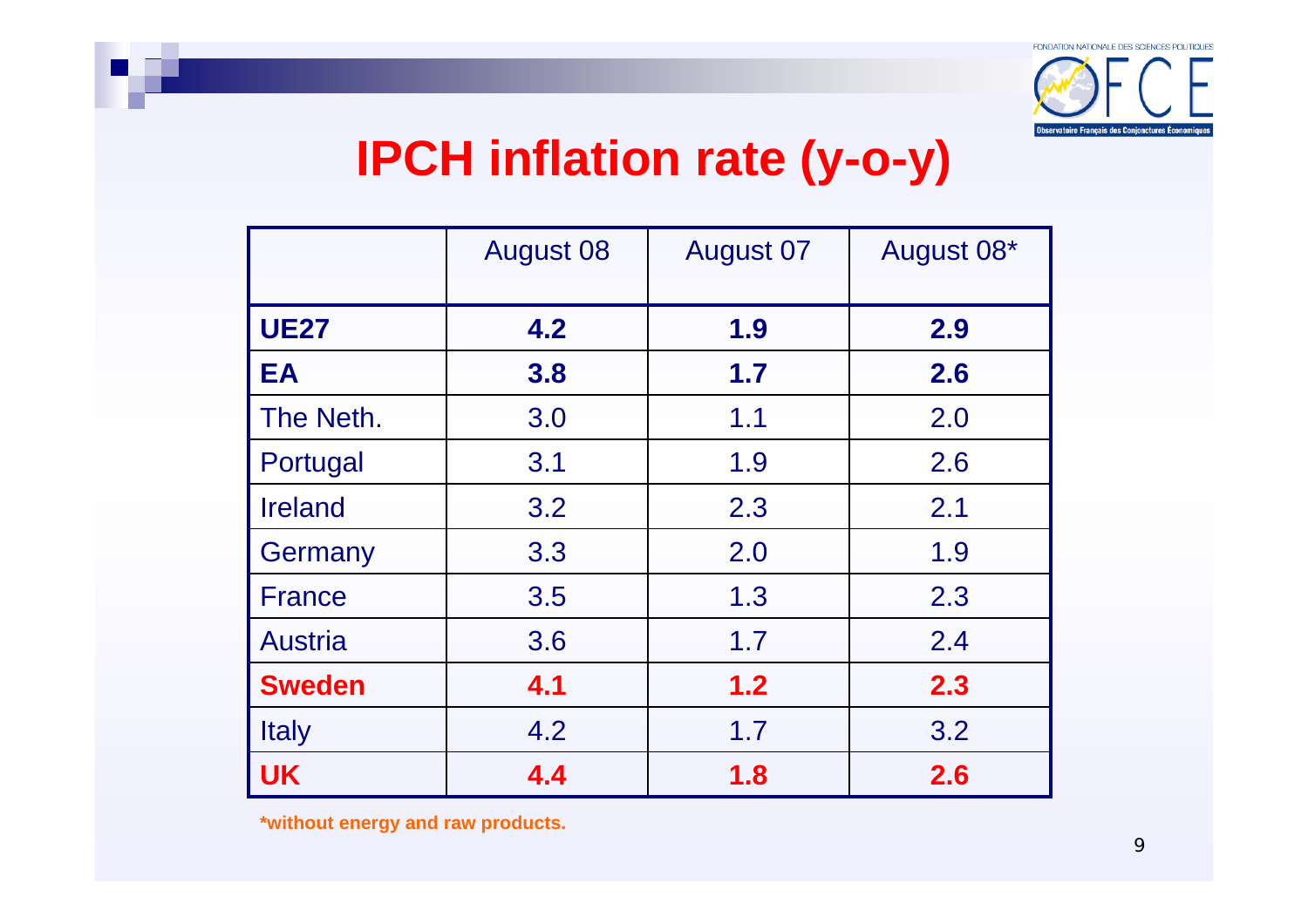# IPCH inflation rate (y-o-y)

| | August 08 | August 07 | August 08* |
|---|---|---|---|
| **UE27** | **4.2** | **1.9** | **2.9** |
| **EA** | **3.8** | **1.7** | **2.6** |
| The Neth. | 3.0 | 1.1 | 2.0 |
| Portugal | 3.1 | 1.9 | 2.6 |
| Ireland | 3.2 | 2.3 | 2.1 |
| Germany | 3.3 | 2.0 | 1.9 |
| France | 3.5 | 1.3 | 2.3 |
| Austria | 3.6 | 1.7 | 2.4 |
| **Sweden** | **4.1** | **1.2** | **2.3** |
| Italy | 4.2 | 1.7 | 3.2 |
| **UK** | **4.4** | **1.8** | **2.6** |

***without energy and raw products.**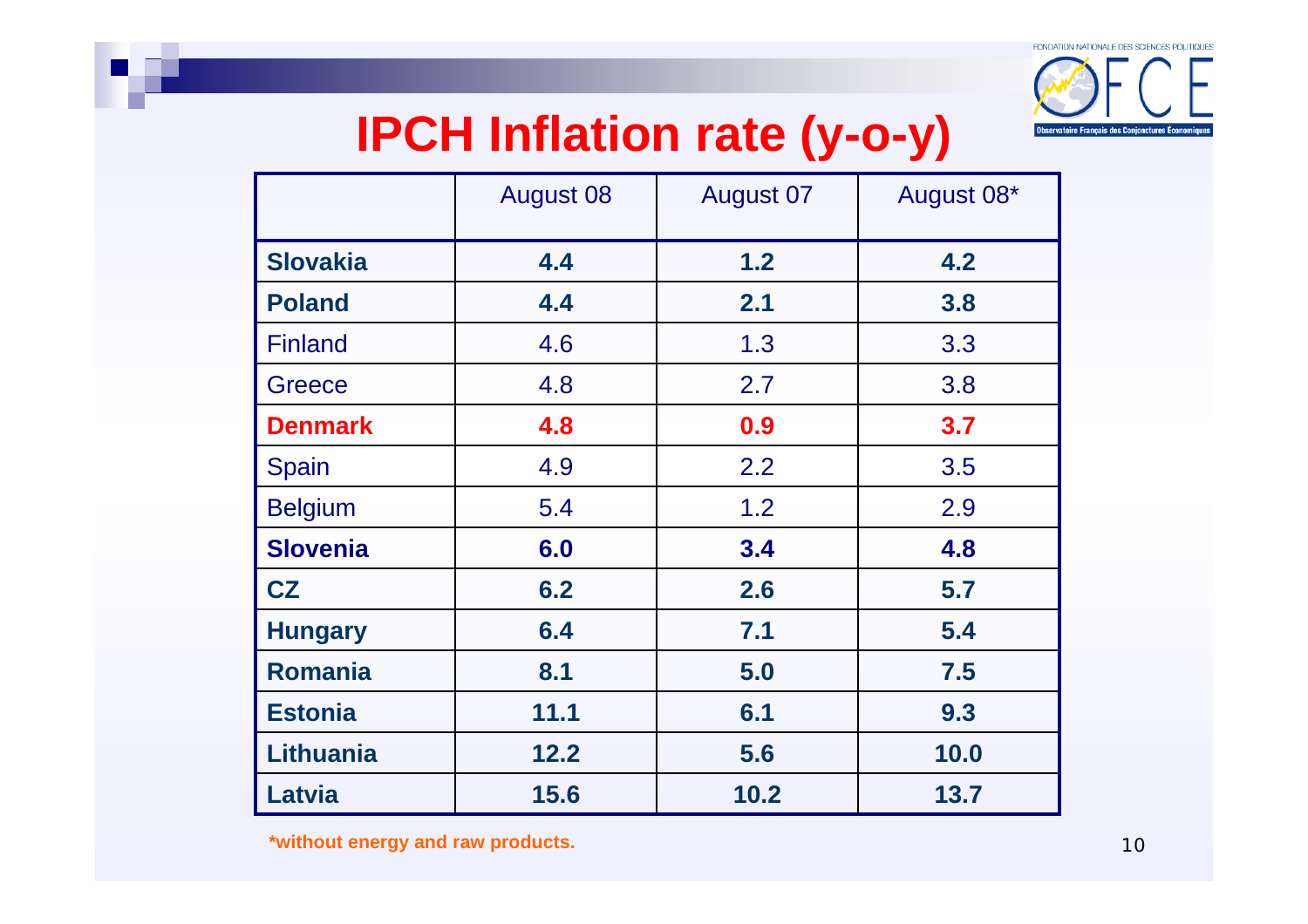# IPCH Inflation rate (y-o-y)

| | August 08 | August 07 | August 08* |
|---|---|---|---|
| **Slovakia** | **4.4** | **1.2** | **4.2** |
| **Poland** | **4.4** | **2.1** | **3.8** |
| Finland | 4.6 | 1.3 | 3.3 |
| Greece | 4.8 | 2.7 | 3.8 |
| **Denmark** | **4.8** | **0.9** | **3.7** |
| Spain | 4.9 | 2.2 | 3.5 |
| Belgium | 5.4 | 1.2 | 2.9 |
| **Slovenia** | **6.0** | **3.4** | **4.8** |
| **CZ** | **6.2** | **2.6** | **5.7** |
| **Hungary** | **6.4** | **7.1** | **5.4** |
| **Romania** | **8.1** | **5.0** | **7.5** |
| **Estonia** | **11.1** | **6.1** | **9.3** |
| **Lithuania** | **12.2** | **5.6** | **10.0** |
| **Latvia** | **15.6** | **10.2** | **13.7** |

**\*without energy and raw products.**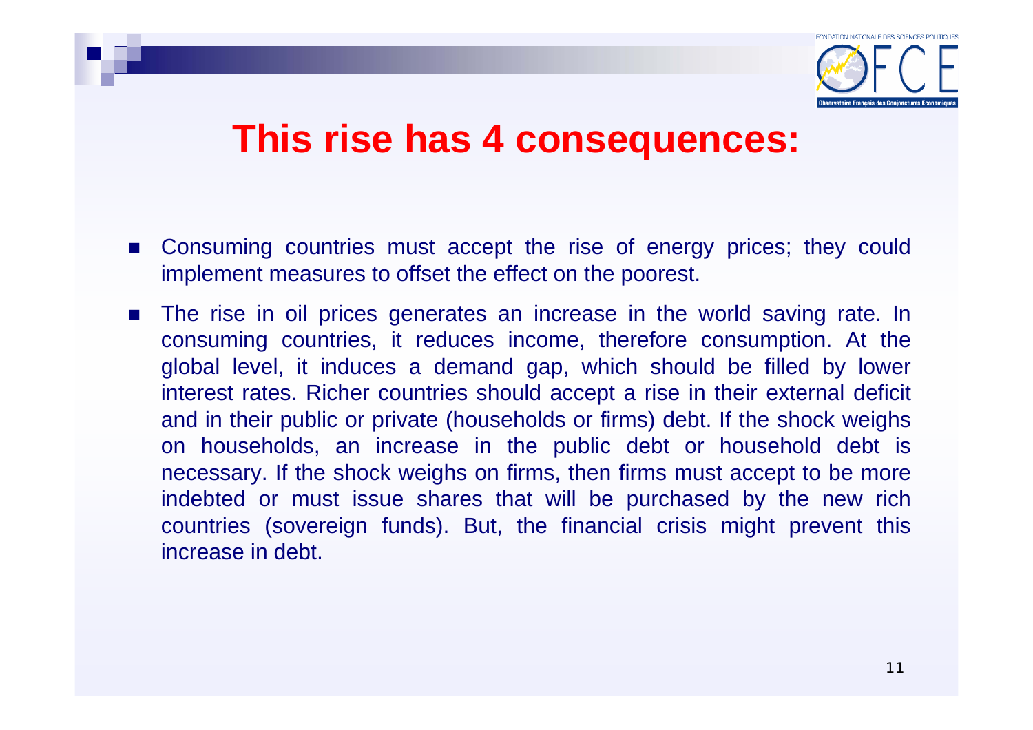# This rise has 4 consequences:

- Consuming countries must accept the rise of energy prices; they could implement measures to offset the effect on the poorest.
- The rise in oil prices generates an increase in the world saving rate. In consuming countries, it reduces income, therefore consumption. At the global level, it induces a demand gap, which should be filled by lower interest rates. Richer countries should accept a rise in their external deficit and in their public or private (households or firms) debt. If the shock weighs on households, an increase in the public debt or household debt is necessary. If the shock weighs on firms, then firms must accept to be more indebted or must issue shares that will be purchased by the new rich countries (sovereign funds). But, the financial crisis might prevent this increase in debt.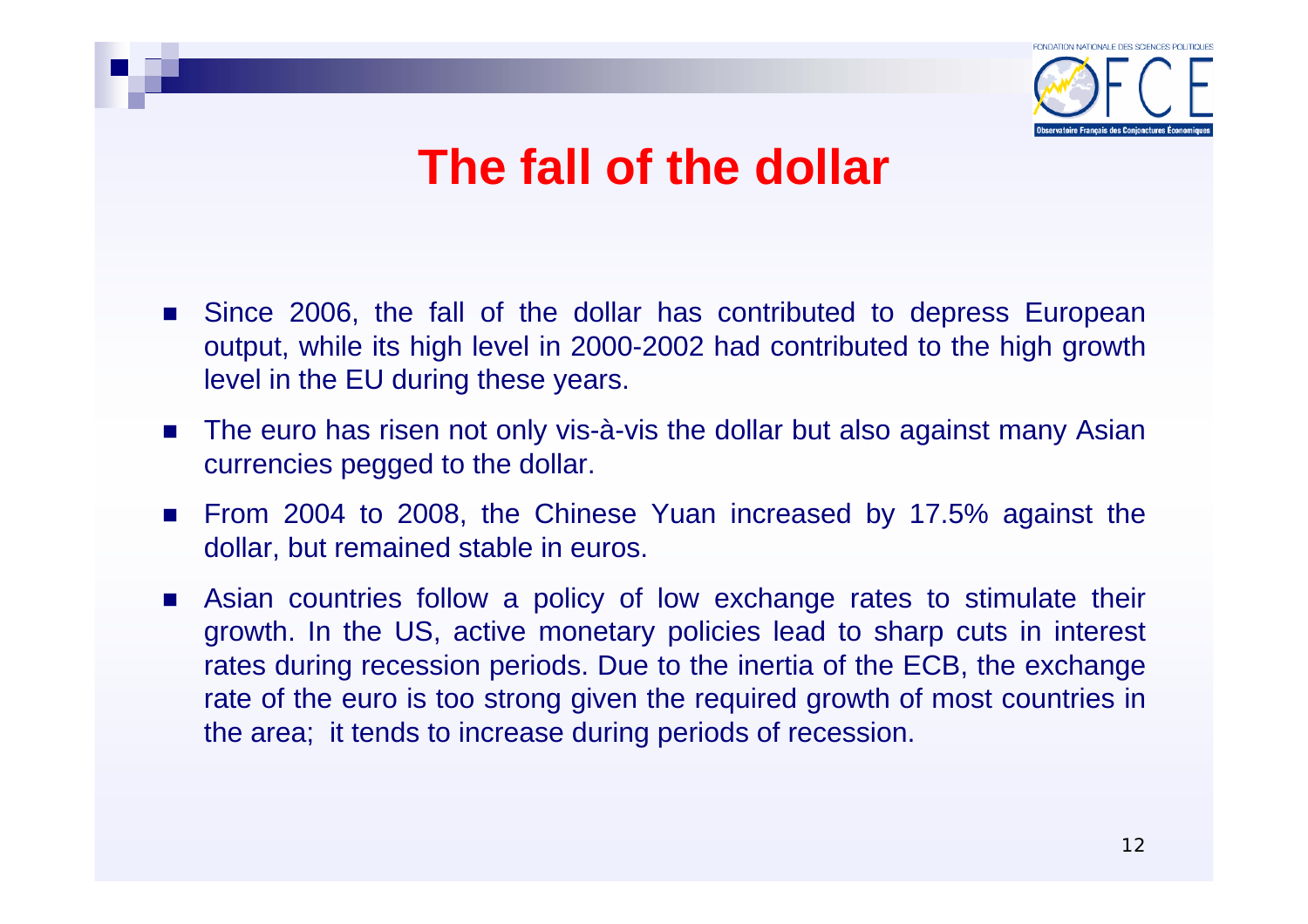# The fall of the dollar

- Since 2006, the fall of the dollar has contributed to depress European output, while its high level in 2000-2002 had contributed to the high growth level in the EU during these years.
- The euro has risen not only vis-à-vis the dollar but also against many Asian currencies pegged to the dollar.
- From 2004 to 2008, the Chinese Yuan increased by 17.5% against the dollar, but remained stable in euros.
- Asian countries follow a policy of low exchange rates to stimulate their growth. In the US, active monetary policies lead to sharp cuts in interest rates during recession periods. Due to the inertia of the ECB, the exchange rate of the euro is too strong given the required growth of most countries in the area; it tends to increase during periods of recession.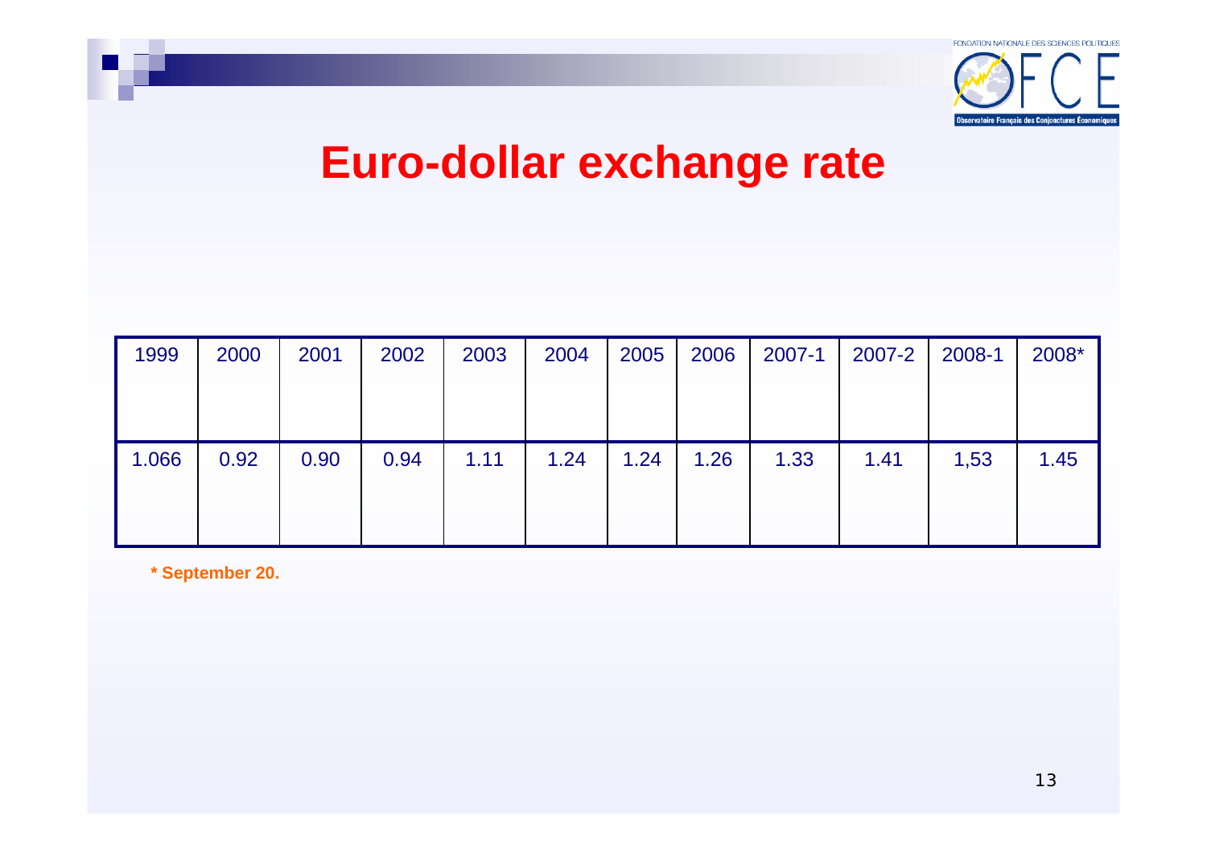# Euro-dollar exchange rate

| 1999 | 2000 | 2001 | 2002 | 2003 | 2004 | 2005 | 2006 | 2007-1 | 2007-2 | 2008-1 | 2008* |
|---|---|---|---|---|---|---|---|---|---|---|---|
| 1.066 | 0.92 | 0.90 | 0.94 | 1.11 | 1.24 | 1.24 | 1.26 | 1.33 | 1.41 | 1,53 | 1.45 |

**\* September 20.**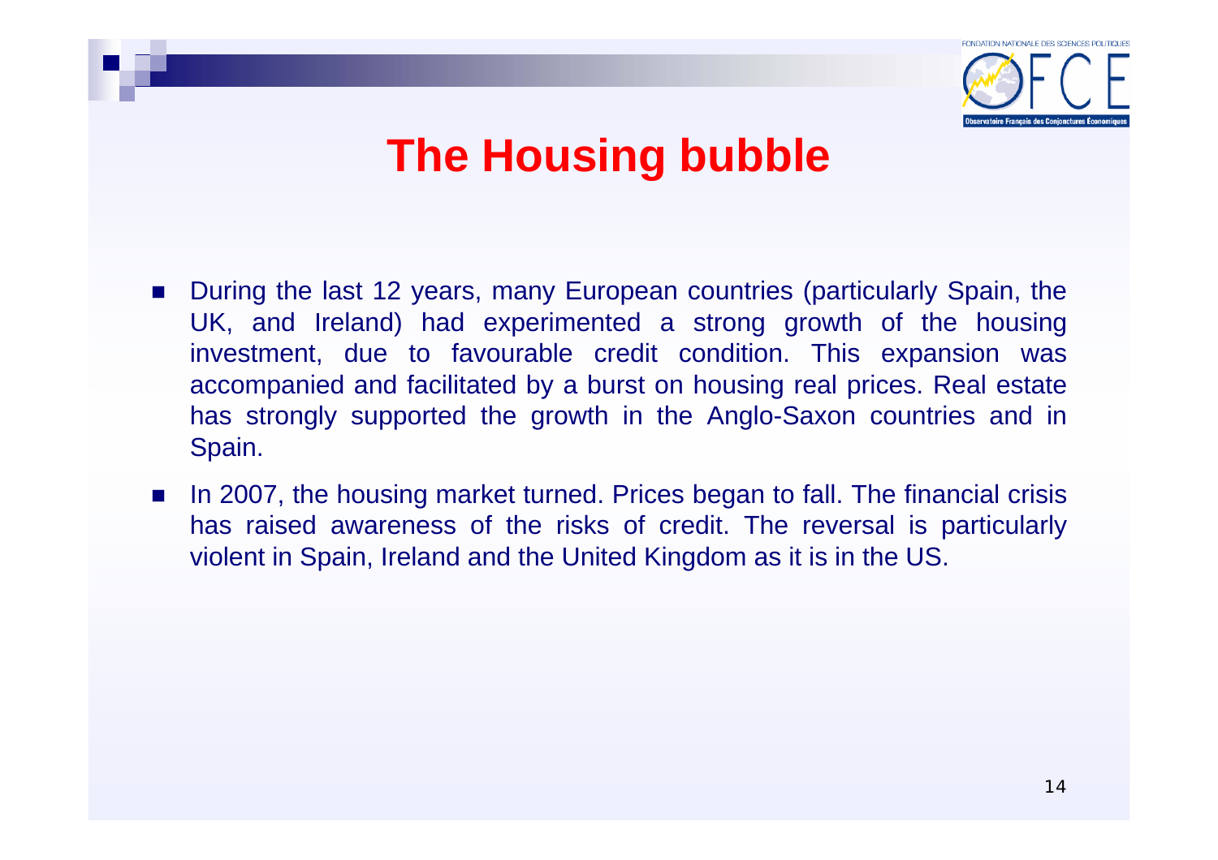# The Housing bubble

- During the last 12 years, many European countries (particularly Spain, the UK, and Ireland) had experimented a strong growth of the housing investment, due to favourable credit condition. This expansion was accompanied and facilitated by a burst on housing real prices. Real estate has strongly supported the growth in the Anglo-Saxon countries and in Spain.
- In 2007, the housing market turned. Prices began to fall. The financial crisis has raised awareness of the risks of credit. The reversal is particularly violent in Spain, Ireland and the United Kingdom as it is in the US.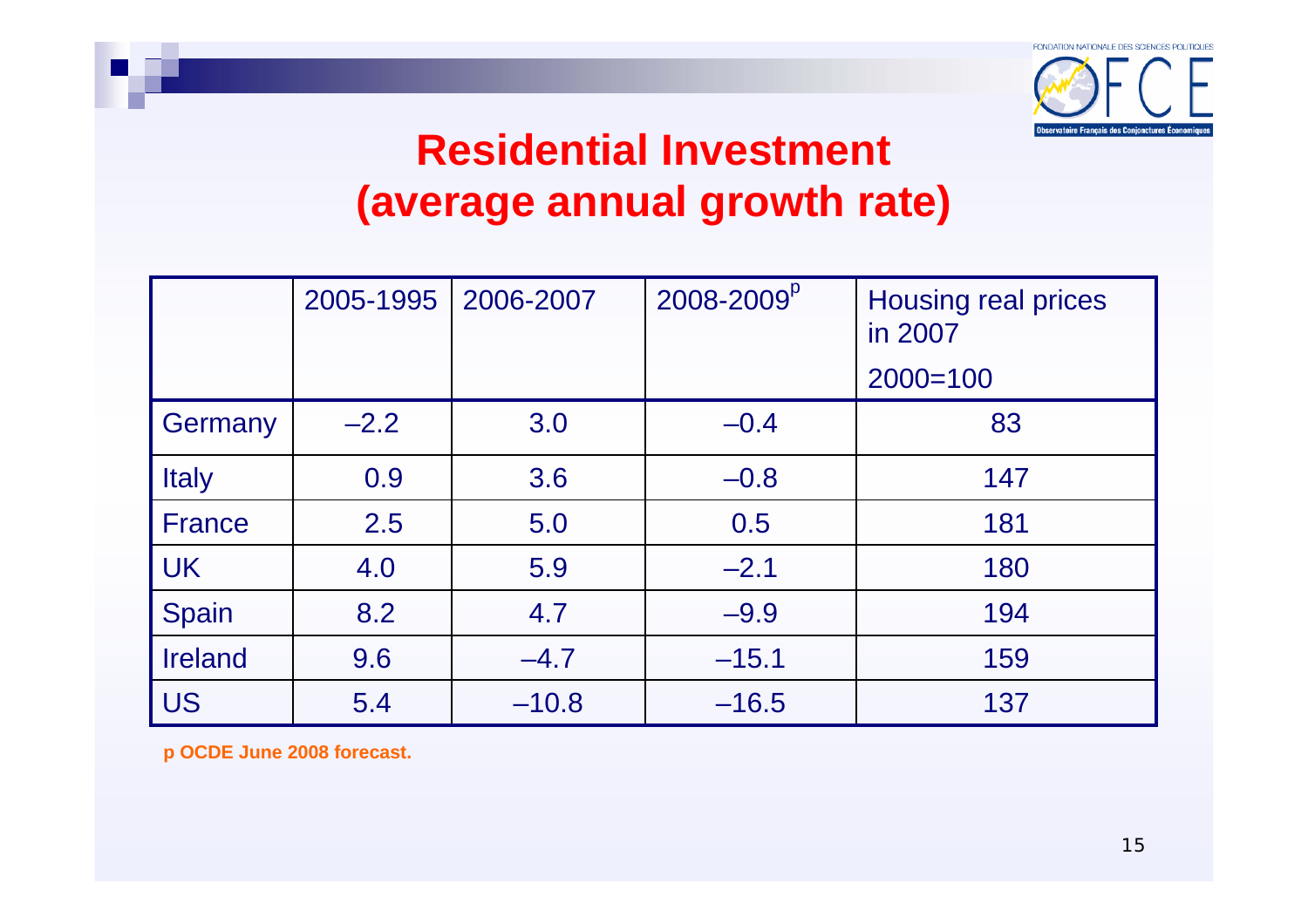# Residential Investment (average annual growth rate)

| | 2005-1995 | 2006-2007 | 2008-2009[p] | Housing real prices in 2007 2000=100 |
|---|---|---|---|---|
| Germany | –2.2 | 3.0 | –0.4 | 83 |
| Italy | 0.9 | 3.6 | –0.8 | 147 |
| France | 2.5 | 5.0 | 0.5 | 181 |
| UK | 4.0 | 5.9 | –2.1 | 180 |
| Spain | 8.2 | 4.7 | –9.9 | 194 |
| Ireland | 9.6 | –4.7 | –15.1 | 159 |
| US | 5.4 | –10.8 | –16.5 | 137 |

**p OCDE June 2008 forecast.**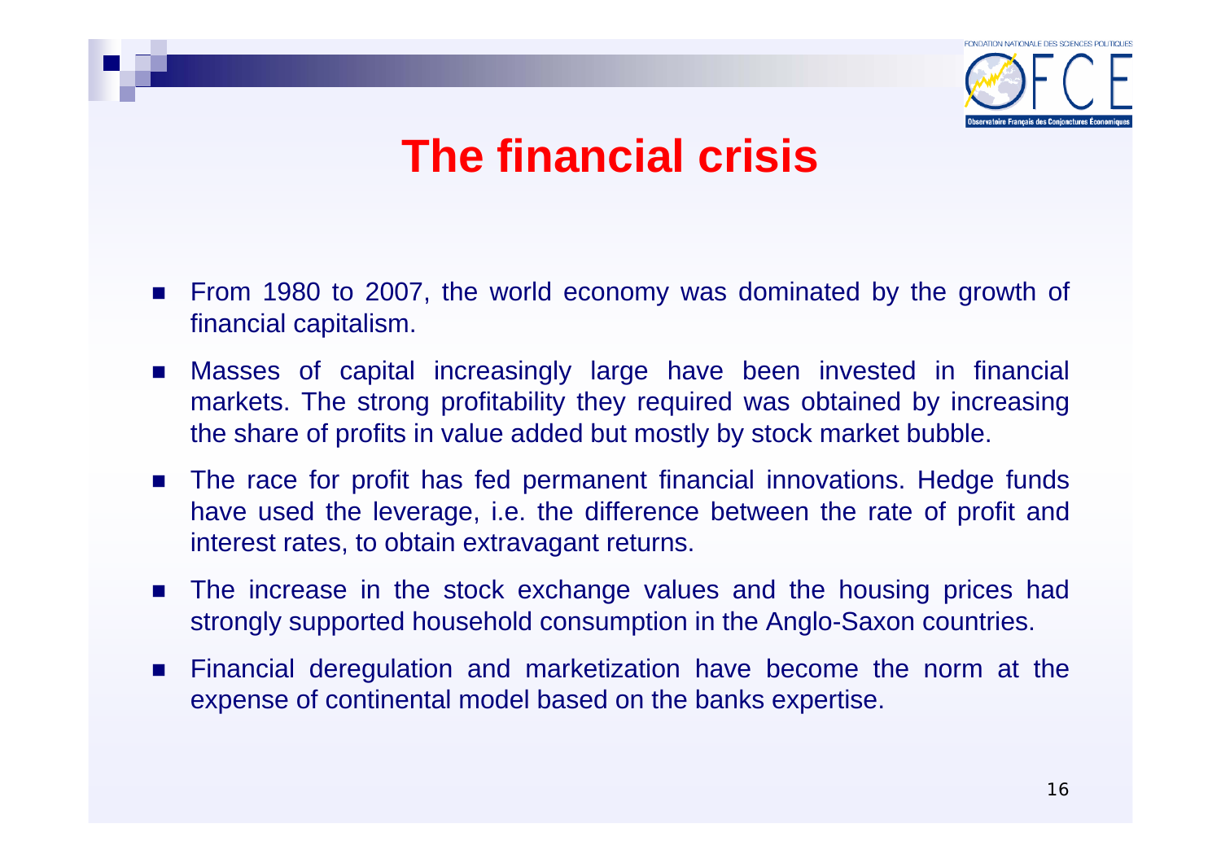# The financial crisis

- From 1980 to 2007, the world economy was dominated by the growth of financial capitalism.
- Masses of capital increasingly large have been invested in financial markets. The strong profitability they required was obtained by increasing the share of profits in value added but mostly by stock market bubble.
- The race for profit has fed permanent financial innovations. Hedge funds have used the leverage, i.e. the difference between the rate of profit and interest rates, to obtain extravagant returns.
- The increase in the stock exchange values and the housing prices had strongly supported household consumption in the Anglo-Saxon countries.
- Financial deregulation and marketization have become the norm at the expense of continental model based on the banks expertise.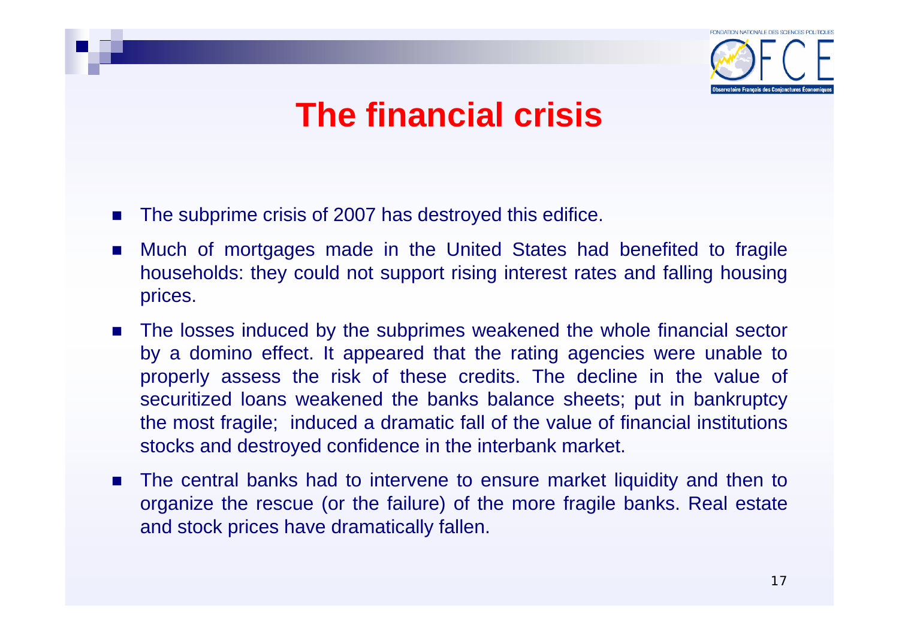# The financial crisis

- The subprime crisis of 2007 has destroyed this edifice.
- Much of mortgages made in the United States had benefited to fragile households: they could not support rising interest rates and falling housing prices.
- The losses induced by the subprimes weakened the whole financial sector by a domino effect. It appeared that the rating agencies were unable to properly assess the risk of these credits. The decline in the value of securitized loans weakened the banks balance sheets; put in bankruptcy the most fragile; induced a dramatic fall of the value of financial institutions stocks and destroyed confidence in the interbank market.
- The central banks had to intervene to ensure market liquidity and then to organize the rescue (or the failure) of the more fragile banks. Real estate and stock prices have dramatically fallen.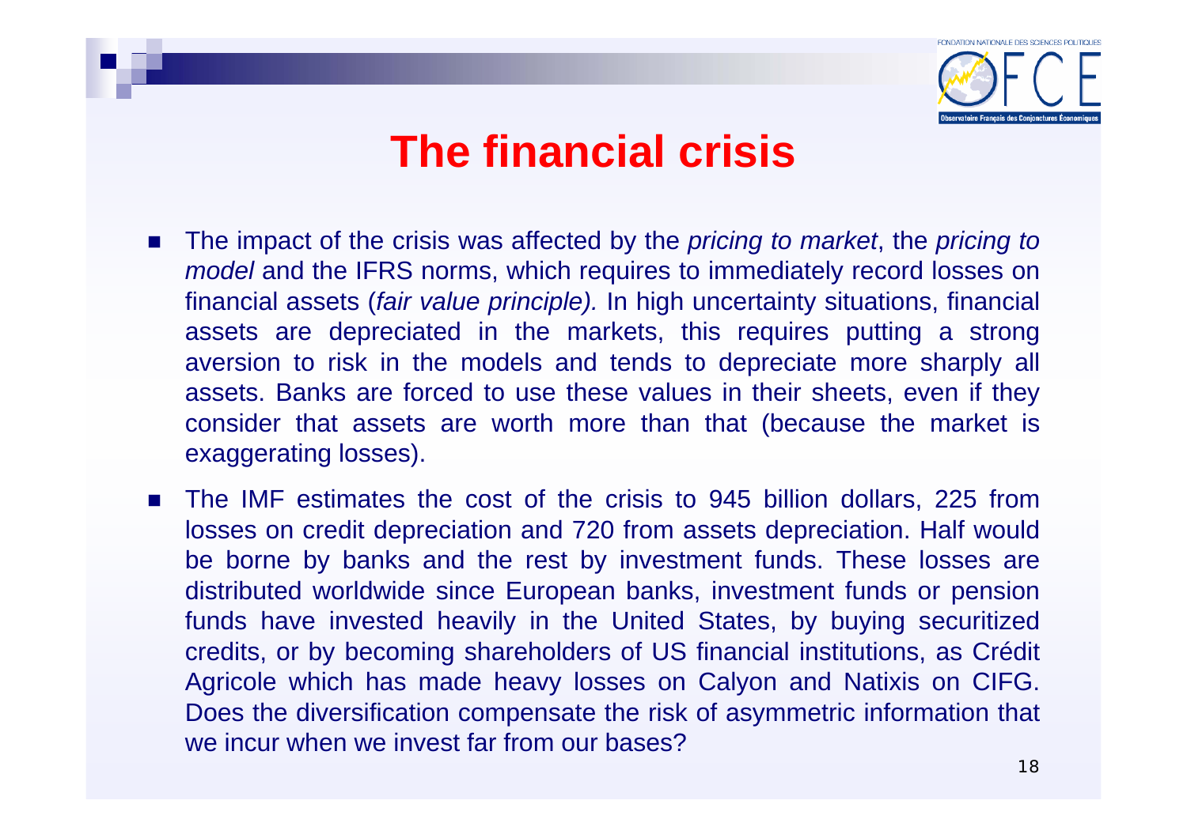# The financial crisis

- The impact of the crisis was affected by the *pricing to market*, the *pricing to model* and the IFRS norms, which requires to immediately record losses on financial assets (*fair value principle).* In high uncertainty situations, financial assets are depreciated in the markets, this requires putting a strong aversion to risk in the models and tends to depreciate more sharply all assets. Banks are forced to use these values in their sheets, even if they consider that assets are worth more than that (because the market is exaggerating losses).
- The IMF estimates the cost of the crisis to 945 billion dollars, 225 from losses on credit depreciation and 720 from assets depreciation. Half would be borne by banks and the rest by investment funds. These losses are distributed worldwide since European banks, investment funds or pension funds have invested heavily in the United States, by buying securitized credits, or by becoming shareholders of US financial institutions, as Crédit Agricole which has made heavy losses on Calyon and Natixis on CIFG. Does the diversification compensate the risk of asymmetric information that we incur when we invest far from our bases?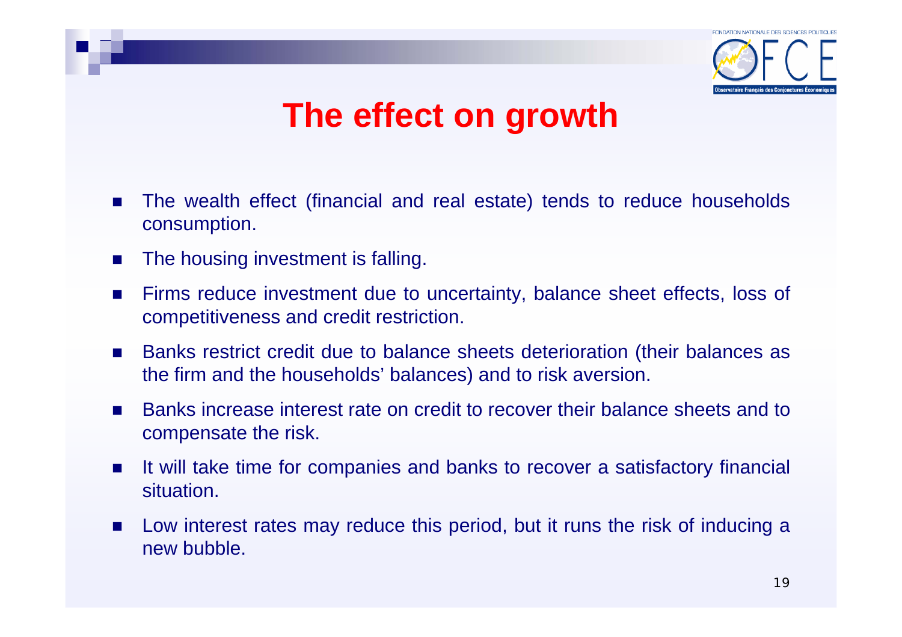# The effect on growth

- The wealth effect (financial and real estate) tends to reduce households consumption.
- The housing investment is falling.
- Firms reduce investment due to uncertainty, balance sheet effects, loss of competitiveness and credit restriction.
- Banks restrict credit due to balance sheets deterioration (their balances as the firm and the households' balances) and to risk aversion.
- Banks increase interest rate on credit to recover their balance sheets and to compensate the risk.
- It will take time for companies and banks to recover a satisfactory financial situation.
- Low interest rates may reduce this period, but it runs the risk of inducing a new bubble.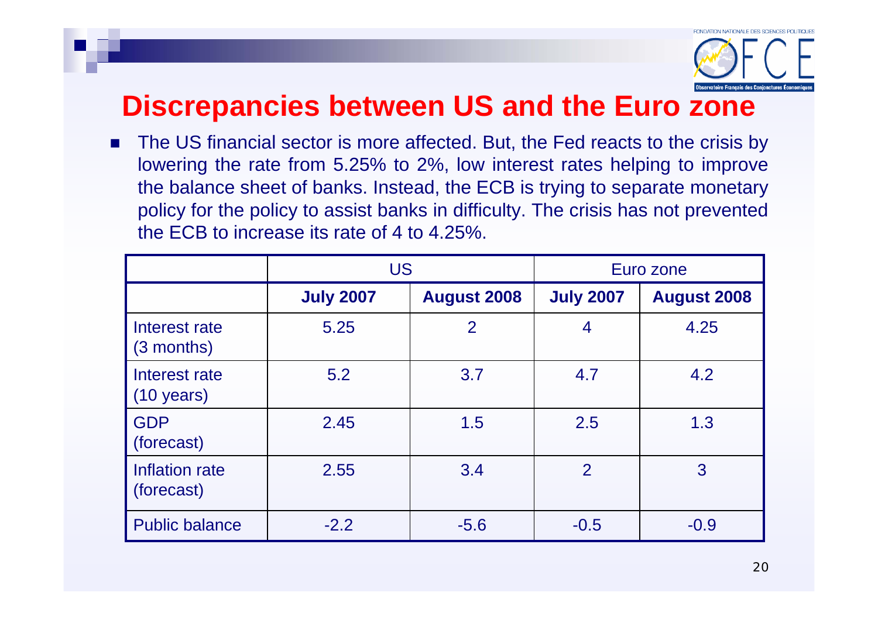# Discrepancies between US and the Euro zone

- The US financial sector is more affected. But, the Fed reacts to the crisis by lowering the rate from 5.25% to 2%, low interest rates helping to improve the balance sheet of banks. Instead, the ECB is trying to separate monetary policy for the policy to assist banks in difficulty. The crisis has not prevented the ECB to increase its rate of 4 to 4.25%.

| | US | | Euro zone | |
|---|---|---|---|---|
| | **July 2007** | **August 2008** | **July 2007** | **August 2008** |
| Interest rate (3 months) | 5.25 | 2 | 4 | 4.25 |
| Interest rate (10 years) | 5.2 | 3.7 | 4.7 | 4.2 |
| GDP (forecast) | 2.45 | 1.5 | 2.5 | 1.3 |
| Inflation rate (forecast) | 2.55 | 3.4 | 2 | 3 |
| Public balance | -2.2 | -5.6 | -0.5 | -0.9 |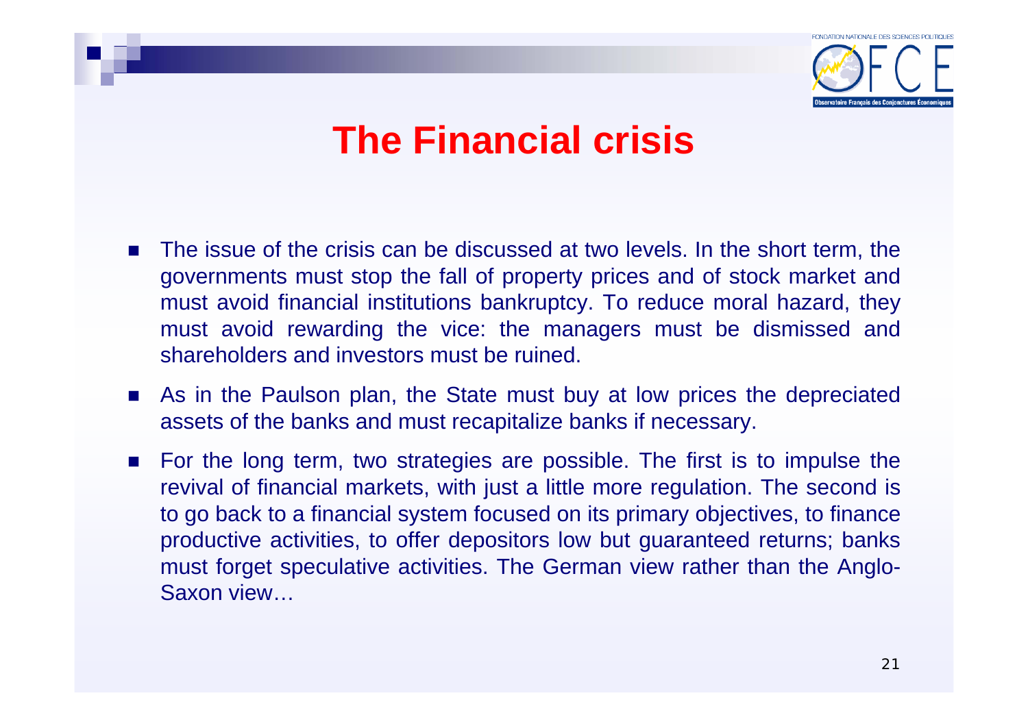# The Financial crisis

- The issue of the crisis can be discussed at two levels. In the short term, the governments must stop the fall of property prices and of stock market and must avoid financial institutions bankruptcy. To reduce moral hazard, they must avoid rewarding the vice: the managers must be dismissed and shareholders and investors must be ruined.
- As in the Paulson plan, the State must buy at low prices the depreciated assets of the banks and must recapitalize banks if necessary.
- For the long term, two strategies are possible. The first is to impulse the revival of financial markets, with just a little more regulation. The second is to go back to a financial system focused on its primary objectives, to finance productive activities, to offer depositors low but guaranteed returns; banks must forget speculative activities. The German view rather than the Anglo-Saxon view…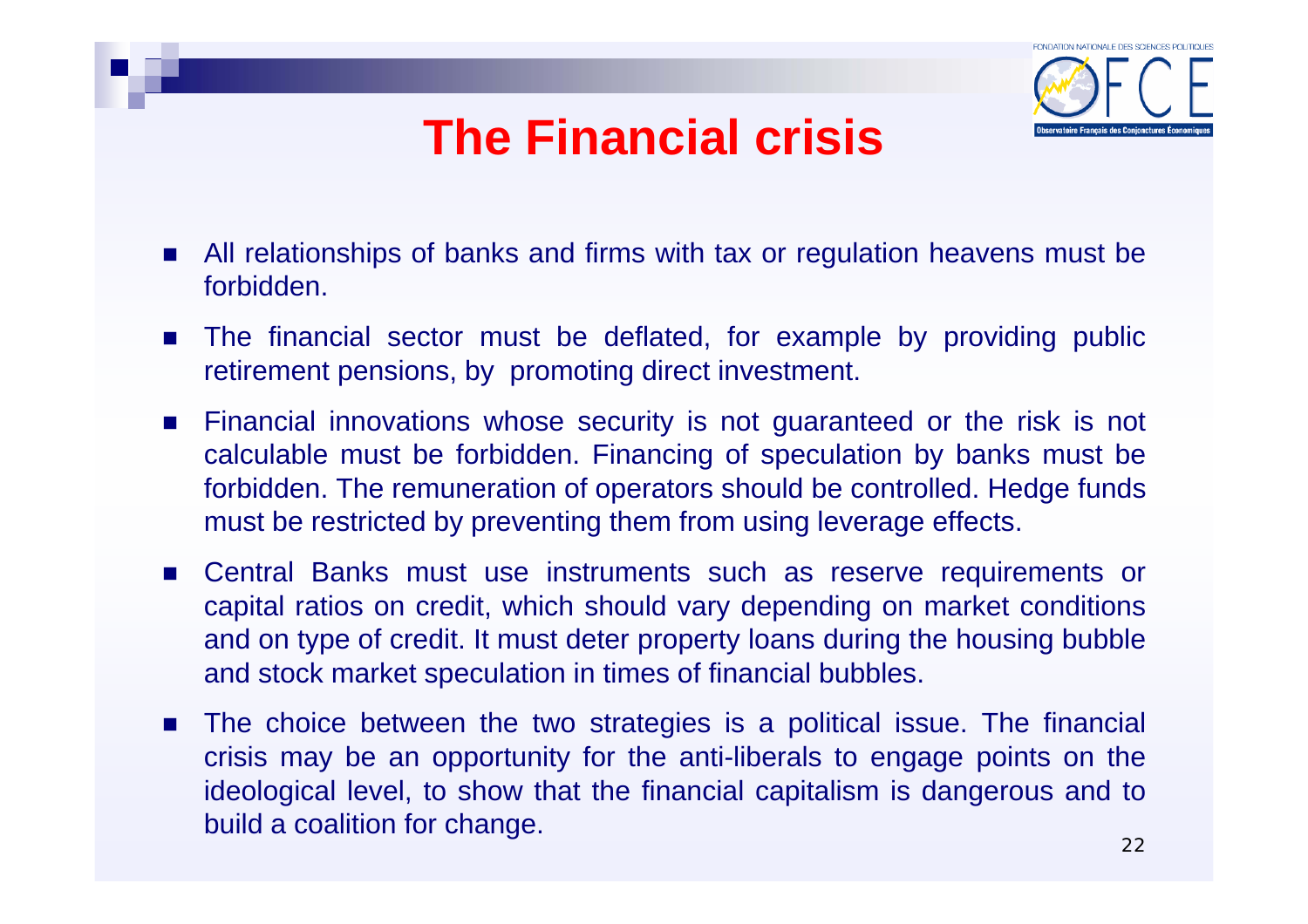# The Financial crisis

- All relationships of banks and firms with tax or regulation heavens must be forbidden.
- The financial sector must be deflated, for example by providing public retirement pensions, by promoting direct investment.
- Financial innovations whose security is not guaranteed or the risk is not calculable must be forbidden. Financing of speculation by banks must be forbidden. The remuneration of operators should be controlled. Hedge funds must be restricted by preventing them from using leverage effects.
- Central Banks must use instruments such as reserve requirements or capital ratios on credit, which should vary depending on market conditions and on type of credit. It must deter property loans during the housing bubble and stock market speculation in times of financial bubbles.
- The choice between the two strategies is a political issue. The financial crisis may be an opportunity for the anti-liberals to engage points on the ideological level, to show that the financial capitalism is dangerous and to build a coalition for change.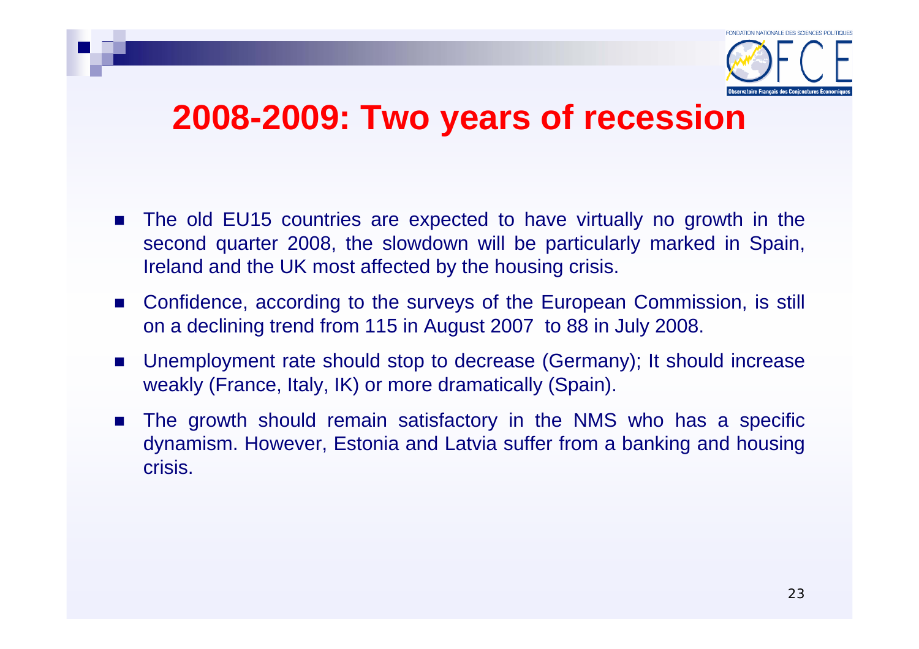# 2008-2009: Two years of recession

- The old EU15 countries are expected to have virtually no growth in the second quarter 2008, the slowdown will be particularly marked in Spain, Ireland and the UK most affected by the housing crisis.
- Confidence, according to the surveys of the European Commission, is still on a declining trend from 115 in August 2007 to 88 in July 2008.
- Unemployment rate should stop to decrease (Germany); It should increase weakly (France, Italy, IK) or more dramatically (Spain).
- The growth should remain satisfactory in the NMS who has a specific dynamism. However, Estonia and Latvia suffer from a banking and housing crisis.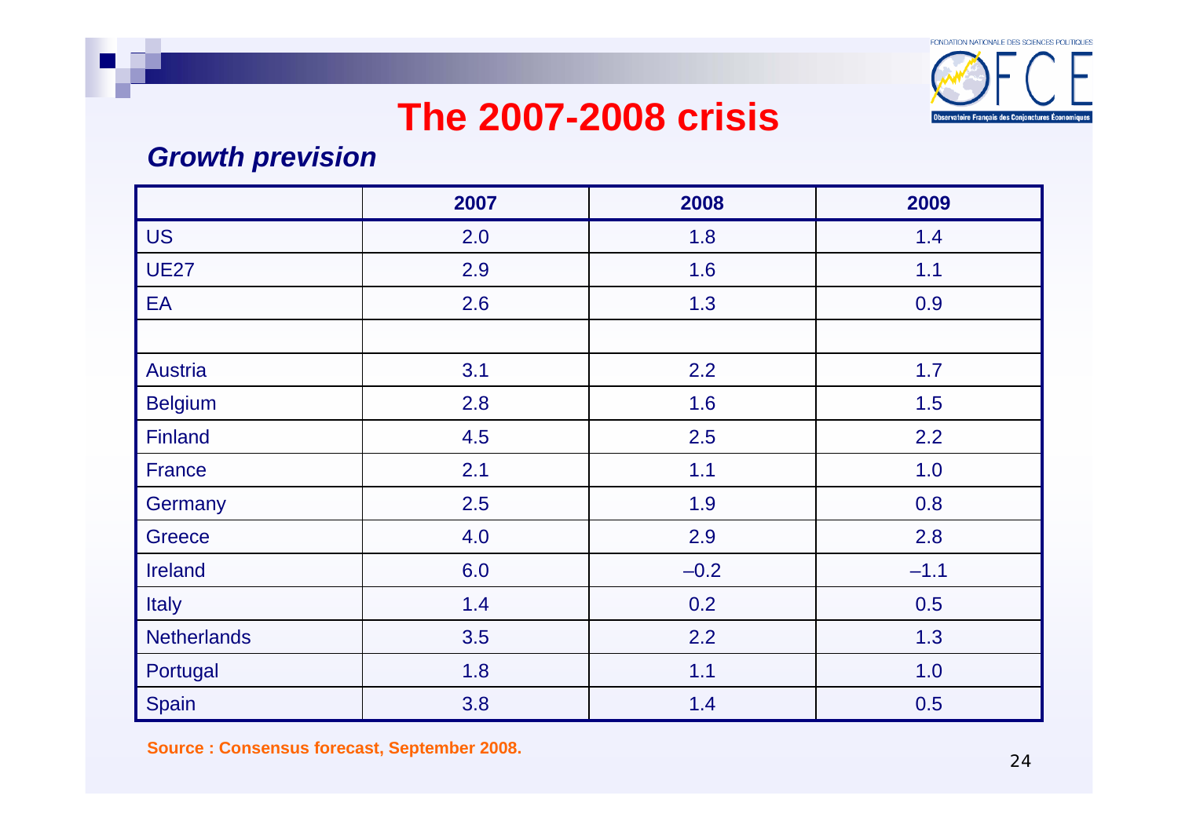# The 2007-2008 crisis

***Growth prevision***

| | 2007 | 2008 | 2009 |
|---|---|---|---|
| US | 2.0 | 1.8 | 1.4 |
| UE27 | 2.9 | 1.6 | 1.1 |
| EA | 2.6 | 1.3 | 0.9 |
| | | | |
| Austria | 3.1 | 2.2 | 1.7 |
| Belgium | 2.8 | 1.6 | 1.5 |
| Finland | 4.5 | 2.5 | 2.2 |
| France | 2.1 | 1.1 | 1.0 |
| Germany | 2.5 | 1.9 | 0.8 |
| Greece | 4.0 | 2.9 | 2.8 |
| Ireland | 6.0 | –0.2 | –1.1 |
| Italy | 1.4 | 0.2 | 0.5 |
| Netherlands | 3.5 | 2.2 | 1.3 |
| Portugal | 1.8 | 1.1 | 1.0 |
| Spain | 3.8 | 1.4 | 0.5 |

**Source : Consensus forecast, September 2008.**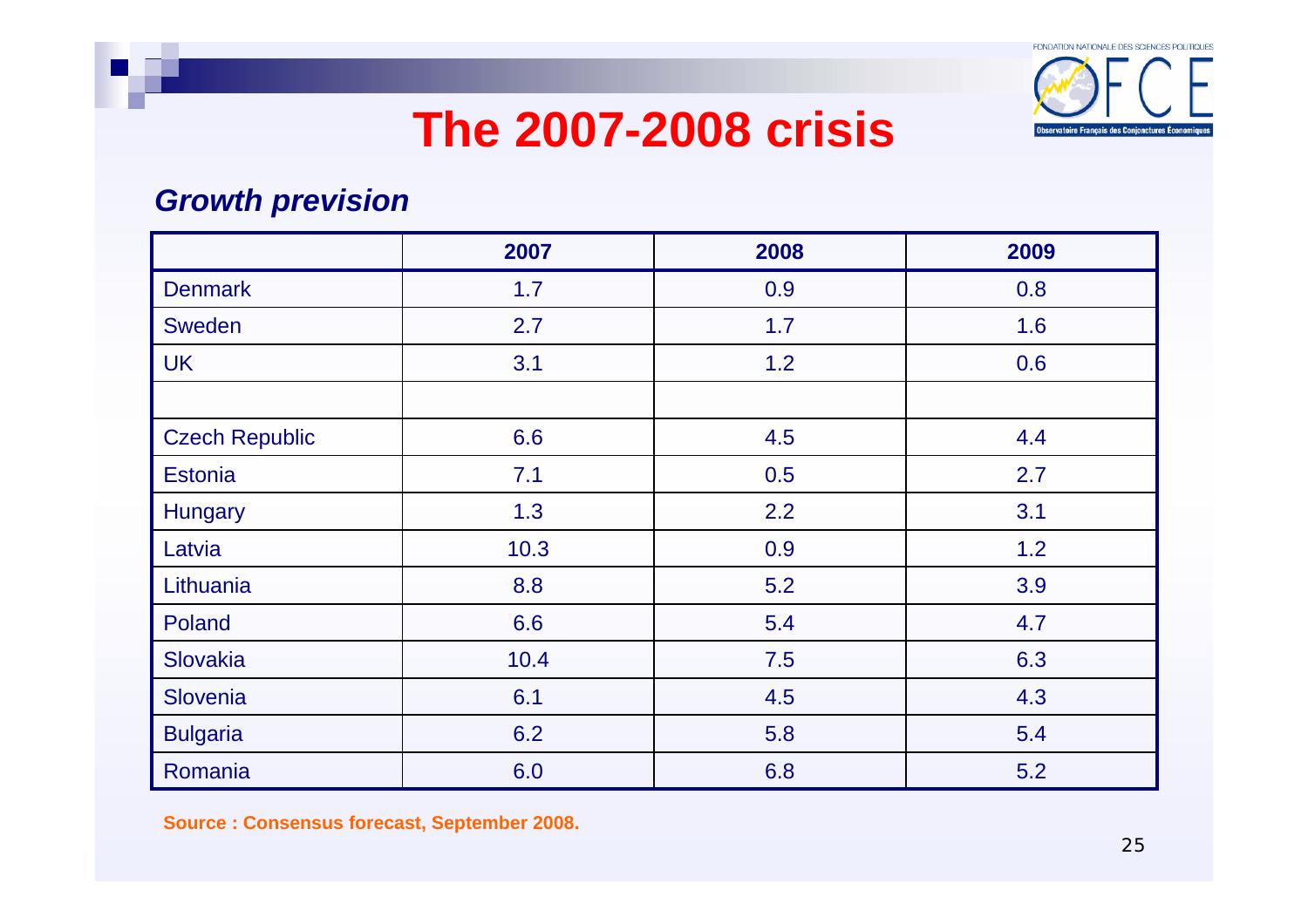# The 2007-2008 crisis

***Growth prevision***

| | 2007 | 2008 | 2009 |
|---|---|---|---|
| Denmark | 1.7 | 0.9 | 0.8 |
| Sweden | 2.7 | 1.7 | 1.6 |
| UK | 3.1 | 1.2 | 0.6 |
| | | | |
| Czech Republic | 6.6 | 4.5 | 4.4 |
| Estonia | 7.1 | 0.5 | 2.7 |
| Hungary | 1.3 | 2.2 | 3.1 |
| Latvia | 10.3 | 0.9 | 1.2 |
| Lithuania | 8.8 | 5.2 | 3.9 |
| Poland | 6.6 | 5.4 | 4.7 |
| Slovakia | 10.4 | 7.5 | 6.3 |
| Slovenia | 6.1 | 4.5 | 4.3 |
| Bulgaria | 6.2 | 5.8 | 5.4 |
| Romania | 6.0 | 6.8 | 5.2 |

**Source : Consensus forecast, September 2008.**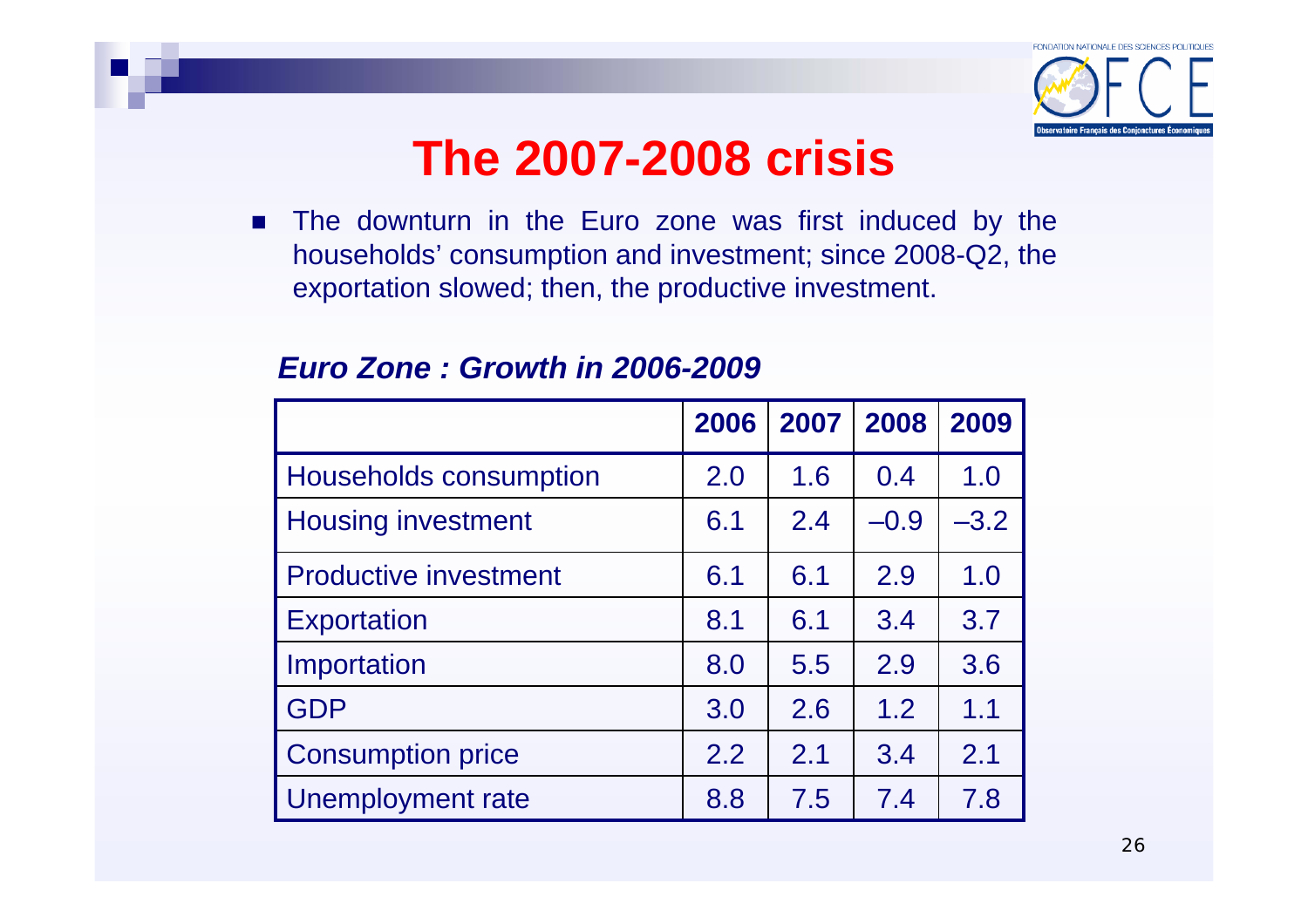# The 2007-2008 crisis

- The downturn in the Euro zone was first induced by the households' consumption and investment; since 2008-Q2, the exportation slowed; then, the productive investment.

***Euro Zone : Growth in 2006-2009***

| | 2006 | 2007 | 2008 | 2009 |
|---|---|---|---|---|
| Households consumption | 2.0 | 1.6 | 0.4 | 1.0 |
| Housing investment | 6.1 | 2.4 | –0.9 | –3.2 |
| Productive investment | 6.1 | 6.1 | 2.9 | 1.0 |
| Exportation | 8.1 | 6.1 | 3.4 | 3.7 |
| Importation | 8.0 | 5.5 | 2.9 | 3.6 |
| GDP | 3.0 | 2.6 | 1.2 | 1.1 |
| Consumption price | 2.2 | 2.1 | 3.4 | 2.1 |
| Unemployment rate | 8.8 | 7.5 | 7.4 | 7.8 |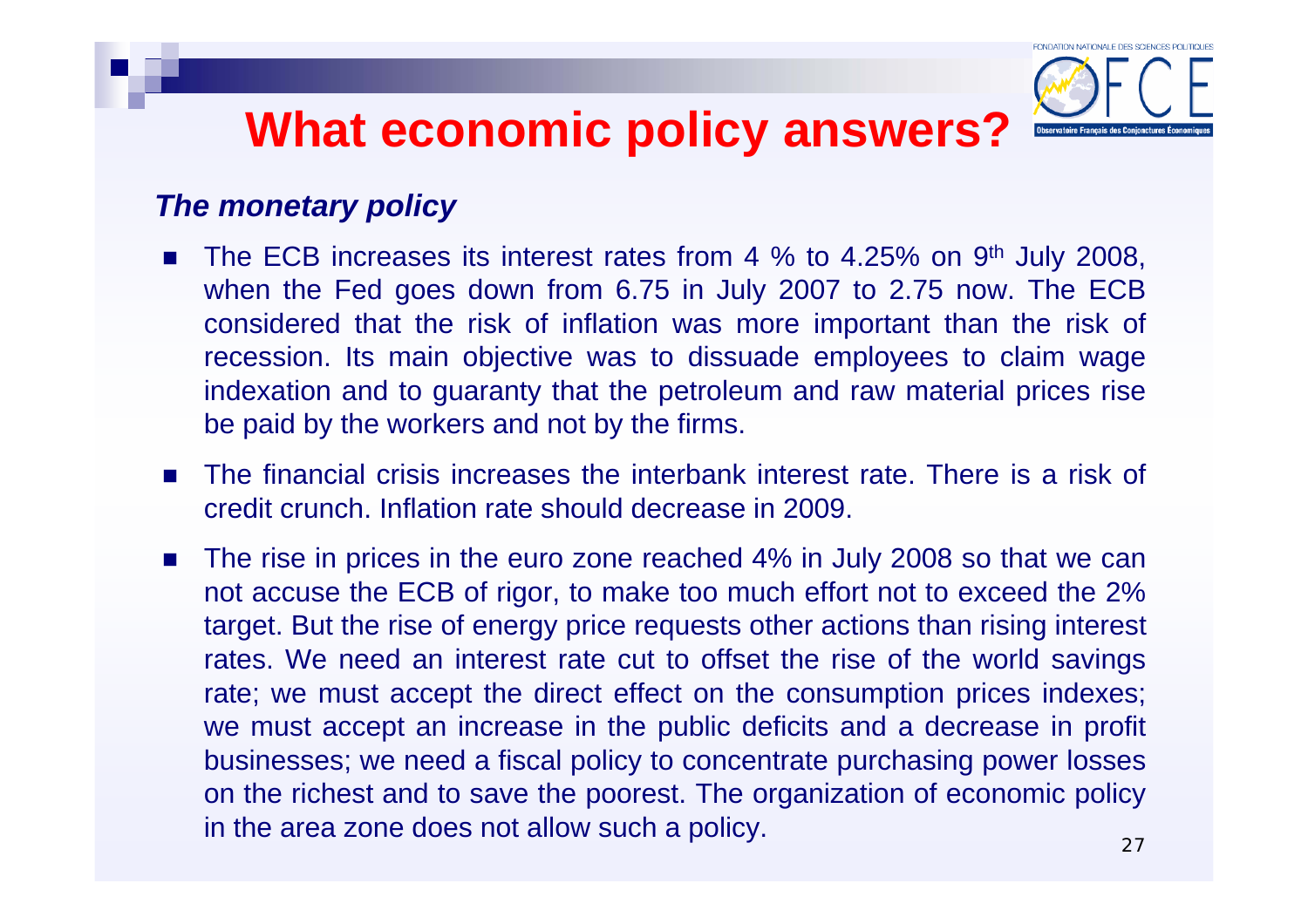# What economic policy answers?

***The monetary policy***

- The ECB increases its interest rates from 4 % to 4.25% on 9th July 2008, when the Fed goes down from 6.75 in July 2007 to 2.75 now. The ECB considered that the risk of inflation was more important than the risk of recession. Its main objective was to dissuade employees to claim wage indexation and to guaranty that the petroleum and raw material prices rise be paid by the workers and not by the firms.
- The financial crisis increases the interbank interest rate. There is a risk of credit crunch. Inflation rate should decrease in 2009.
- The rise in prices in the euro zone reached 4% in July 2008 so that we can not accuse the ECB of rigor, to make too much effort not to exceed the 2% target. But the rise of energy price requests other actions than rising interest rates. We need an interest rate cut to offset the rise of the world savings rate; we must accept the direct effect on the consumption prices indexes; we must accept an increase in the public deficits and a decrease in profit businesses; we need a fiscal policy to concentrate purchasing power losses on the richest and to save the poorest. The organization of economic policy in the area zone does not allow such a policy.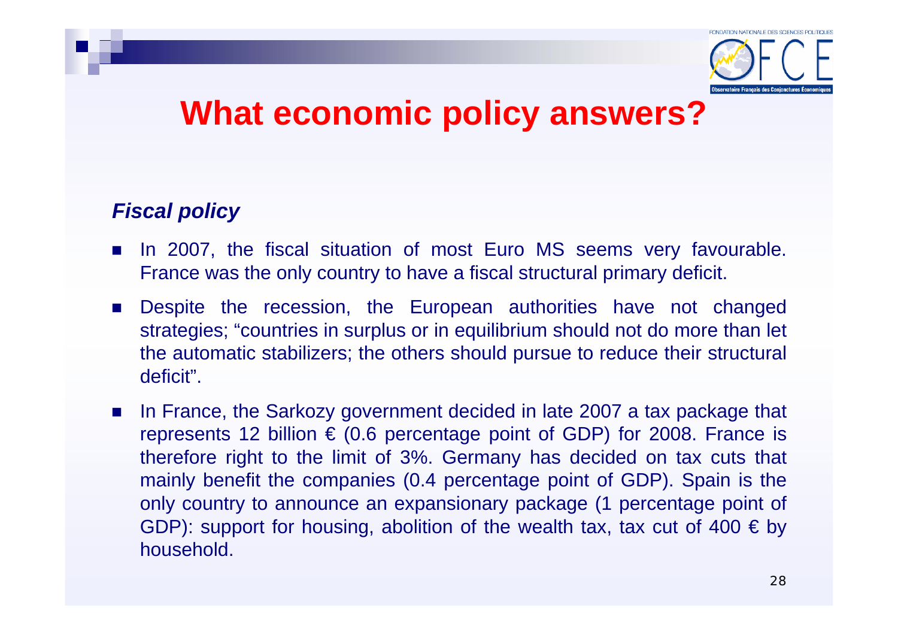# What economic policy answers?

### *Fiscal policy*

- In 2007, the fiscal situation of most Euro MS seems very favourable. France was the only country to have a fiscal structural primary deficit.
- Despite the recession, the European authorities have not changed strategies; "countries in surplus or in equilibrium should not do more than let the automatic stabilizers; the others should pursue to reduce their structural deficit".
- In France, the Sarkozy government decided in late 2007 a tax package that represents 12 billion € (0.6 percentage point of GDP) for 2008. France is therefore right to the limit of 3%. Germany has decided on tax cuts that mainly benefit the companies (0.4 percentage point of GDP). Spain is the only country to announce an expansionary package (1 percentage point of GDP): support for housing, abolition of the wealth tax, tax cut of 400 € by household.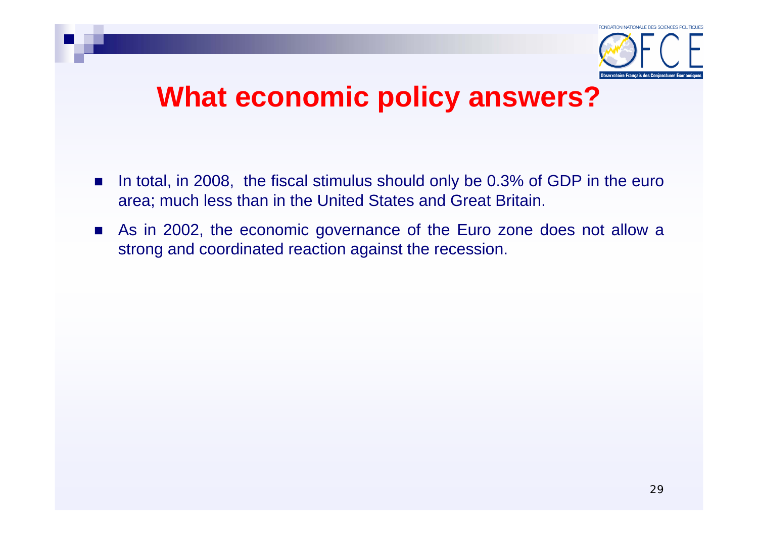# What economic policy answers?

- In total, in 2008, the fiscal stimulus should only be 0.3% of GDP in the euro area; much less than in the United States and Great Britain.
- As in 2002, the economic governance of the Euro zone does not allow a strong and coordinated reaction against the recession.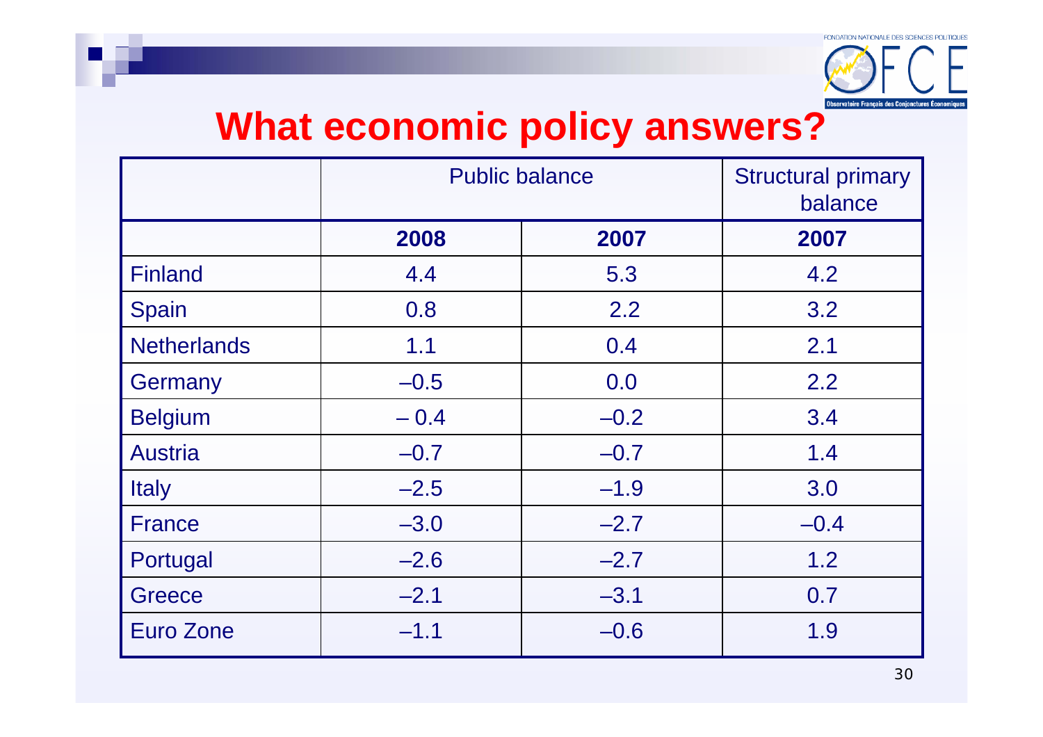# What economic policy answers?

| | Public balance | | Structural primary balance |
|---|---|---|---|
| | **2008** | **2007** | **2007** |
| Finland | 4.4 | 5.3 | 4.2 |
| Spain | 0.8 | 2.2 | 3.2 |
| Netherlands | 1.1 | 0.4 | 2.1 |
| Germany | –0.5 | 0.0 | 2.2 |
| Belgium | – 0.4 | –0.2 | 3.4 |
| Austria | –0.7 | –0.7 | 1.4 |
| Italy | –2.5 | –1.9 | 3.0 |
| France | –3.0 | –2.7 | –0.4 |
| Portugal | –2.6 | –2.7 | 1.2 |
| Greece | –2.1 | –3.1 | 0.7 |
| Euro Zone | –1.1 | –0.6 | 1.9 |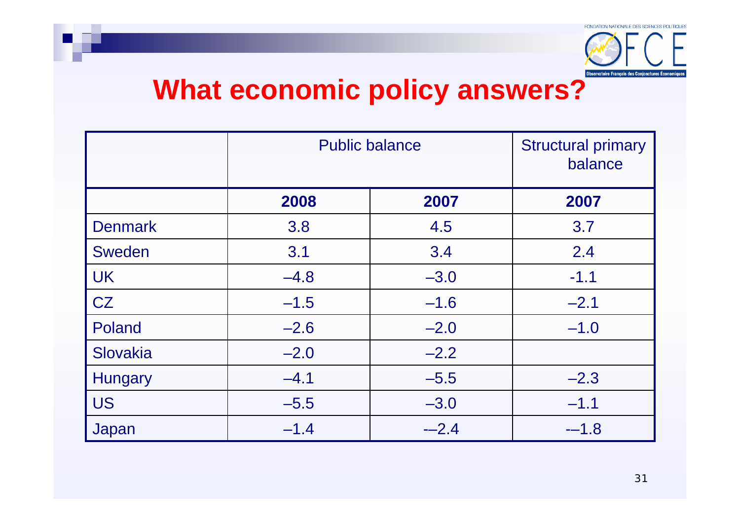# What economic policy answers?

| | Public balance | | Structural primary balance |
|---|---|---|---|
| | **2008** | **2007** | **2007** |
| Denmark | 3.8 | 4.5 | 3.7 |
| Sweden | 3.1 | 3.4 | 2.4 |
| UK | –4.8 | –3.0 | -1.1 |
| CZ | –1.5 | –1.6 | –2.1 |
| Poland | –2.6 | –2.0 | –1.0 |
| Slovakia | –2.0 | –2.2 | |
| Hungary | –4.1 | –5.5 | –2.3 |
| US | –5.5 | –3.0 | –1.1 |
| Japan | –1.4 | -–2.4 | -–1.8 |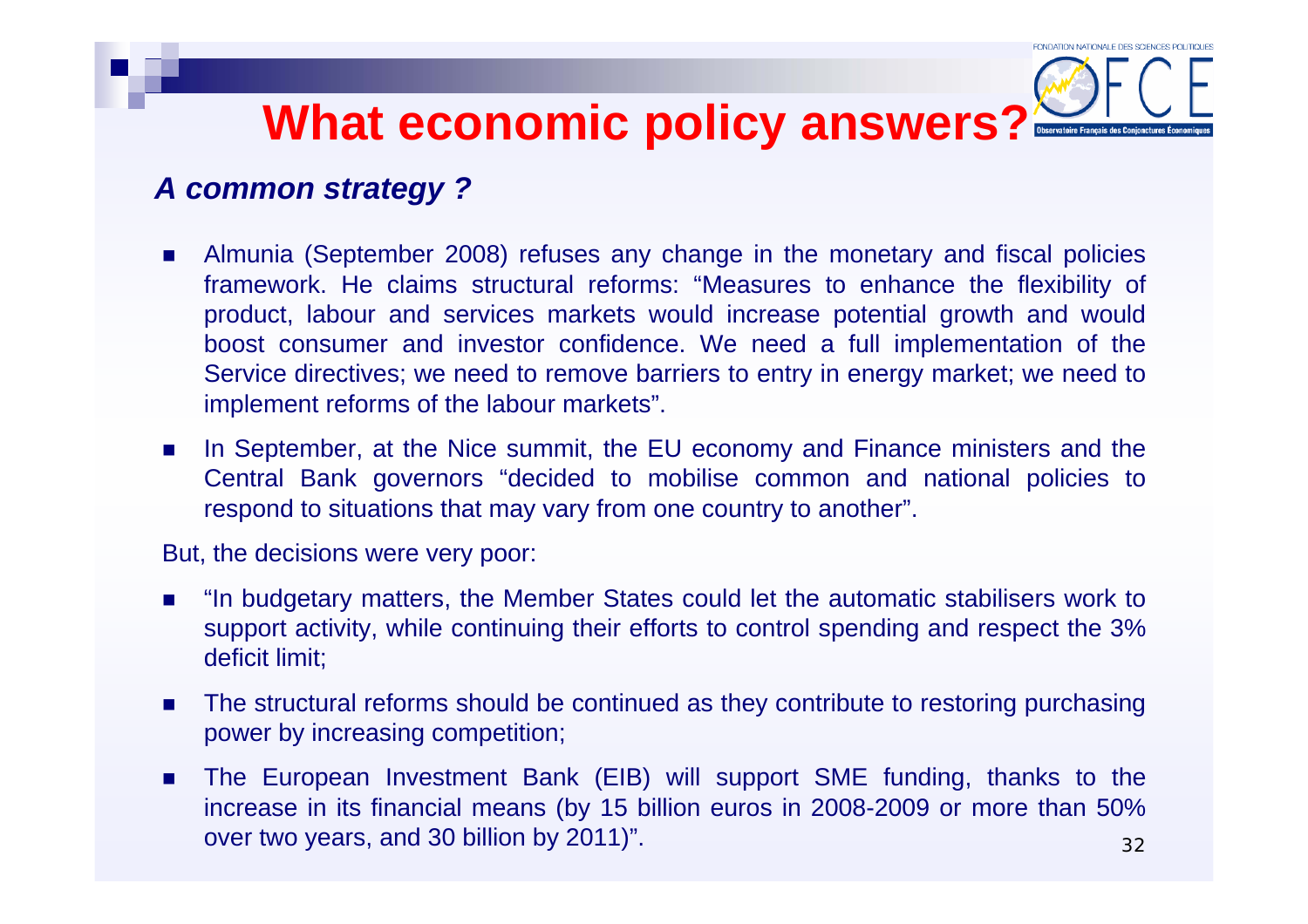# What economic policy answers?

***A common strategy ?***

- Almunia (September 2008) refuses any change in the monetary and fiscal policies framework. He claims structural reforms: "Measures to enhance the flexibility of product, labour and services markets would increase potential growth and would boost consumer and investor confidence. We need a full implementation of the Service directives; we need to remove barriers to entry in energy market; we need to implement reforms of the labour markets".
- In September, at the Nice summit, the EU economy and Finance ministers and the Central Bank governors "decided to mobilise common and national policies to respond to situations that may vary from one country to another".

But, the decisions were very poor:

- "In budgetary matters, the Member States could let the automatic stabilisers work to support activity, while continuing their efforts to control spending and respect the 3% deficit limit;
- The structural reforms should be continued as they contribute to restoring purchasing power by increasing competition;
- The European Investment Bank (EIB) will support SME funding, thanks to the increase in its financial means (by 15 billion euros in 2008-2009 or more than 50% over two years, and 30 billion by 2011)".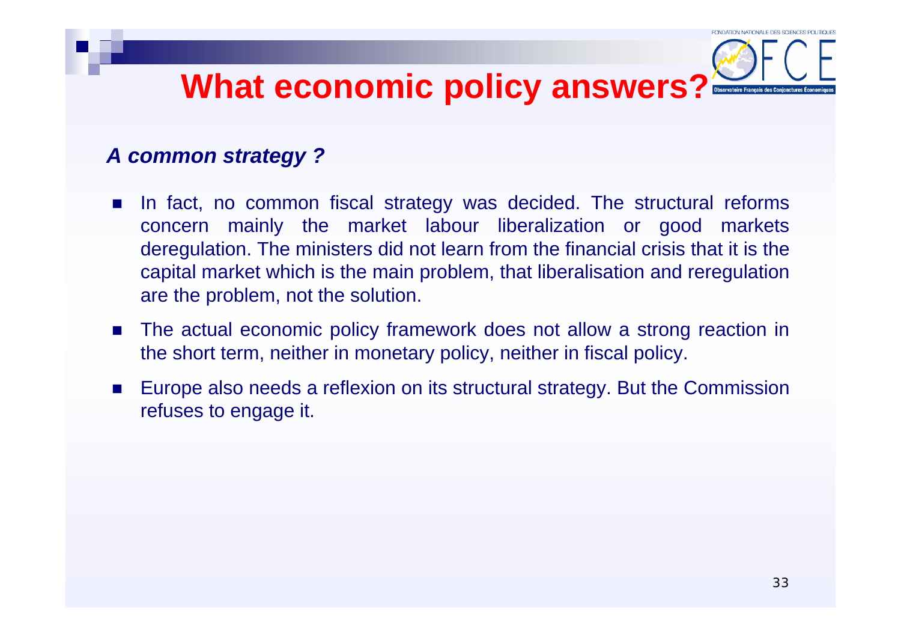# What economic policy answers?

***A common strategy ?***

- In fact, no common fiscal strategy was decided. The structural reforms concern mainly the market labour liberalization or good markets deregulation. The ministers did not learn from the financial crisis that it is the capital market which is the main problem, that liberalisation and reregulation are the problem, not the solution.
- The actual economic policy framework does not allow a strong reaction in the short term, neither in monetary policy, neither in fiscal policy.
- Europe also needs a reflexion on its structural strategy. But the Commission refuses to engage it.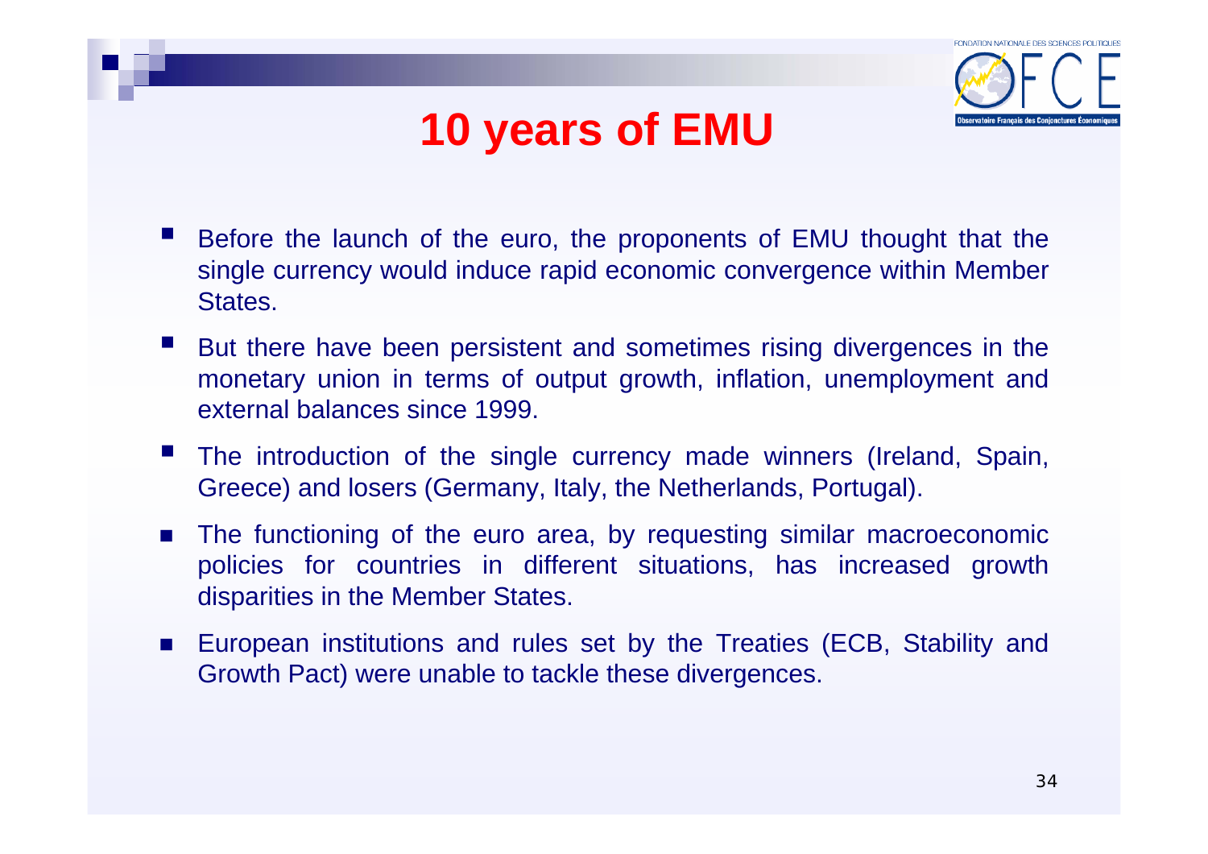# 10 years of EMU

- Before the launch of the euro, the proponents of EMU thought that the single currency would induce rapid economic convergence within Member States.
- But there have been persistent and sometimes rising divergences in the monetary union in terms of output growth, inflation, unemployment and external balances since 1999.
- The introduction of the single currency made winners (Ireland, Spain, Greece) and losers (Germany, Italy, the Netherlands, Portugal).
- The functioning of the euro area, by requesting similar macroeconomic policies for countries in different situations, has increased growth disparities in the Member States.
- European institutions and rules set by the Treaties (ECB, Stability and Growth Pact) were unable to tackle these divergences.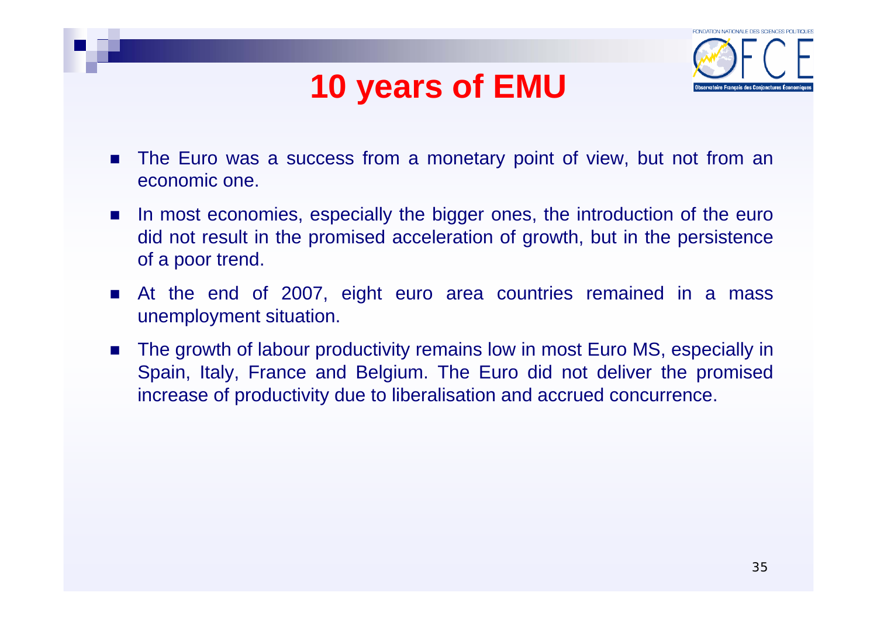# 10 years of EMU

- The Euro was a success from a monetary point of view, but not from an economic one.
- In most economies, especially the bigger ones, the introduction of the euro did not result in the promised acceleration of growth, but in the persistence of a poor trend.
- At the end of 2007, eight euro area countries remained in a mass unemployment situation.
- The growth of labour productivity remains low in most Euro MS, especially in Spain, Italy, France and Belgium. The Euro did not deliver the promised increase of productivity due to liberalisation and accrued concurrence.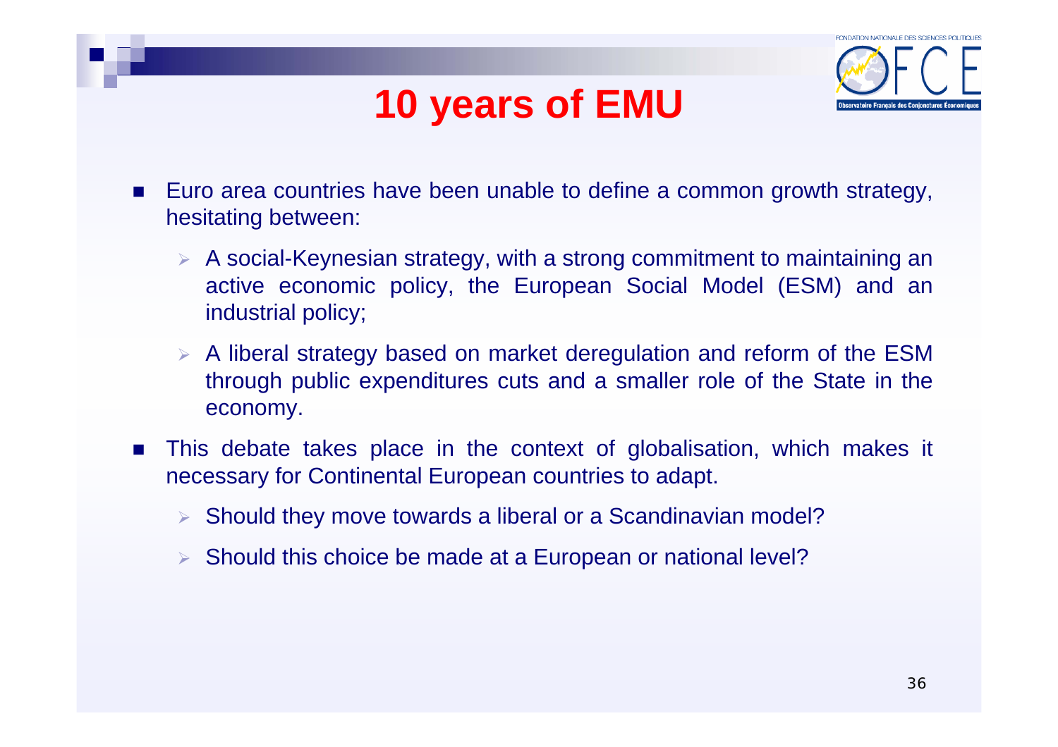# 10 years of EMU

- Euro area countries have been unable to define a common growth strategy, hesitating between:
  - A social-Keynesian strategy, with a strong commitment to maintaining an active economic policy, the European Social Model (ESM) and an industrial policy;
  - A liberal strategy based on market deregulation and reform of the ESM through public expenditures cuts and a smaller role of the State in the economy.
- This debate takes place in the context of globalisation, which makes it necessary for Continental European countries to adapt.
  - Should they move towards a liberal or a Scandinavian model?
  - Should this choice be made at a European or national level?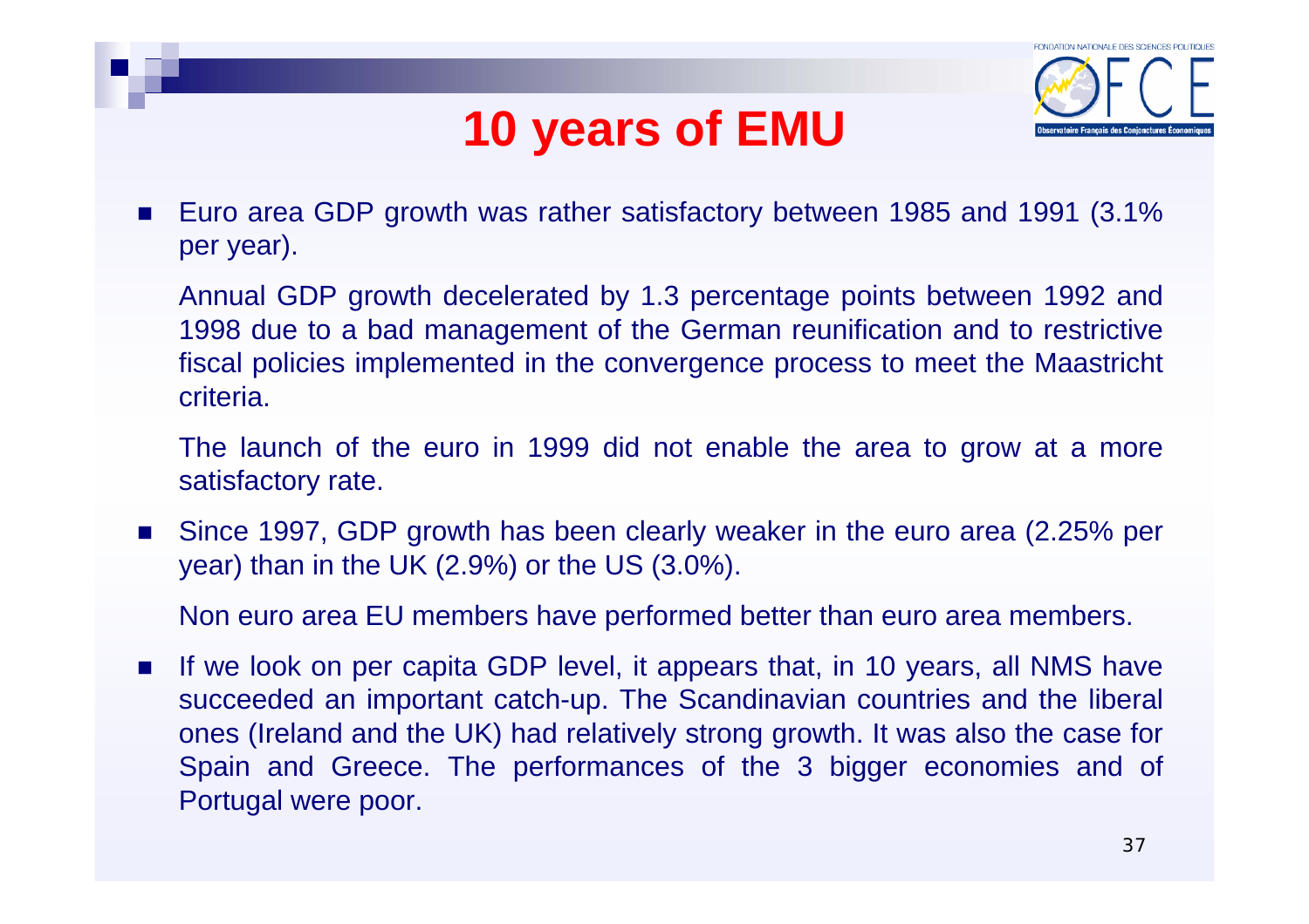# 10 years of EMU

- Euro area GDP growth was rather satisfactory between 1985 and 1991 (3.1% per year).

  Annual GDP growth decelerated by 1.3 percentage points between 1992 and 1998 due to a bad management of the German reunification and to restrictive fiscal policies implemented in the convergence process to meet the Maastricht criteria.

  The launch of the euro in 1999 did not enable the area to grow at a more satisfactory rate.

- Since 1997, GDP growth has been clearly weaker in the euro area (2.25% per year) than in the UK (2.9%) or the US (3.0%).

  Non euro area EU members have performed better than euro area members.

- If we look on per capita GDP level, it appears that, in 10 years, all NMS have succeeded an important catch-up. The Scandinavian countries and the liberal ones (Ireland and the UK) had relatively strong growth. It was also the case for Spain and Greece. The performances of the 3 bigger economies and of Portugal were poor.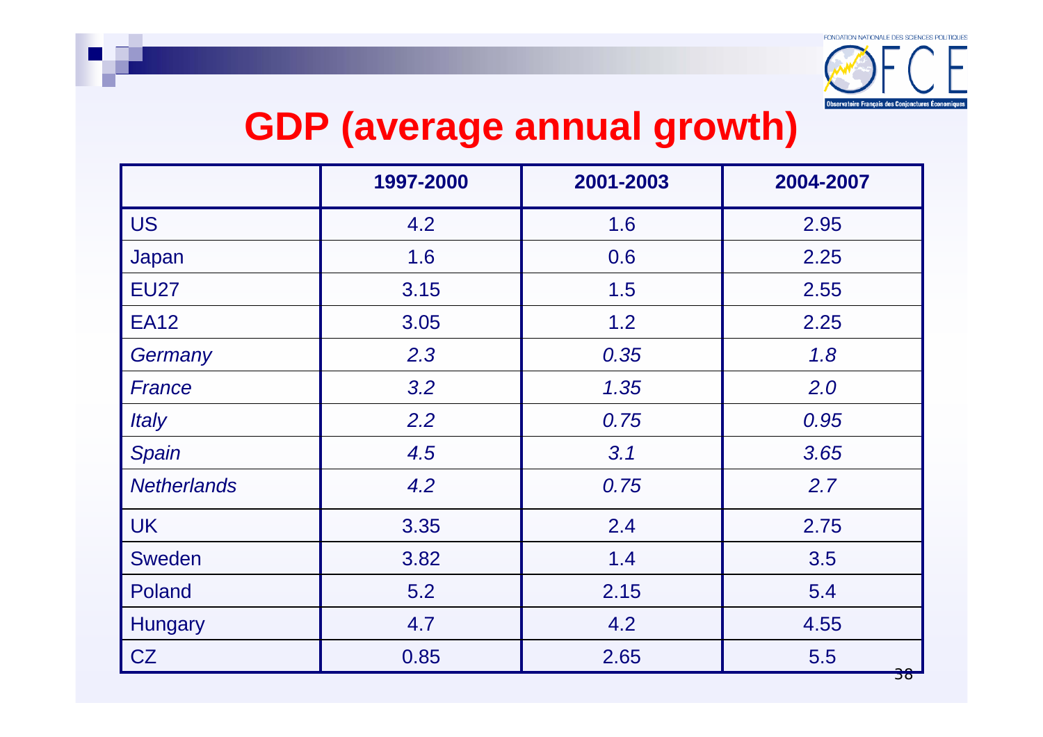# GDP (average annual growth)

| | 1997-2000 | 2001-2003 | 2004-2007 |
|---|---|---|---|
| US | 4.2 | 1.6 | 2.95 |
| Japan | 1.6 | 0.6 | 2.25 |
| EU27 | 3.15 | 1.5 | 2.55 |
| EA12 | 3.05 | 1.2 | 2.25 |
| *Germany* | *2.3* | *0.35* | *1.8* |
| *France* | *3.2* | *1.35* | *2.0* |
| *Italy* | *2.2* | *0.75* | *0.95* |
| *Spain* | *4.5* | *3.1* | *3.65* |
| *Netherlands* | *4.2* | *0.75* | *2.7* |
| UK | 3.35 | 2.4 | 2.75 |
| Sweden | 3.82 | 1.4 | 3.5 |
| Poland | 5.2 | 2.15 | 5.4 |
| Hungary | 4.7 | 4.2 | 4.55 |
| CZ | 0.85 | 2.65 | 5.5 |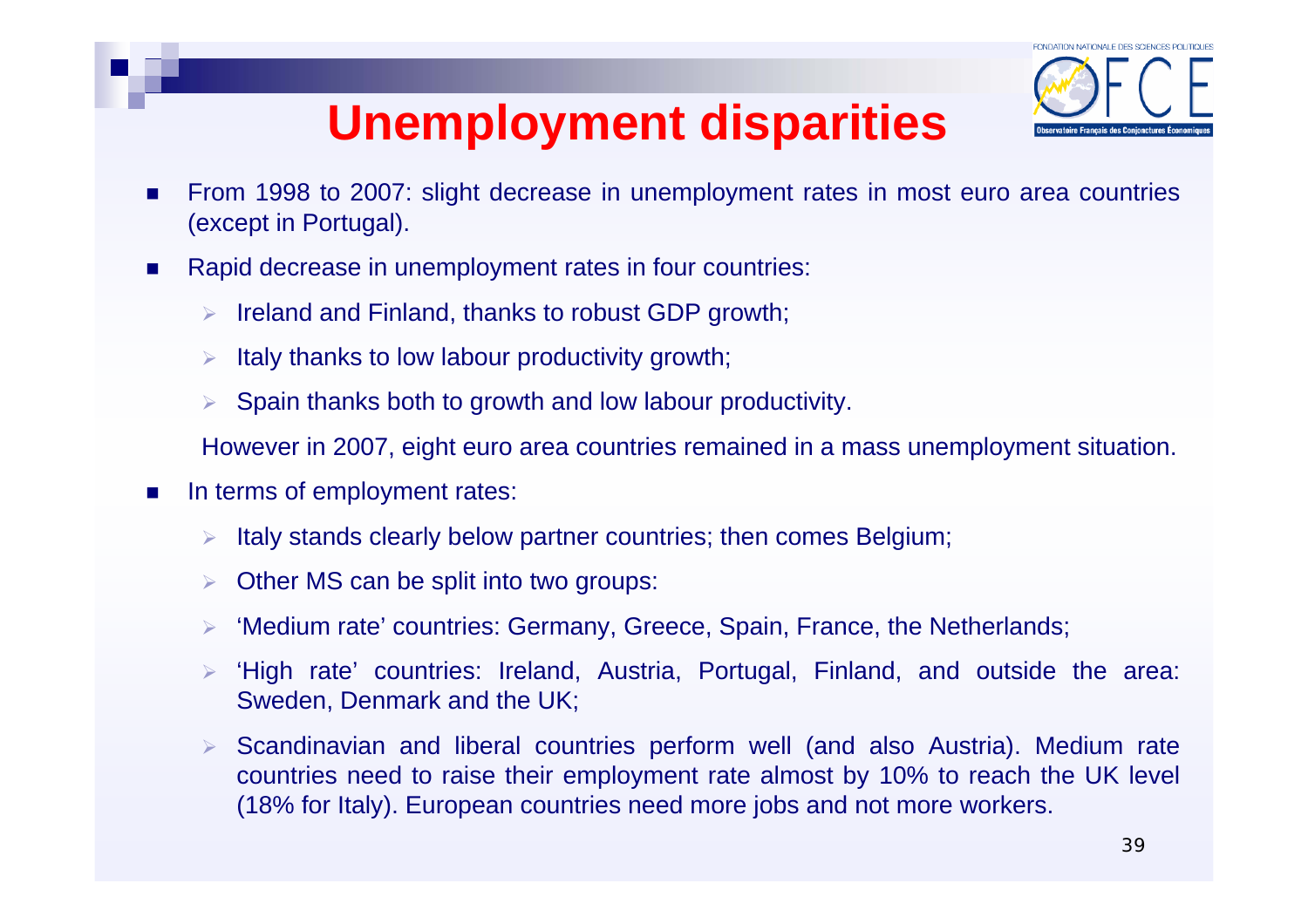# Unemployment disparities

- From 1998 to 2007: slight decrease in unemployment rates in most euro area countries (except in Portugal).
- Rapid decrease in unemployment rates in four countries:
  - Ireland and Finland, thanks to robust GDP growth;
  - Italy thanks to low labour productivity growth;
  - Spain thanks both to growth and low labour productivity.

  However in 2007, eight euro area countries remained in a mass unemployment situation.
- In terms of employment rates:
  - Italy stands clearly below partner countries; then comes Belgium;
  - Other MS can be split into two groups:
  - 'Medium rate' countries: Germany, Greece, Spain, France, the Netherlands;
  - 'High rate' countries: Ireland, Austria, Portugal, Finland, and outside the area: Sweden, Denmark and the UK;
  - Scandinavian and liberal countries perform well (and also Austria). Medium rate countries need to raise their employment rate almost by 10% to reach the UK level (18% for Italy). European countries need more jobs and not more workers.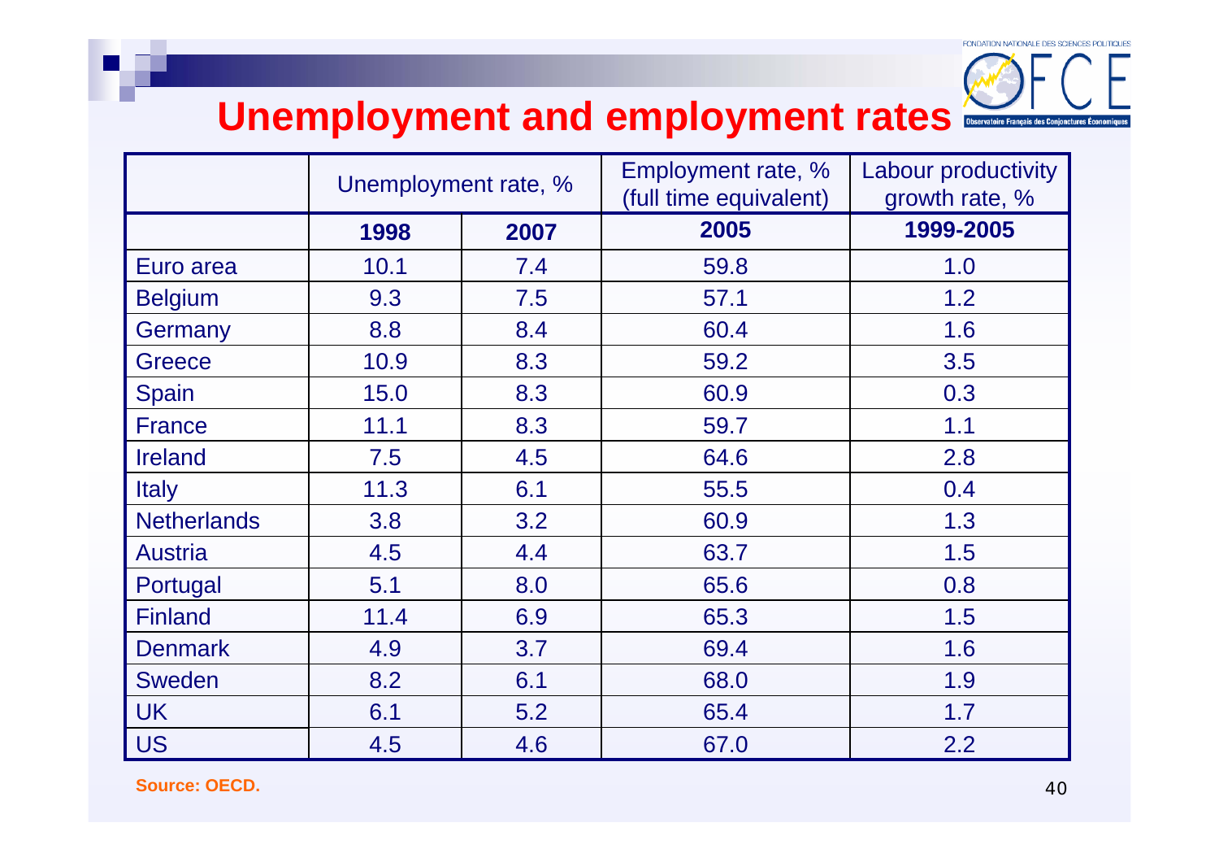# Unemployment and employment rates

| | Unemployment rate, % | | Employment rate, % (full time equivalent) | Labour productivity growth rate, % |
|---|---|---|---|---|
| | **1998** | **2007** | **2005** | **1999-2005** |
| Euro area | 10.1 | 7.4 | 59.8 | 1.0 |
| Belgium | 9.3 | 7.5 | 57.1 | 1.2 |
| Germany | 8.8 | 8.4 | 60.4 | 1.6 |
| Greece | 10.9 | 8.3 | 59.2 | 3.5 |
| Spain | 15.0 | 8.3 | 60.9 | 0.3 |
| France | 11.1 | 8.3 | 59.7 | 1.1 |
| Ireland | 7.5 | 4.5 | 64.6 | 2.8 |
| Italy | 11.3 | 6.1 | 55.5 | 0.4 |
| Netherlands | 3.8 | 3.2 | 60.9 | 1.3 |
| Austria | 4.5 | 4.4 | 63.7 | 1.5 |
| Portugal | 5.1 | 8.0 | 65.6 | 0.8 |
| Finland | 11.4 | 6.9 | 65.3 | 1.5 |
| Denmark | 4.9 | 3.7 | 69.4 | 1.6 |
| Sweden | 8.2 | 6.1 | 68.0 | 1.9 |
| UK | 6.1 | 5.2 | 65.4 | 1.7 |
| US | 4.5 | 4.6 | 67.0 | 2.2 |

**Source: OECD.**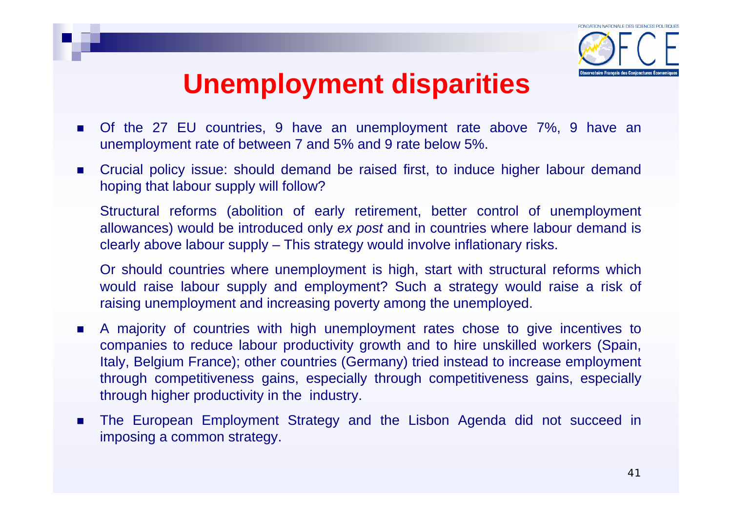# Unemployment disparities

- Of the 27 EU countries, 9 have an unemployment rate above 7%, 9 have an unemployment rate of between 7 and 5% and 9 rate below 5%.
- Crucial policy issue: should demand be raised first, to induce higher labour demand hoping that labour supply will follow?

  Structural reforms (abolition of early retirement, better control of unemployment allowances) would be introduced only *ex post* and in countries where labour demand is clearly above labour supply – This strategy would involve inflationary risks.

  Or should countries where unemployment is high, start with structural reforms which would raise labour supply and employment? Such a strategy would raise a risk of raising unemployment and increasing poverty among the unemployed.
- A majority of countries with high unemployment rates chose to give incentives to companies to reduce labour productivity growth and to hire unskilled workers (Spain, Italy, Belgium France); other countries (Germany) tried instead to increase employment through competitiveness gains, especially through competitiveness gains, especially through higher productivity in the industry.
- The European Employment Strategy and the Lisbon Agenda did not succeed in imposing a common strategy.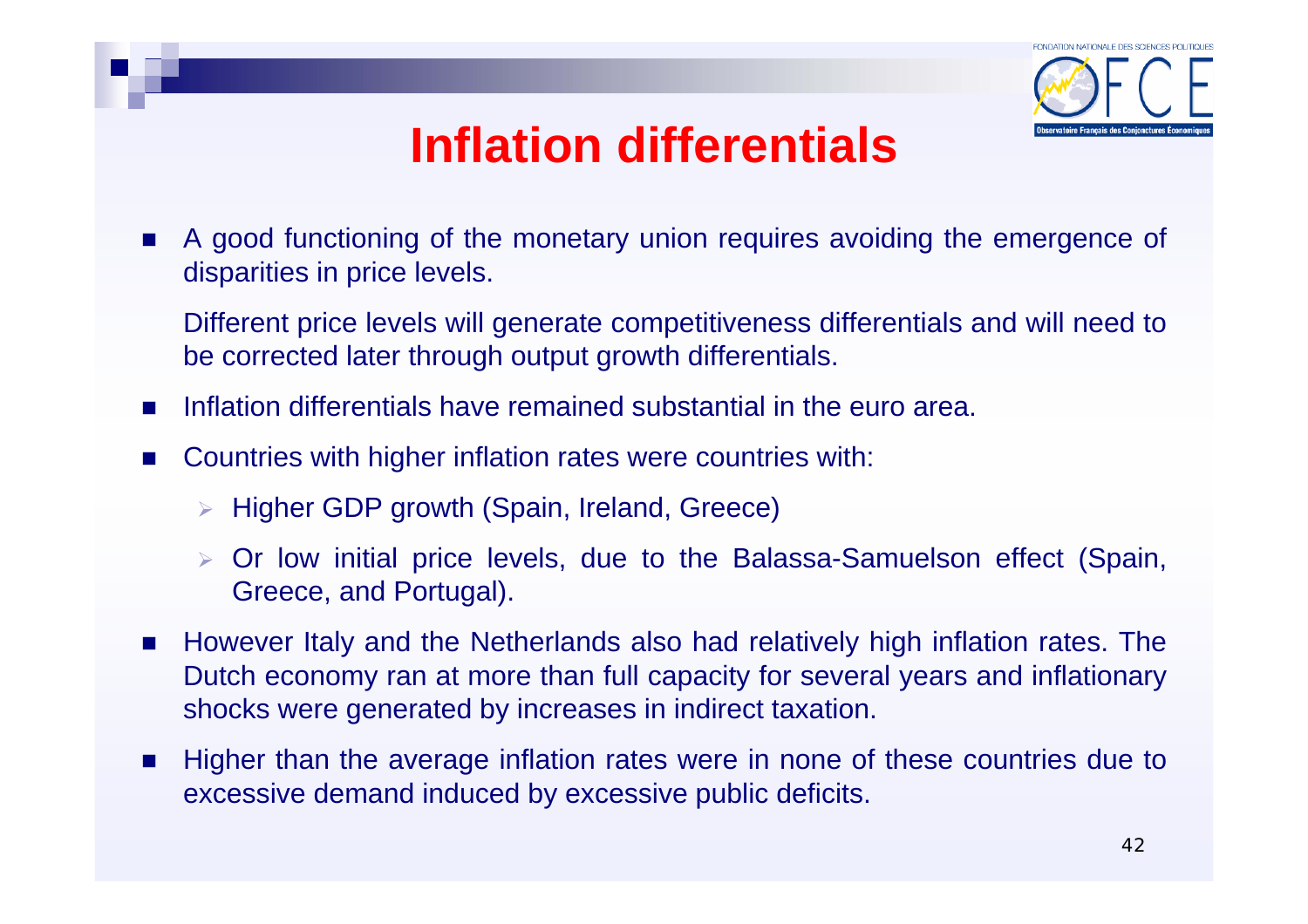# Inflation differentials

- A good functioning of the monetary union requires avoiding the emergence of disparities in price levels.

  Different price levels will generate competitiveness differentials and will need to be corrected later through output growth differentials.

- Inflation differentials have remained substantial in the euro area.
- Countries with higher inflation rates were countries with:
  - Higher GDP growth (Spain, Ireland, Greece)
  - Or low initial price levels, due to the Balassa-Samuelson effect (Spain, Greece, and Portugal).
- However Italy and the Netherlands also had relatively high inflation rates. The Dutch economy ran at more than full capacity for several years and inflationary shocks were generated by increases in indirect taxation.
- Higher than the average inflation rates were in none of these countries due to excessive demand induced by excessive public deficits.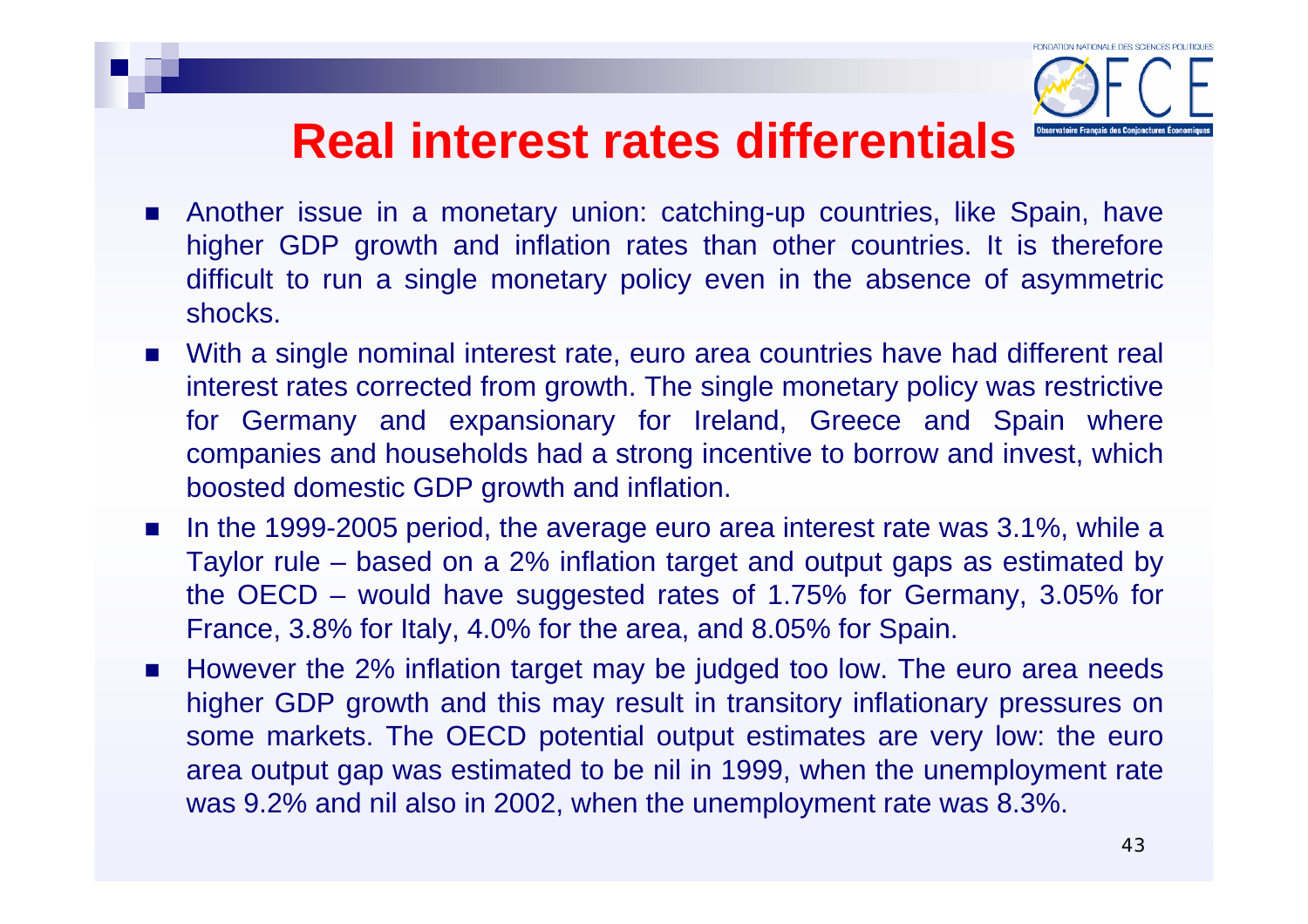# Real interest rates differentials

- Another issue in a monetary union: catching-up countries, like Spain, have higher GDP growth and inflation rates than other countries. It is therefore difficult to run a single monetary policy even in the absence of asymmetric shocks.
- With a single nominal interest rate, euro area countries have had different real interest rates corrected from growth. The single monetary policy was restrictive for Germany and expansionary for Ireland, Greece and Spain where companies and households had a strong incentive to borrow and invest, which boosted domestic GDP growth and inflation.
- In the 1999-2005 period, the average euro area interest rate was 3.1%, while a Taylor rule – based on a 2% inflation target and output gaps as estimated by the OECD – would have suggested rates of 1.75% for Germany, 3.05% for France, 3.8% for Italy, 4.0% for the area, and 8.05% for Spain.
- However the 2% inflation target may be judged too low. The euro area needs higher GDP growth and this may result in transitory inflationary pressures on some markets. The OECD potential output estimates are very low: the euro area output gap was estimated to be nil in 1999, when the unemployment rate was 9.2% and nil also in 2002, when the unemployment rate was 8.3%.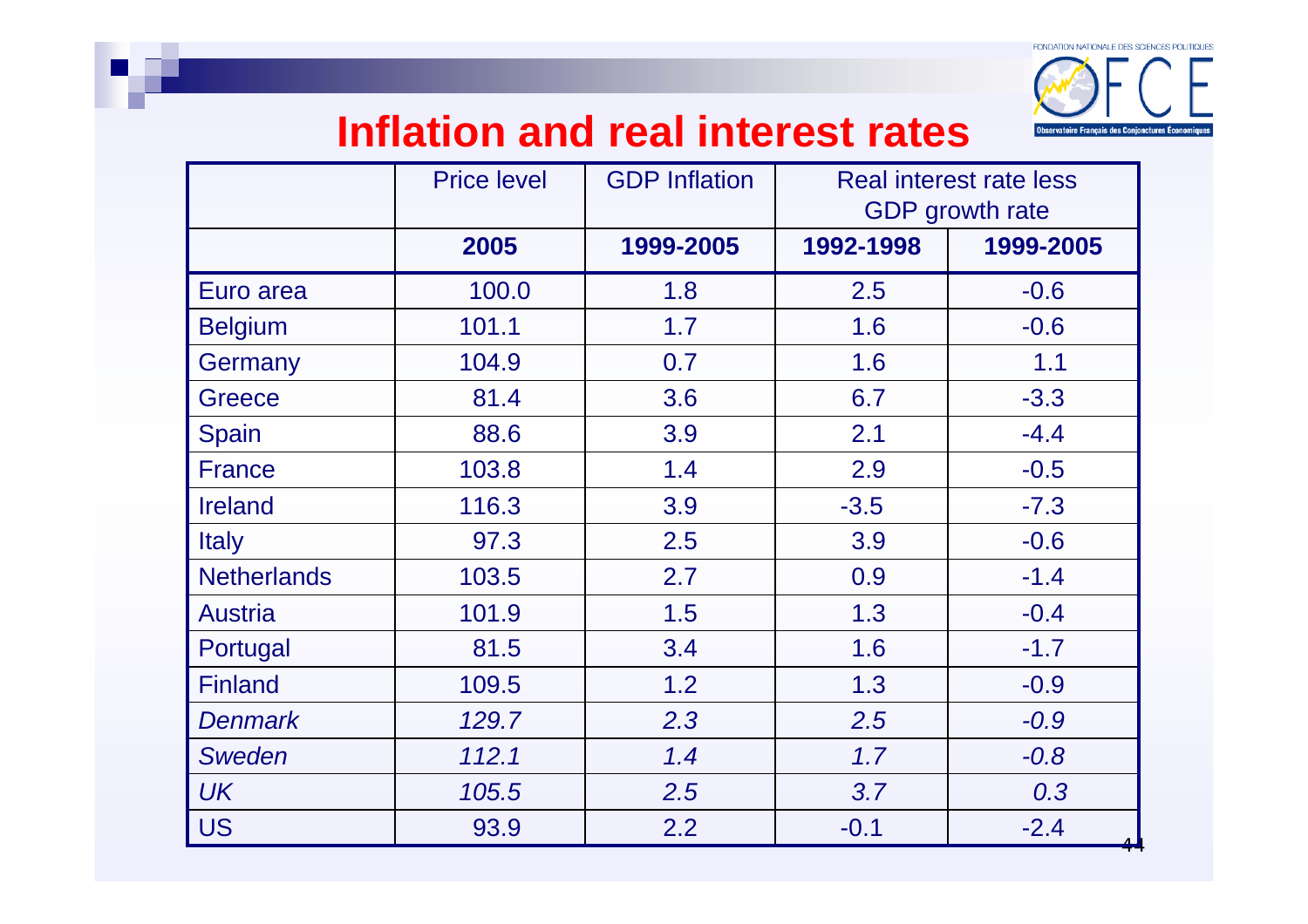# Inflation and real interest rates

| | Price level | GDP Inflation | Real interest rate less GDP growth rate | |
|---|---|---|---|---|
| | **2005** | **1999-2005** | **1992-1998** | **1999-2005** |
| Euro area | 100.0 | 1.8 | 2.5 | -0.6 |
| Belgium | 101.1 | 1.7 | 1.6 | -0.6 |
| Germany | 104.9 | 0.7 | 1.6 | 1.1 |
| Greece | 81.4 | 3.6 | 6.7 | -3.3 |
| Spain | 88.6 | 3.9 | 2.1 | -4.4 |
| France | 103.8 | 1.4 | 2.9 | -0.5 |
| Ireland | 116.3 | 3.9 | -3.5 | -7.3 |
| Italy | 97.3 | 2.5 | 3.9 | -0.6 |
| Netherlands | 103.5 | 2.7 | 0.9 | -1.4 |
| Austria | 101.9 | 1.5 | 1.3 | -0.4 |
| Portugal | 81.5 | 3.4 | 1.6 | -1.7 |
| Finland | 109.5 | 1.2 | 1.3 | -0.9 |
| *Denmark* | *129.7* | *2.3* | *2.5* | *-0.9* |
| *Sweden* | *112.1* | *1.4* | *1.7* | *-0.8* |
| *UK* | *105.5* | *2.5* | *3.7* | *0.3* |
| US | 93.9 | 2.2 | -0.1 | -2.4 |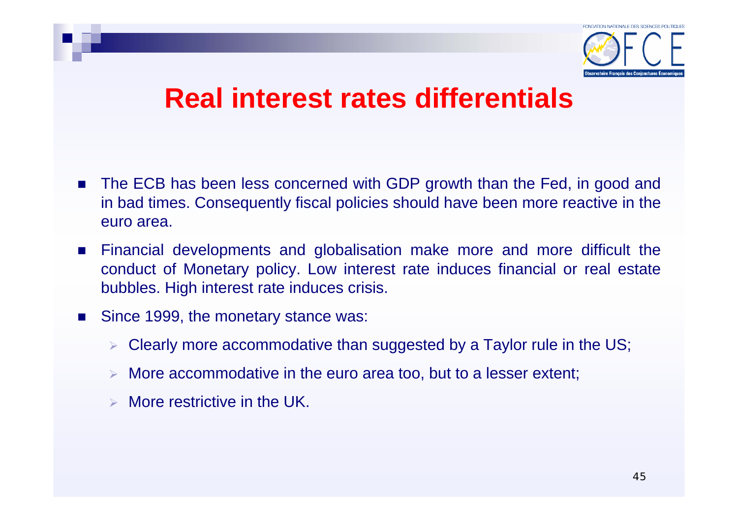# Real interest rates differentials

- The ECB has been less concerned with GDP growth than the Fed, in good and in bad times. Consequently fiscal policies should have been more reactive in the euro area.
- Financial developments and globalisation make more and more difficult the conduct of Monetary policy. Low interest rate induces financial or real estate bubbles. High interest rate induces crisis.
- Since 1999, the monetary stance was:
  - Clearly more accommodative than suggested by a Taylor rule in the US;
  - More accommodative in the euro area too, but to a lesser extent;
  - More restrictive in the UK.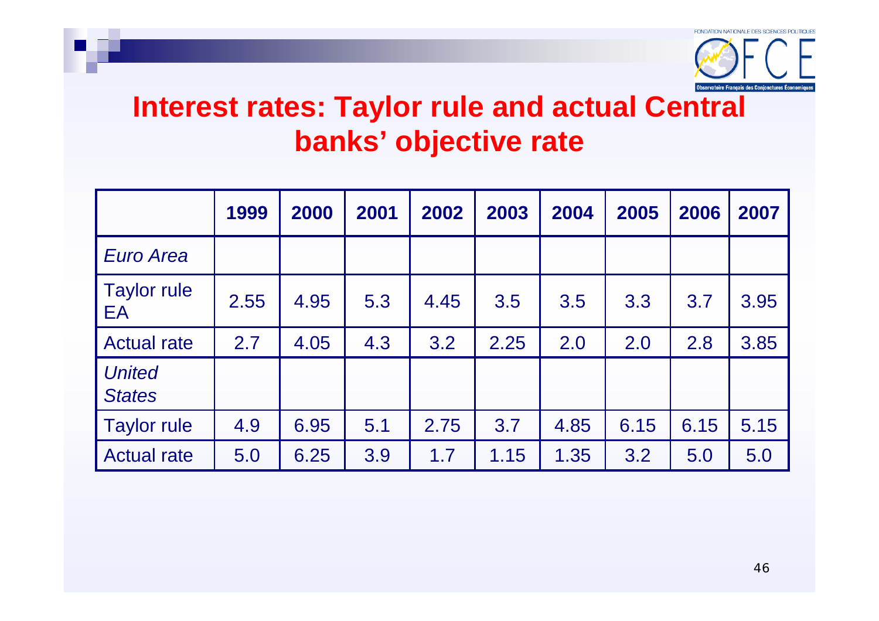# Interest rates: Taylor rule and actual Central banks' objective rate

| | 1999 | 2000 | 2001 | 2002 | 2003 | 2004 | 2005 | 2006 | 2007 |
|---|---|---|---|---|---|---|---|---|---|
| *Euro Area* | | | | | | | | | |
| Taylor rule EA | 2.55 | 4.95 | 5.3 | 4.45 | 3.5 | 3.5 | 3.3 | 3.7 | 3.95 |
| Actual rate | 2.7 | 4.05 | 4.3 | 3.2 | 2.25 | 2.0 | 2.0 | 2.8 | 3.85 |
| *United States* | | | | | | | | | |
| Taylor rule | 4.9 | 6.95 | 5.1 | 2.75 | 3.7 | 4.85 | 6.15 | 6.15 | 5.15 |
| Actual rate | 5.0 | 6.25 | 3.9 | 1.7 | 1.15 | 1.35 | 3.2 | 5.0 | 5.0 |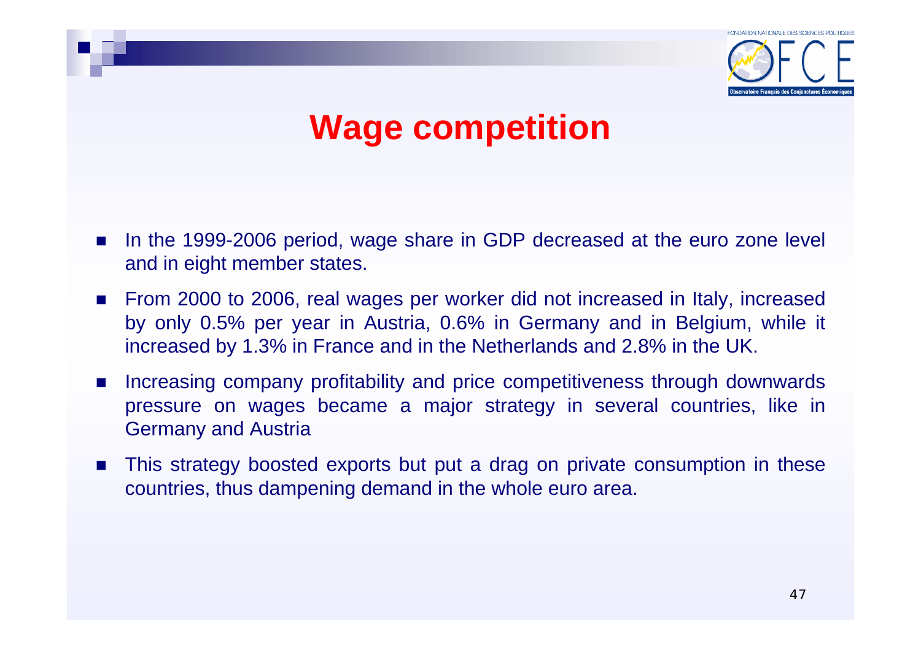# Wage competition

- In the 1999-2006 period, wage share in GDP decreased at the euro zone level and in eight member states.
- From 2000 to 2006, real wages per worker did not increased in Italy, increased by only 0.5% per year in Austria, 0.6% in Germany and in Belgium, while it increased by 1.3% in France and in the Netherlands and 2.8% in the UK.
- Increasing company profitability and price competitiveness through downwards pressure on wages became a major strategy in several countries, like in Germany and Austria
- This strategy boosted exports but put a drag on private consumption in these countries, thus dampening demand in the whole euro area.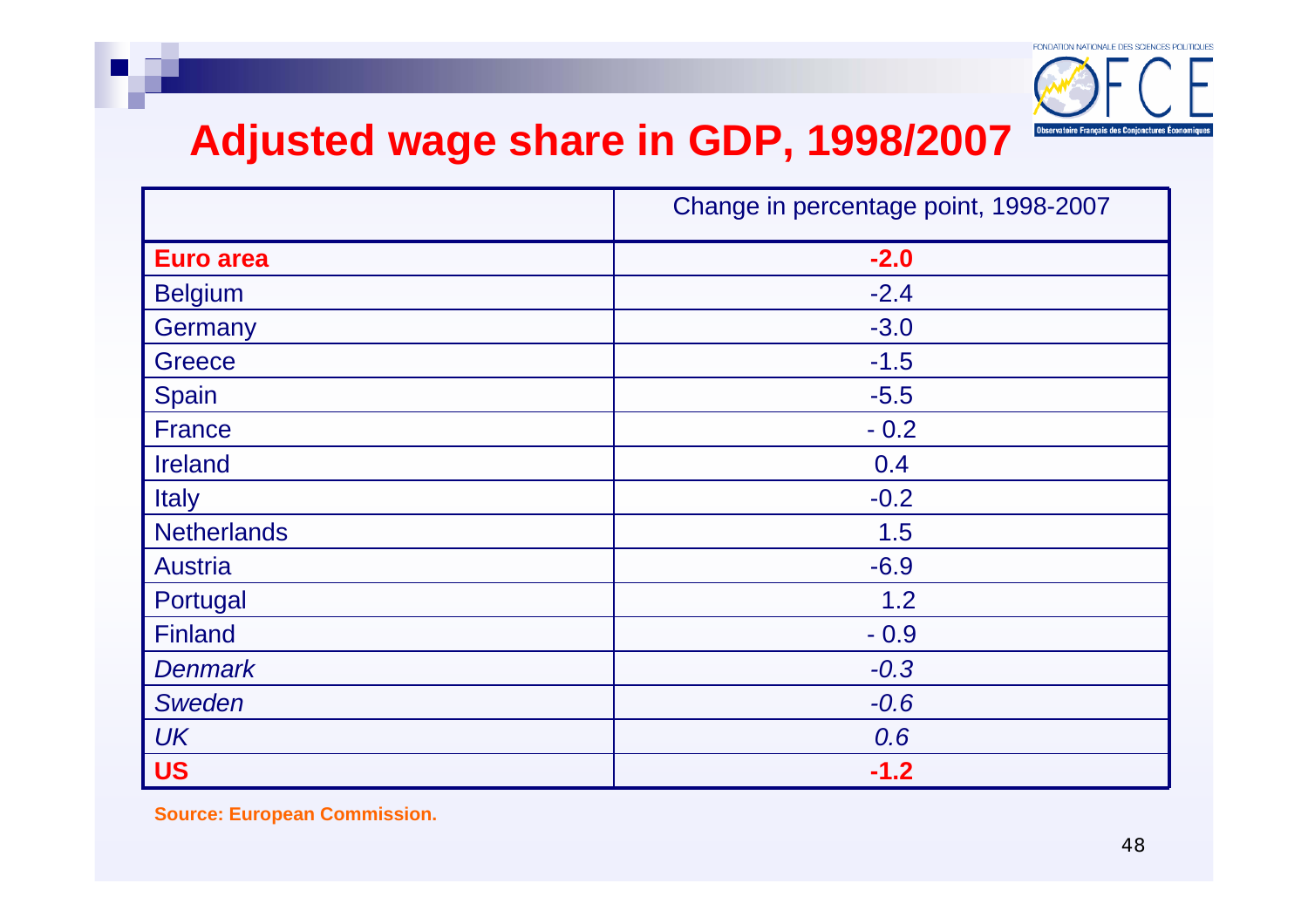# Adjusted wage share in GDP, 1998/2007

| | Change in percentage point, 1998-2007 |
|---|---|
| **Euro area** | **-2.0** |
| Belgium | -2.4 |
| Germany | -3.0 |
| Greece | -1.5 |
| Spain | -5.5 |
| France | - 0.2 |
| Ireland | 0.4 |
| Italy | -0.2 |
| Netherlands | 1.5 |
| Austria | -6.9 |
| Portugal | 1.2 |
| Finland | - 0.9 |
| *Denmark* | *-0.3* |
| *Sweden* | *-0.6* |
| *UK* | *0.6* |
| **US** | **-1.2** |

**Source: European Commission.**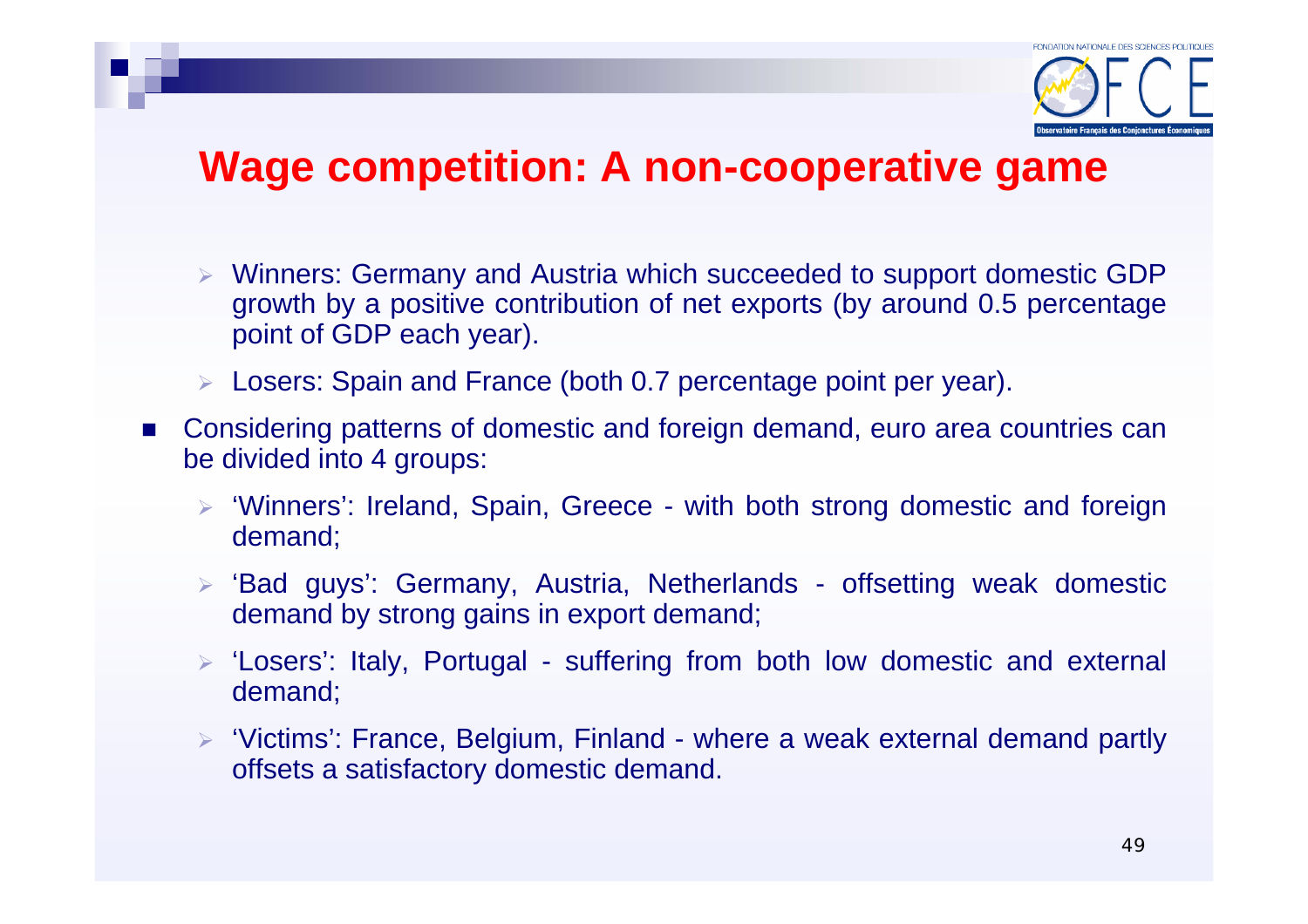# Wage competition: A non-cooperative game

- Winners: Germany and Austria which succeeded to support domestic GDP growth by a positive contribution of net exports (by around 0.5 percentage point of GDP each year).
- Losers: Spain and France (both 0.7 percentage point per year).

- Considering patterns of domestic and foreign demand, euro area countries can be divided into 4 groups:
  - 'Winners': Ireland, Spain, Greece - with both strong domestic and foreign demand;
  - 'Bad guys': Germany, Austria, Netherlands - offsetting weak domestic demand by strong gains in export demand;
  - 'Losers': Italy, Portugal - suffering from both low domestic and external demand;
  - 'Victims': France, Belgium, Finland - where a weak external demand partly offsets a satisfactory domestic demand.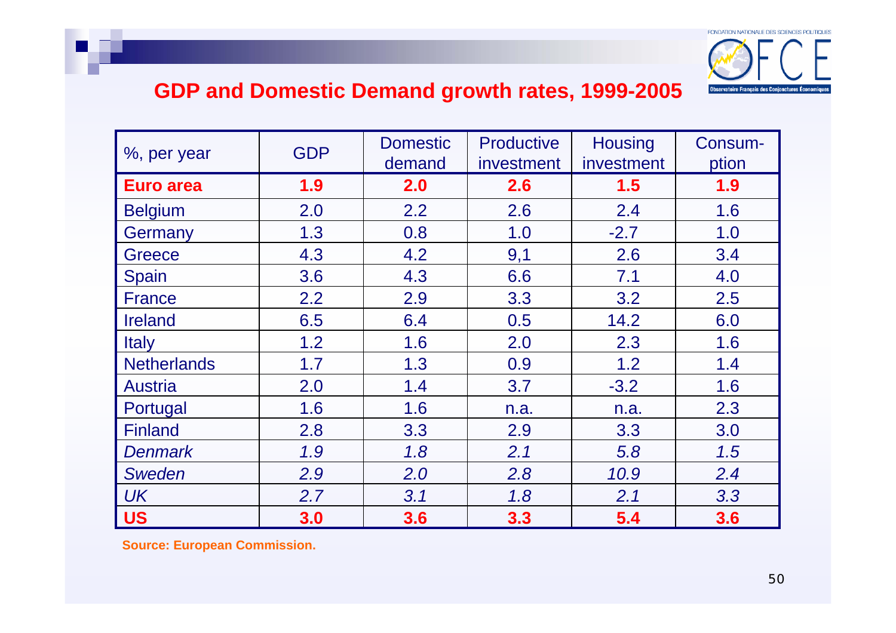## GDP and Domestic Demand growth rates, 1999-2005

| %, per year | GDP | Domestic demand | Productive investment | Housing investment | Consum-ption |
|---|---|---|---|---|---|
| **Euro area** | **1.9** | **2.0** | **2.6** | **1.5** | **1.9** |
| Belgium | 2.0 | 2.2 | 2.6 | 2.4 | 1.6 |
| Germany | 1.3 | 0.8 | 1.0 | -2.7 | 1.0 |
| Greece | 4.3 | 4.2 | 9,1 | 2.6 | 3.4 |
| Spain | 3.6 | 4.3 | 6.6 | 7.1 | 4.0 |
| France | 2.2 | 2.9 | 3.3 | 3.2 | 2.5 |
| Ireland | 6.5 | 6.4 | 0.5 | 14.2 | 6.0 |
| Italy | 1.2 | 1.6 | 2.0 | 2.3 | 1.6 |
| Netherlands | 1.7 | 1.3 | 0.9 | 1.2 | 1.4 |
| Austria | 2.0 | 1.4 | 3.7 | -3.2 | 1.6 |
| Portugal | 1.6 | 1.6 | n.a. | n.a. | 2.3 |
| Finland | 2.8 | 3.3 | 2.9 | 3.3 | 3.0 |
| *Denmark* | *1.9* | *1.8* | *2.1* | *5.8* | *1.5* |
| *Sweden* | *2.9* | *2.0* | *2.8* | *10.9* | *2.4* |
| *UK* | *2.7* | *3.1* | *1.8* | *2.1* | *3.3* |
| **US** | **3.0** | **3.6** | **3.3** | **5.4** | **3.6** |

**Source: European Commission.**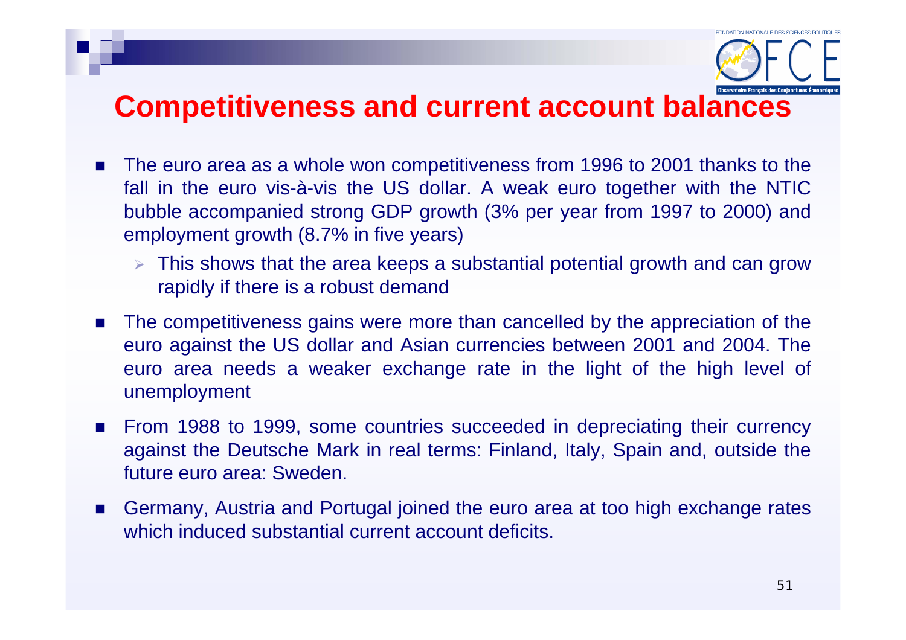# Competitiveness and current account balances

- The euro area as a whole won competitiveness from 1996 to 2001 thanks to the fall in the euro vis-à-vis the US dollar. A weak euro together with the NTIC bubble accompanied strong GDP growth (3% per year from 1997 to 2000) and employment growth (8.7% in five years)
  - This shows that the area keeps a substantial potential growth and can grow rapidly if there is a robust demand
- The competitiveness gains were more than cancelled by the appreciation of the euro against the US dollar and Asian currencies between 2001 and 2004. The euro area needs a weaker exchange rate in the light of the high level of unemployment
- From 1988 to 1999, some countries succeeded in depreciating their currency against the Deutsche Mark in real terms: Finland, Italy, Spain and, outside the future euro area: Sweden.
- Germany, Austria and Portugal joined the euro area at too high exchange rates which induced substantial current account deficits.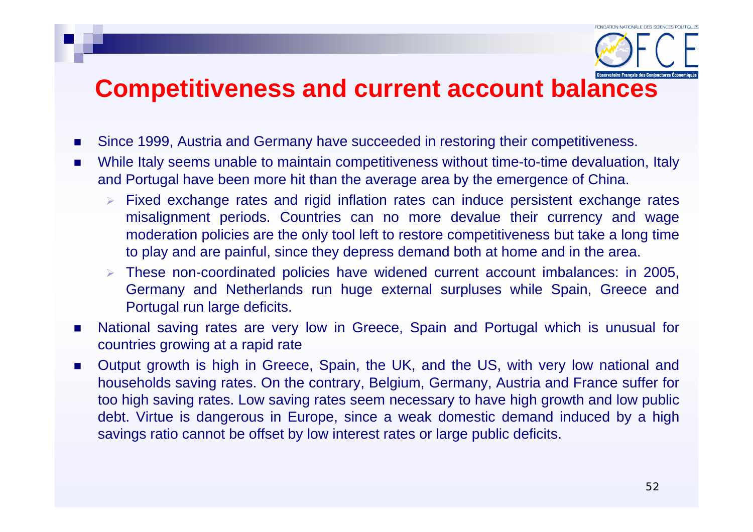# Competitiveness and current account balances

- Since 1999, Austria and Germany have succeeded in restoring their competitiveness.
- While Italy seems unable to maintain competitiveness without time-to-time devaluation, Italy and Portugal have been more hit than the average area by the emergence of China.
  - Fixed exchange rates and rigid inflation rates can induce persistent exchange rates misalignment periods. Countries can no more devalue their currency and wage moderation policies are the only tool left to restore competitiveness but take a long time to play and are painful, since they depress demand both at home and in the area.
  - These non-coordinated policies have widened current account imbalances: in 2005, Germany and Netherlands run huge external surpluses while Spain, Greece and Portugal run large deficits.
- National saving rates are very low in Greece, Spain and Portugal which is unusual for countries growing at a rapid rate
- Output growth is high in Greece, Spain, the UK, and the US, with very low national and households saving rates. On the contrary, Belgium, Germany, Austria and France suffer for too high saving rates. Low saving rates seem necessary to have high growth and low public debt. Virtue is dangerous in Europe, since a weak domestic demand induced by a high savings ratio cannot be offset by low interest rates or large public deficits.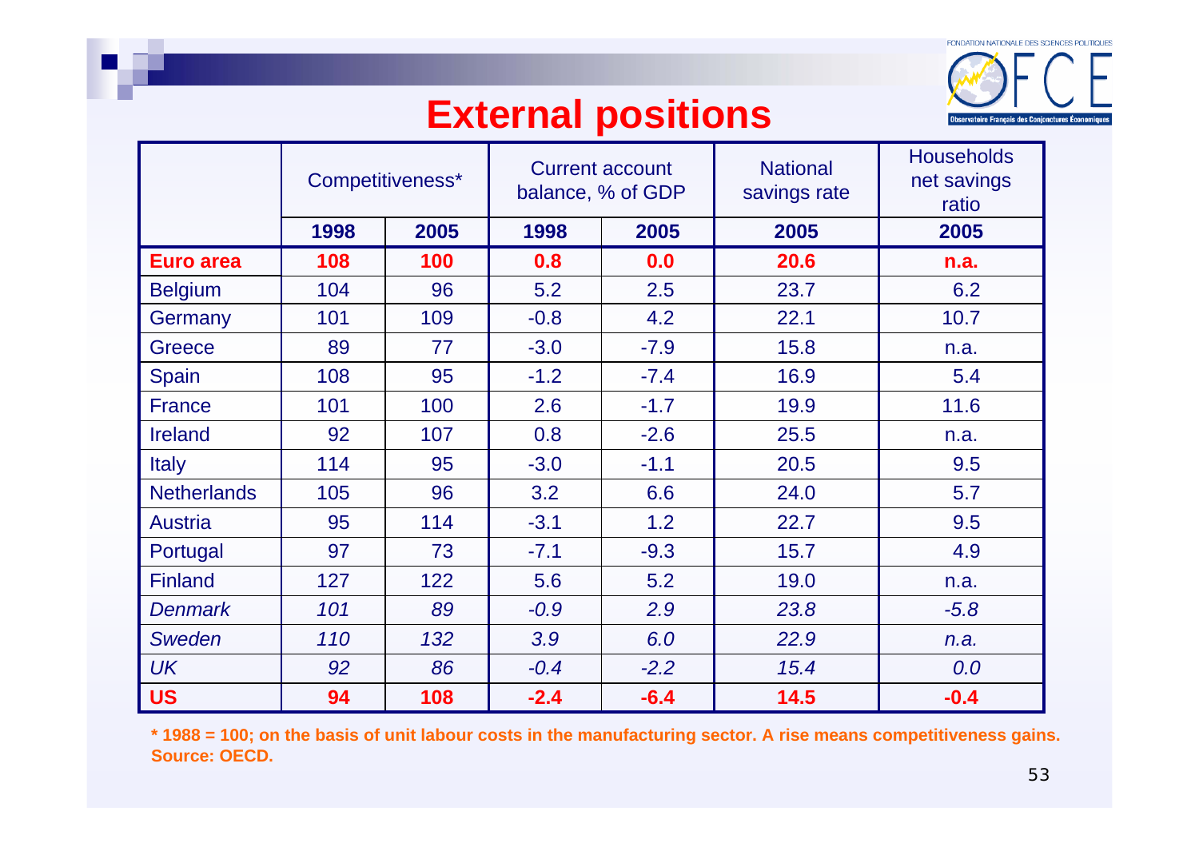# External positions

| | Competitiveness* | | Current account balance, % of GDP | | National savings rate | Households net savings ratio |
|---|---|---|---|---|---|---|
| | 1998 | 2005 | 1998 | 2005 | 2005 | 2005 |
| **Euro area** | **108** | **100** | **0.8** | **0.0** | **20.6** | **n.a.** |
| Belgium | 104 | 96 | 5.2 | 2.5 | 23.7 | 6.2 |
| Germany | 101 | 109 | -0.8 | 4.2 | 22.1 | 10.7 |
| Greece | 89 | 77 | -3.0 | -7.9 | 15.8 | n.a. |
| Spain | 108 | 95 | -1.2 | -7.4 | 16.9 | 5.4 |
| France | 101 | 100 | 2.6 | -1.7 | 19.9 | 11.6 |
| Ireland | 92 | 107 | 0.8 | -2.6 | 25.5 | n.a. |
| Italy | 114 | 95 | -3.0 | -1.1 | 20.5 | 9.5 |
| Netherlands | 105 | 96 | 3.2 | 6.6 | 24.0 | 5.7 |
| Austria | 95 | 114 | -3.1 | 1.2 | 22.7 | 9.5 |
| Portugal | 97 | 73 | -7.1 | -9.3 | 15.7 | 4.9 |
| Finland | 127 | 122 | 5.6 | 5.2 | 19.0 | n.a. |
| *Denmark* | *101* | *89* | *-0.9* | *2.9* | *23.8* | *-5.8* |
| *Sweden* | *110* | *132* | *3.9* | *6.0* | *22.9* | *n.a.* |
| *UK* | *92* | *86* | *-0.4* | *-2.2* | *15.4* | *0.0* |
| **US** | **94** | **108** | **-2.4** | **-6.4** | **14.5** | **-0.4** |

**\* 1988 = 100; on the basis of unit labour costs in the manufacturing sector. A rise means competitiveness gains.**
**Source: OECD.**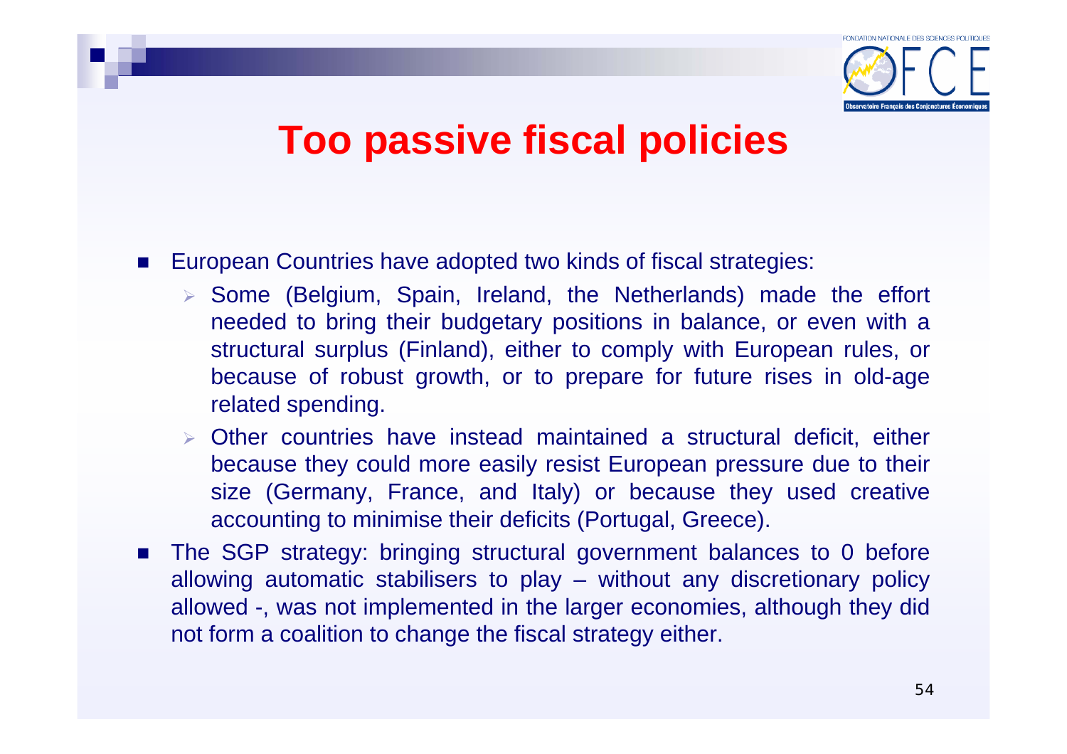# Too passive fiscal policies

- European Countries have adopted two kinds of fiscal strategies:
  - Some (Belgium, Spain, Ireland, the Netherlands) made the effort needed to bring their budgetary positions in balance, or even with a structural surplus (Finland), either to comply with European rules, or because of robust growth, or to prepare for future rises in old-age related spending.
  - Other countries have instead maintained a structural deficit, either because they could more easily resist European pressure due to their size (Germany, France, and Italy) or because they used creative accounting to minimise their deficits (Portugal, Greece).
- The SGP strategy: bringing structural government balances to 0 before allowing automatic stabilisers to play – without any discretionary policy allowed -, was not implemented in the larger economies, although they did not form a coalition to change the fiscal strategy either.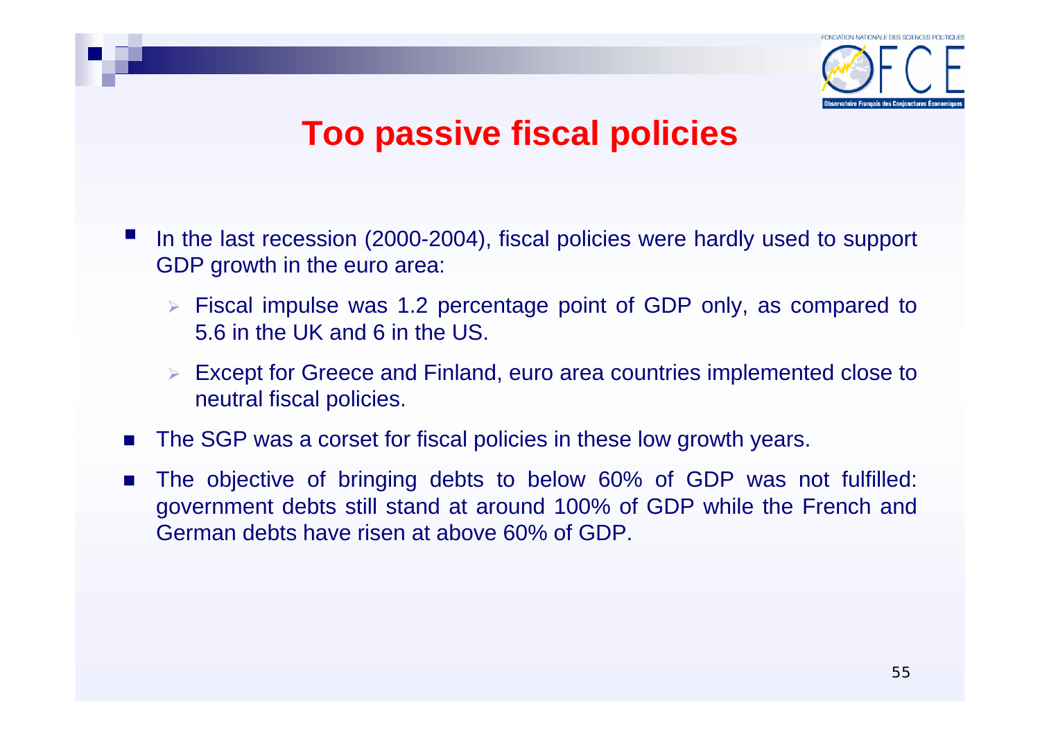# Too passive fiscal policies

- In the last recession (2000-2004), fiscal policies were hardly used to support GDP growth in the euro area:
  - Fiscal impulse was 1.2 percentage point of GDP only, as compared to 5.6 in the UK and 6 in the US.
  - Except for Greece and Finland, euro area countries implemented close to neutral fiscal policies.
- The SGP was a corset for fiscal policies in these low growth years.
- The objective of bringing debts to below 60% of GDP was not fulfilled: government debts still stand at around 100% of GDP while the French and German debts have risen at above 60% of GDP.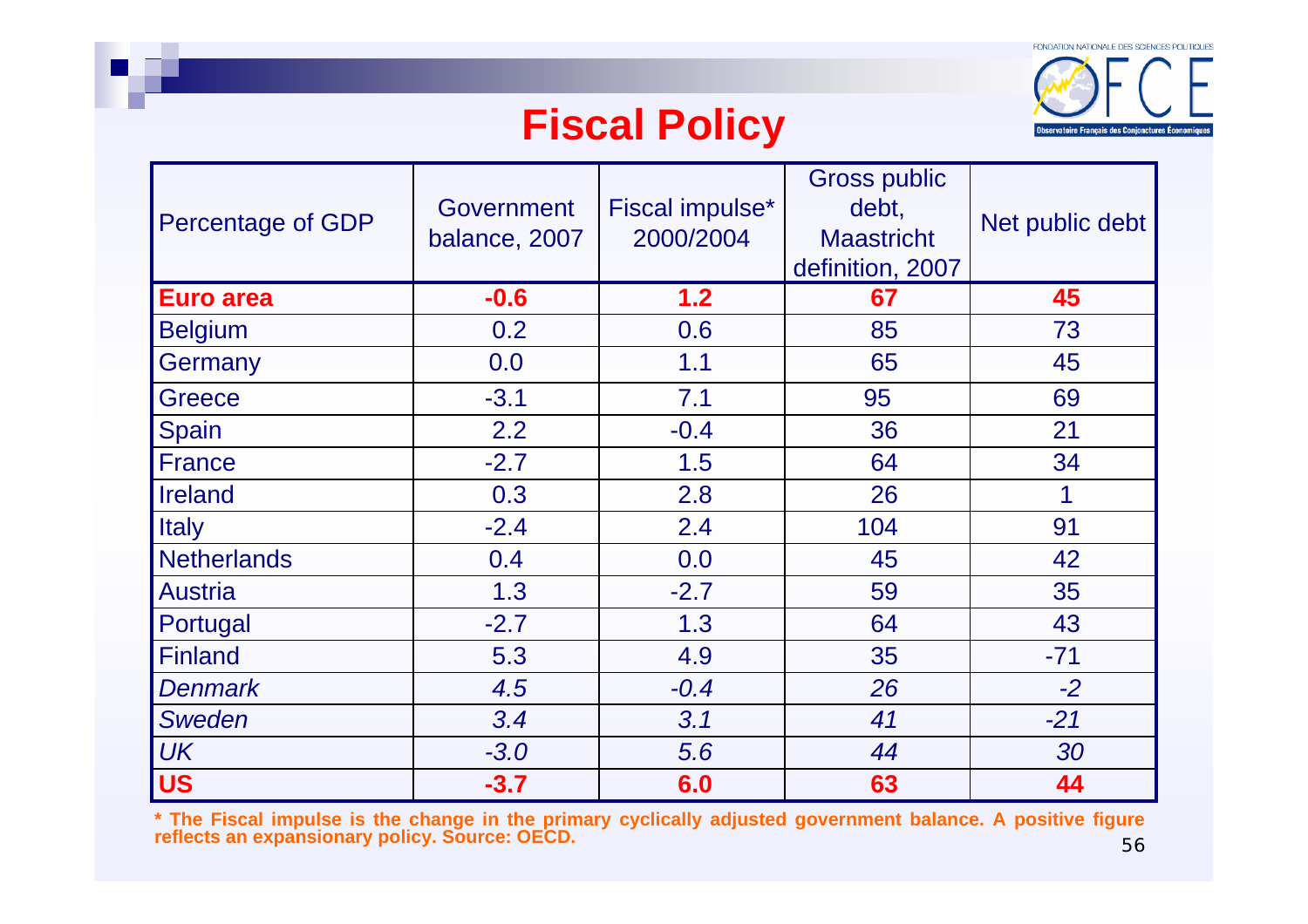# Fiscal Policy

| Percentage of GDP | Government balance, 2007 | Fiscal impulse* 2000/2004 | Gross public debt, Maastricht definition, 2007 | Net public debt |
|---|---|---|---|---|
| **Euro area** | **-0.6** | **1.2** | **67** | **45** |
| Belgium | 0.2 | 0.6 | 85 | 73 |
| Germany | 0.0 | 1.1 | 65 | 45 |
| Greece | -3.1 | 7.1 | 95 | 69 |
| Spain | 2.2 | -0.4 | 36 | 21 |
| France | -2.7 | 1.5 | 64 | 34 |
| Ireland | 0.3 | 2.8 | 26 | 1 |
| Italy | -2.4 | 2.4 | 104 | 91 |
| Netherlands | 0.4 | 0.0 | 45 | 42 |
| Austria | 1.3 | -2.7 | 59 | 35 |
| Portugal | -2.7 | 1.3 | 64 | 43 |
| Finland | 5.3 | 4.9 | 35 | -71 |
| *Denmark* | *4.5* | *-0.4* | *26* | *-2* |
| *Sweden* | *3.4* | *3.1* | *41* | *-21* |
| *UK* | *-3.0* | *5.6* | *44* | *30* |
| **US** | **-3.7** | **6.0** | **63** | **44** |

**\* The Fiscal impulse is the change in the primary cyclically adjusted government balance. A positive figure reflects an expansionary policy. Source: OECD.**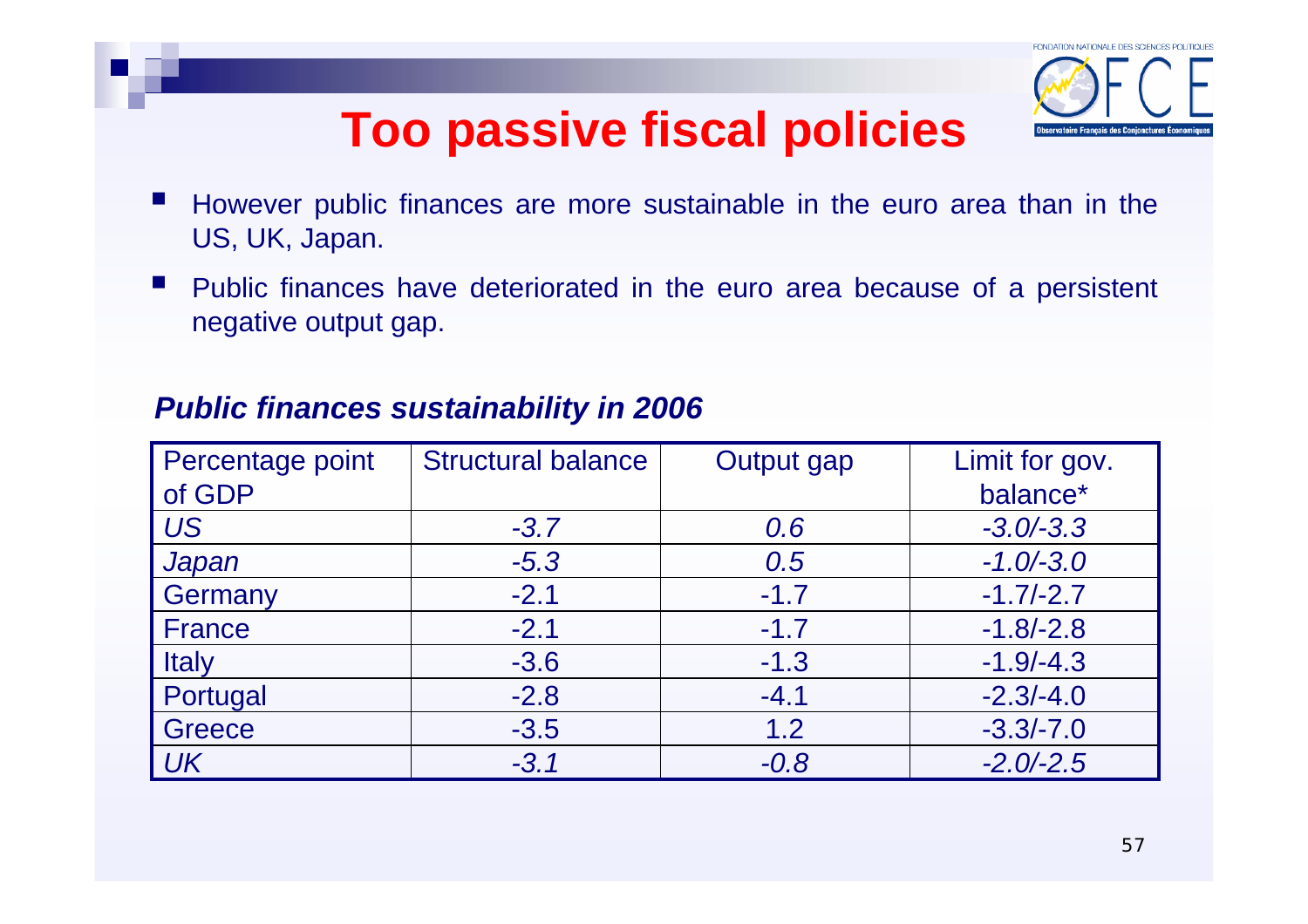# Too passive fiscal policies

- However public finances are more sustainable in the euro area than in the US, UK, Japan.
- Public finances have deteriorated in the euro area because of a persistent negative output gap.

***Public finances sustainability in 2006***

| Percentage point of GDP | Structural balance | Output gap | Limit for gov. balance* |
|---|---|---|---|
| *US* | *-3.7* | *0.6* | *-3.0/-3.3* |
| *Japan* | *-5.3* | *0.5* | *-1.0/-3.0* |
| Germany | -2.1 | -1.7 | -1.7/-2.7 |
| France | -2.1 | -1.7 | -1.8/-2.8 |
| Italy | -3.6 | -1.3 | -1.9/-4.3 |
| Portugal | -2.8 | -4.1 | -2.3/-4.0 |
| Greece | -3.5 | 1.2 | -3.3/-7.0 |
| *UK* | *-3.1* | *-0.8* | *-2.0/-2.5* |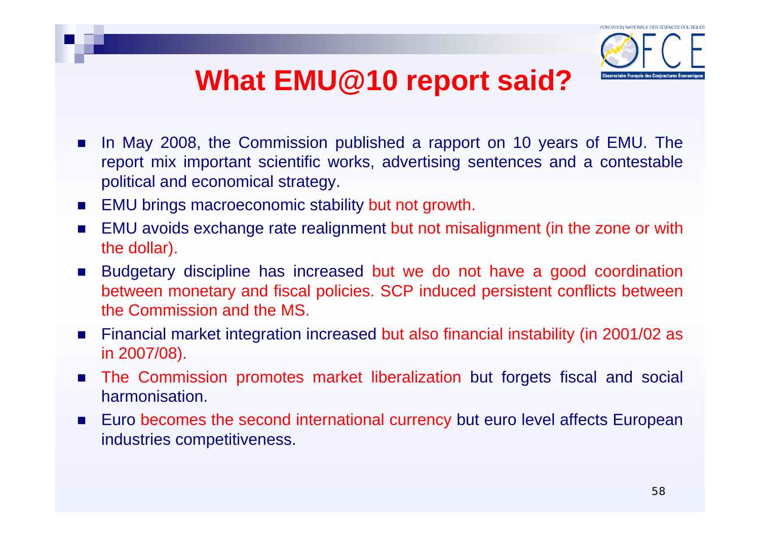# What EMU@10 report said?

- In May 2008, the Commission published a rapport on 10 years of EMU. The report mix important scientific works, advertising sentences and a contestable political and economical strategy.
- EMU brings macroeconomic stability but not growth.
- EMU avoids exchange rate realignment but not misalignment (in the zone or with the dollar).
- Budgetary discipline has increased but we do not have a good coordination between monetary and fiscal policies. SCP induced persistent conflicts between the Commission and the MS.
- Financial market integration increased but also financial instability (in 2001/02 as in 2007/08).
- The Commission promotes market liberalization but forgets fiscal and social harmonisation.
- Euro becomes the second international currency but euro level affects European industries competitiveness.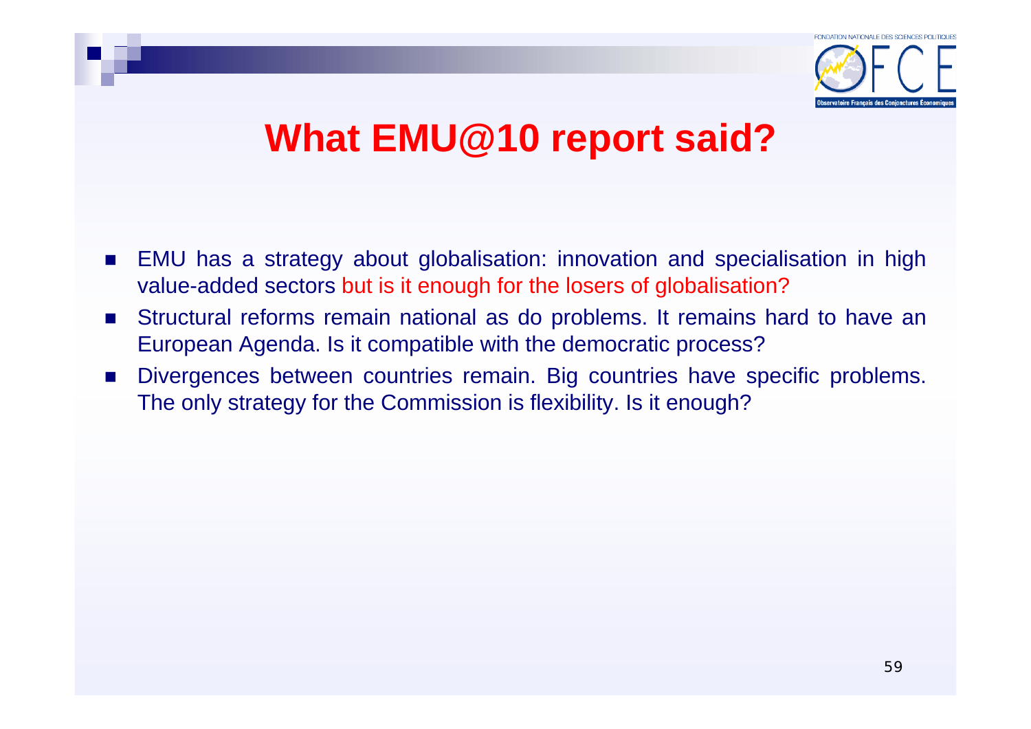# What EMU@10 report said?

- EMU has a strategy about globalisation: innovation and specialisation in high value-added sectors but is it enough for the losers of globalisation?
- Structural reforms remain national as do problems. It remains hard to have an European Agenda. Is it compatible with the democratic process?
- Divergences between countries remain. Big countries have specific problems. The only strategy for the Commission is flexibility. Is it enough?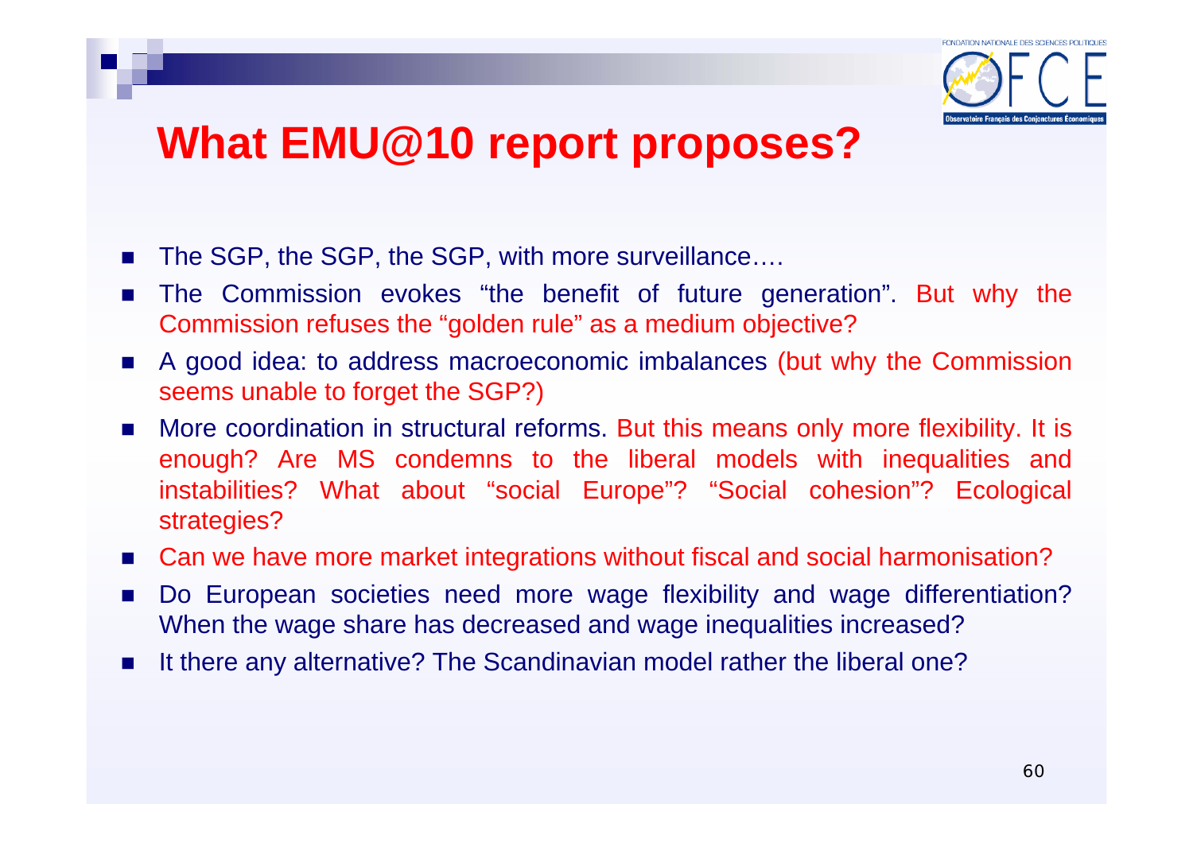# What EMU@10 report proposes?

- The SGP, the SGP, the SGP, with more surveillance….
- The Commission evokes "the benefit of future generation". But why the Commission refuses the "golden rule" as a medium objective?
- A good idea: to address macroeconomic imbalances (but why the Commission seems unable to forget the SGP?)
- More coordination in structural reforms. But this means only more flexibility. It is enough? Are MS condemns to the liberal models with inequalities and instabilities? What about "social Europe"? "Social cohesion"? Ecological strategies?
- Can we have more market integrations without fiscal and social harmonisation?
- Do European societies need more wage flexibility and wage differentiation? When the wage share has decreased and wage inequalities increased?
- It there any alternative? The Scandinavian model rather the liberal one?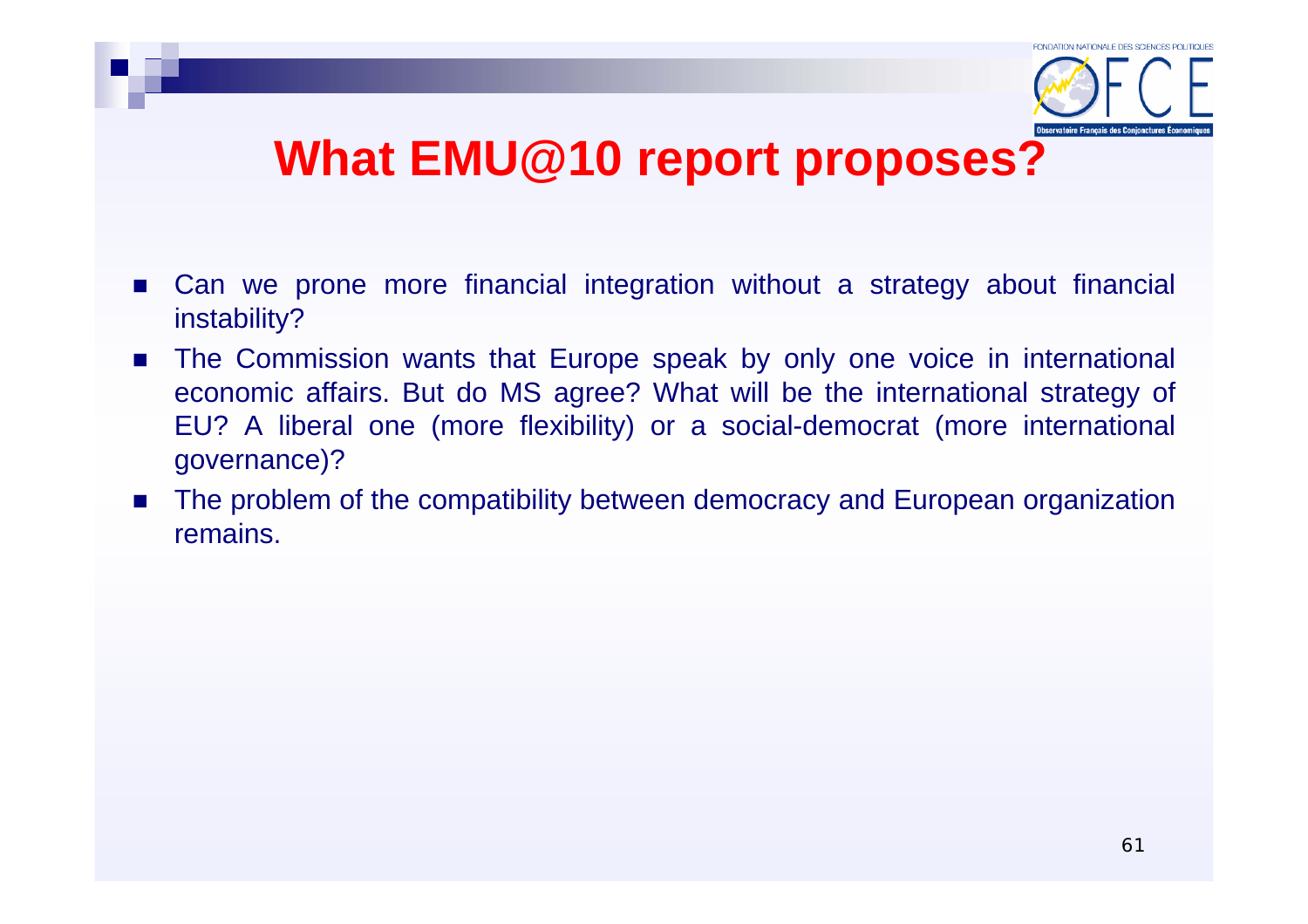# What EMU@10 report proposes?

- Can we prone more financial integration without a strategy about financial instability?
- The Commission wants that Europe speak by only one voice in international economic affairs. But do MS agree? What will be the international strategy of EU? A liberal one (more flexibility) or a social-democrat (more international governance)?
- The problem of the compatibility between democracy and European organization remains.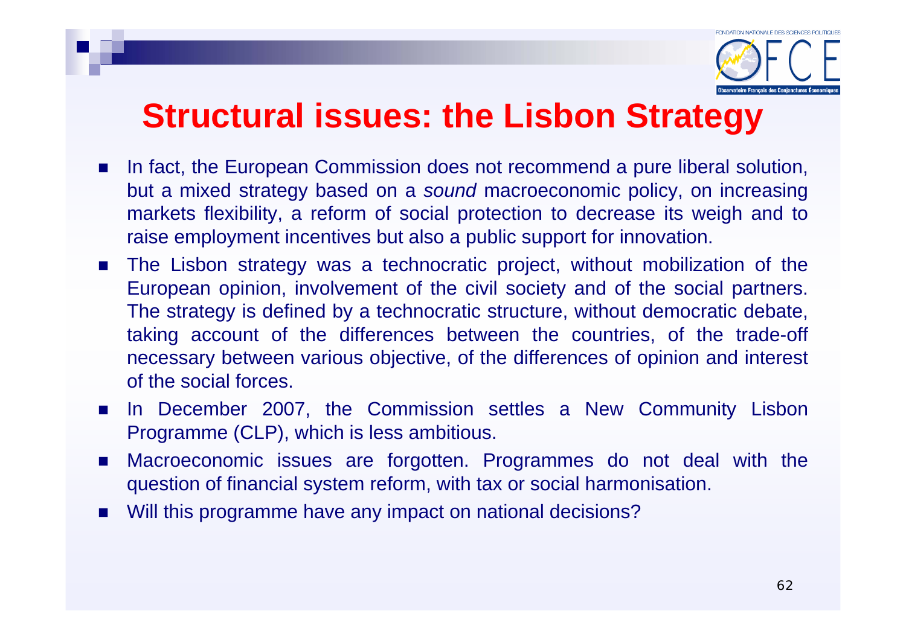# Structural issues: the Lisbon Strategy

- In fact, the European Commission does not recommend a pure liberal solution, but a mixed strategy based on a *sound* macroeconomic policy, on increasing markets flexibility, a reform of social protection to decrease its weigh and to raise employment incentives but also a public support for innovation.
- The Lisbon strategy was a technocratic project, without mobilization of the European opinion, involvement of the civil society and of the social partners. The strategy is defined by a technocratic structure, without democratic debate, taking account of the differences between the countries, of the trade-off necessary between various objective, of the differences of opinion and interest of the social forces.
- In December 2007, the Commission settles a New Community Lisbon Programme (CLP), which is less ambitious.
- Macroeconomic issues are forgotten. Programmes do not deal with the question of financial system reform, with tax or social harmonisation.
- Will this programme have any impact on national decisions?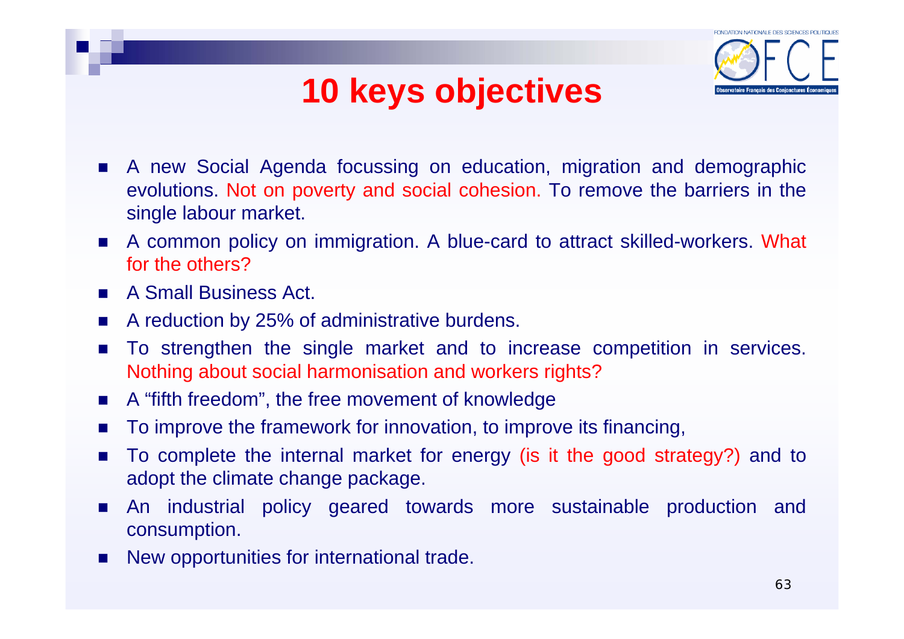# 10 keys objectives

- A new Social Agenda focussing on education, migration and demographic evolutions. Not on poverty and social cohesion. To remove the barriers in the single labour market.
- A common policy on immigration. A blue-card to attract skilled-workers. What for the others?
- A Small Business Act.
- A reduction by 25% of administrative burdens.
- To strengthen the single market and to increase competition in services. Nothing about social harmonisation and workers rights?
- A "fifth freedom", the free movement of knowledge
- To improve the framework for innovation, to improve its financing,
- To complete the internal market for energy (is it the good strategy?) and to adopt the climate change package.
- An industrial policy geared towards more sustainable production and consumption.
- New opportunities for international trade.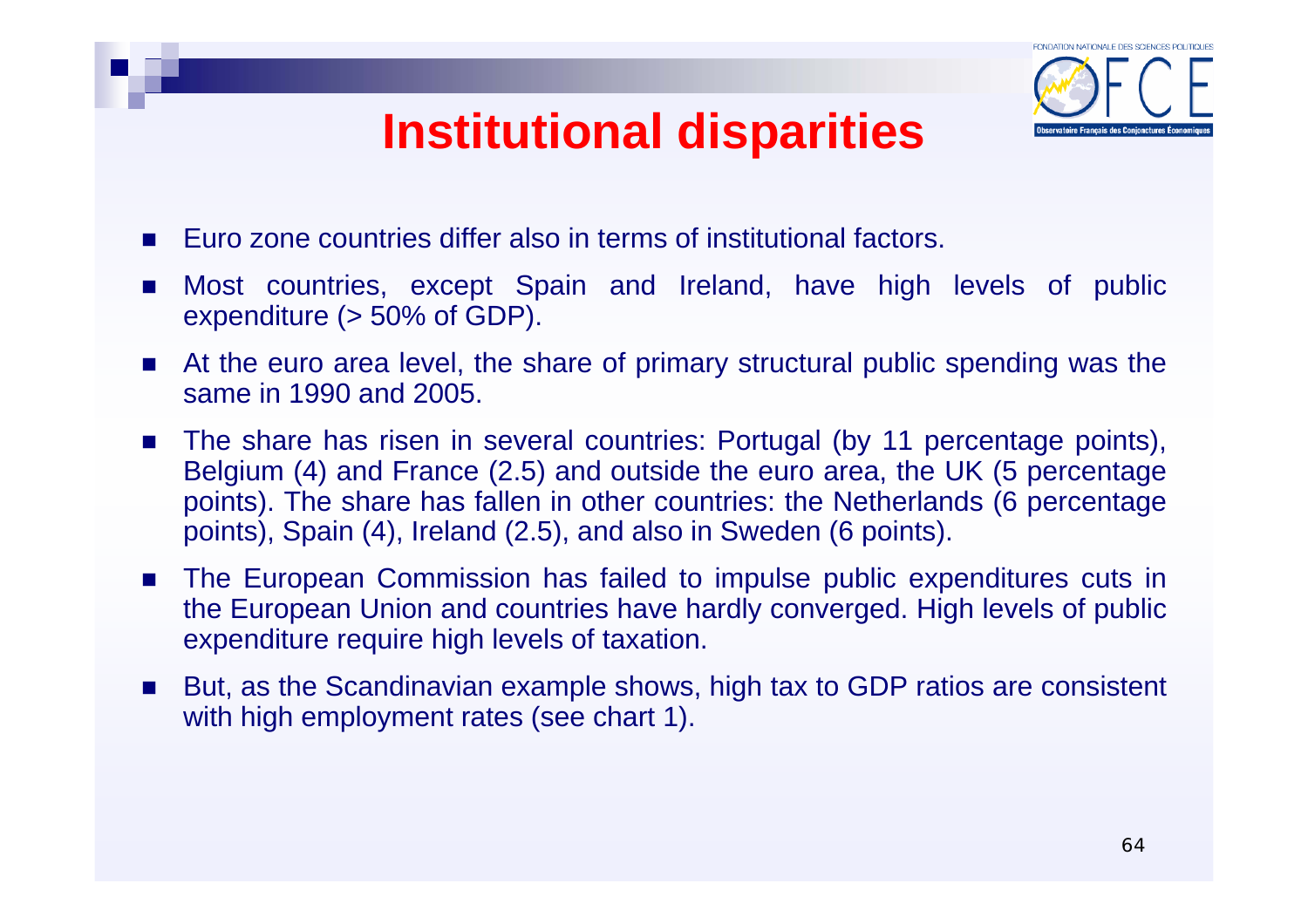# Institutional disparities

- Euro zone countries differ also in terms of institutional factors.
- Most countries, except Spain and Ireland, have high levels of public expenditure (> 50% of GDP).
- At the euro area level, the share of primary structural public spending was the same in 1990 and 2005.
- The share has risen in several countries: Portugal (by 11 percentage points), Belgium (4) and France (2.5) and outside the euro area, the UK (5 percentage points). The share has fallen in other countries: the Netherlands (6 percentage points), Spain (4), Ireland (2.5), and also in Sweden (6 points).
- The European Commission has failed to impulse public expenditures cuts in the European Union and countries have hardly converged. High levels of public expenditure require high levels of taxation.
- But, as the Scandinavian example shows, high tax to GDP ratios are consistent with high employment rates (see chart 1).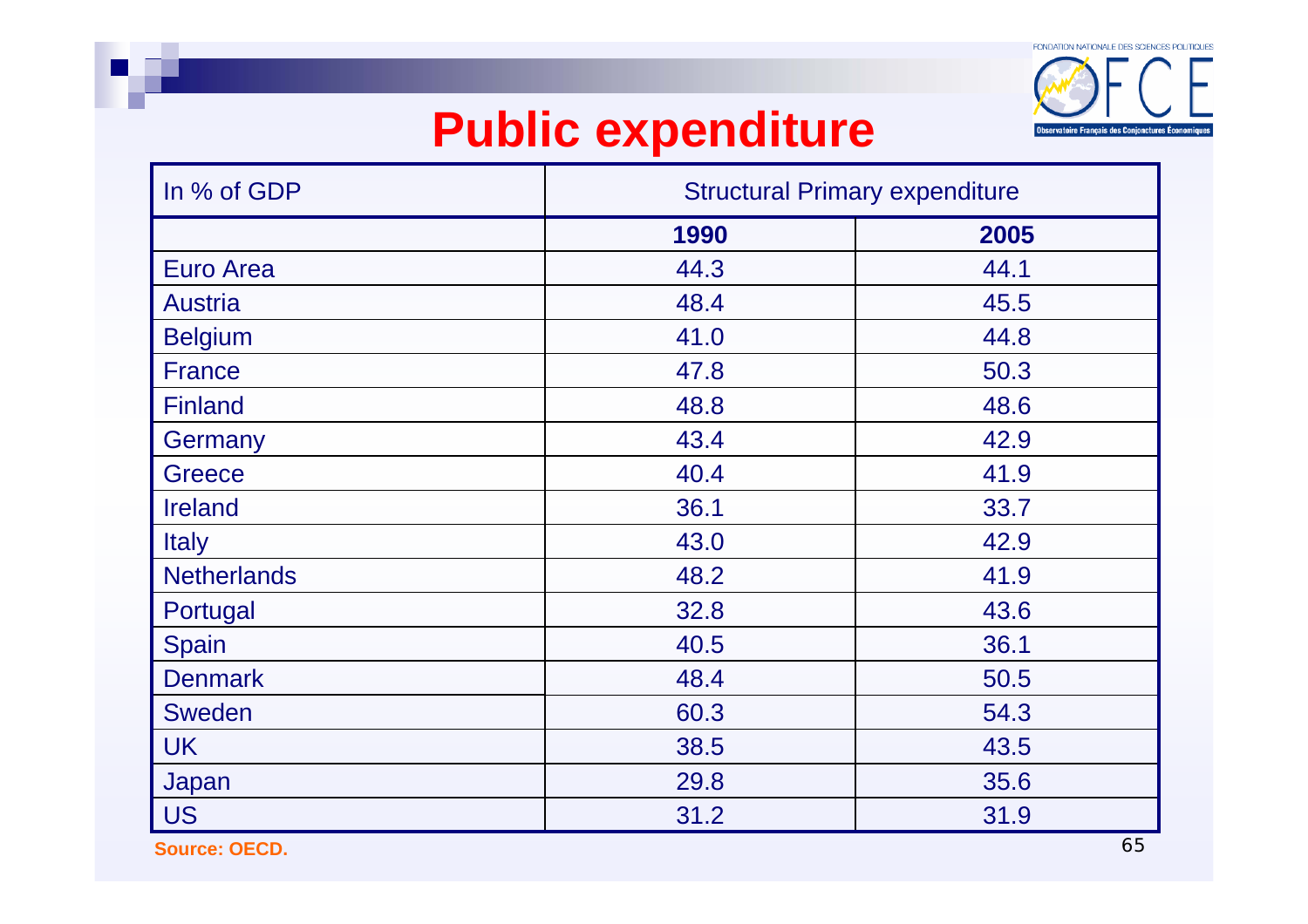# Public expenditure

| In % of GDP | Structural Primary expenditure | |
|---|---|---|
| | **1990** | **2005** |
| Euro Area | 44.3 | 44.1 |
| Austria | 48.4 | 45.5 |
| Belgium | 41.0 | 44.8 |
| France | 47.8 | 50.3 |
| Finland | 48.8 | 48.6 |
| Germany | 43.4 | 42.9 |
| Greece | 40.4 | 41.9 |
| Ireland | 36.1 | 33.7 |
| Italy | 43.0 | 42.9 |
| Netherlands | 48.2 | 41.9 |
| Portugal | 32.8 | 43.6 |
| Spain | 40.5 | 36.1 |
| Denmark | 48.4 | 50.5 |
| Sweden | 60.3 | 54.3 |
| UK | 38.5 | 43.5 |
| Japan | 29.8 | 35.6 |
| US | 31.2 | 31.9 |

**Source: OECD.**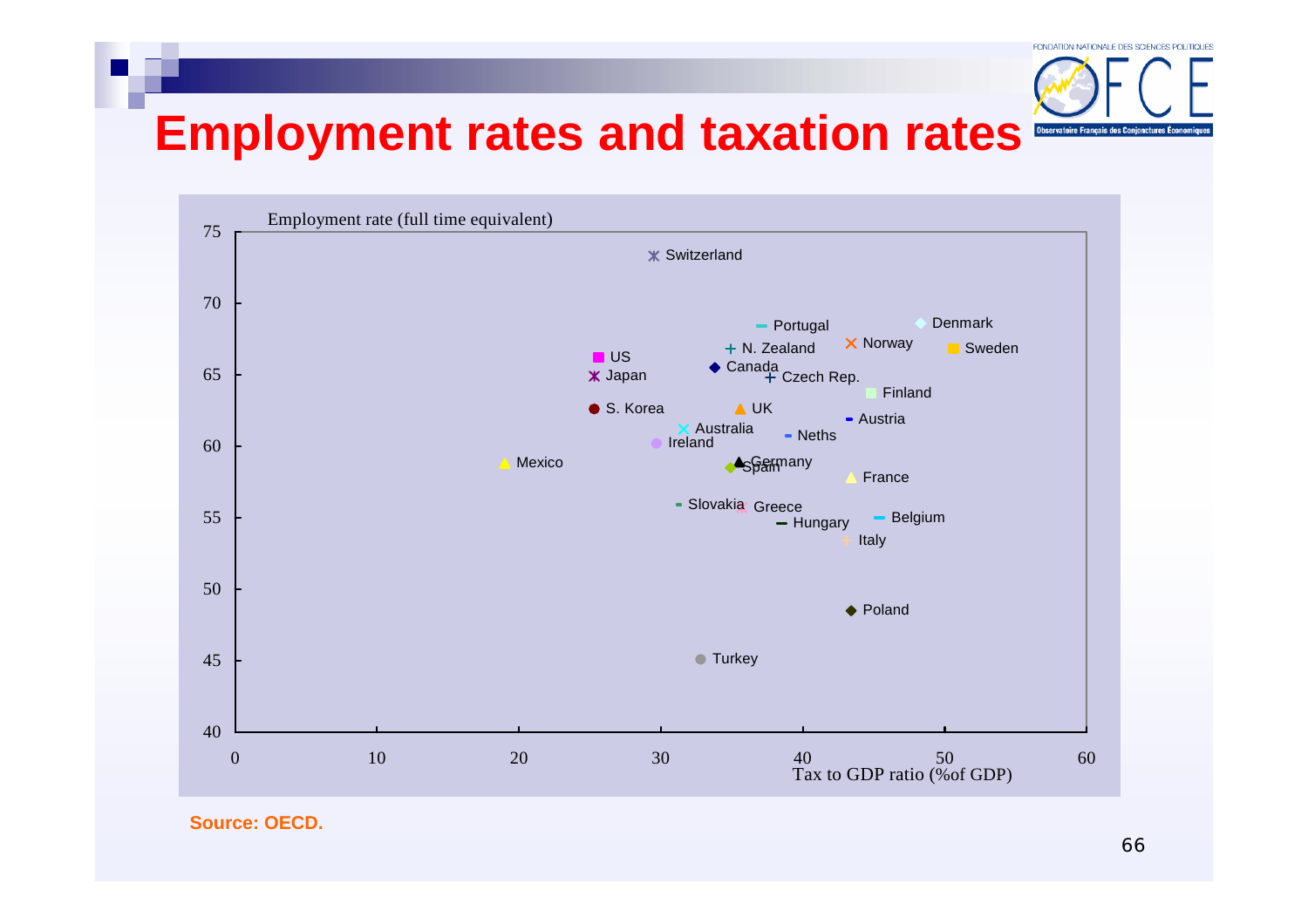# Employment rates and taxation rates

Employment rate (full time equivalent)

| Country | Tax to GDP ratio (% of GDP) | Employment rate (full time equivalent) |
|---|---|---|
| Switzerland | 29.5 | 73.5 |
| Portugal | 37 | 68 |
| Denmark | 48 | 68.5 |
| Norway | 43 | 67 |
| Sweden | 50.5 | 66.5 |
| N. Zealand | 35 | 66.5 |
| US | 25.5 | 66 |
| Canada | 33.5 | 65.5 |
| Japan | 25.5 | 65 |
| Czech Rep. | 37.5 | 65 |
| Finland | 45 | 63.5 |
| S. Korea | 25.5 | 62.5 |
| UK | 35.5 | 62.5 |
| Austria | 43 | 62 |
| Australia | 31.5 | 61 |
| Neths | 39 | 60.5 |
| Ireland | 30 | 60 |
| Mexico | 19 | 58.5 |
| Germany | 35.5 | 59 |
| Spain | 35 | 58.5 |
| France | 43.5 | 57.5 |
| Slovakia | 31.5 | 56 |
| Greece | 35.5 | 55.5 |
| Hungary | 38.5 | 54.5 |
| Belgium | 45.5 | 55 |
| Italy | 43 | 53.5 |
| Poland | 43.5 | 48.5 |
| Turkey | 33 | 45 |

Tax to GDP ratio (%of GDP)

**Source: OECD.**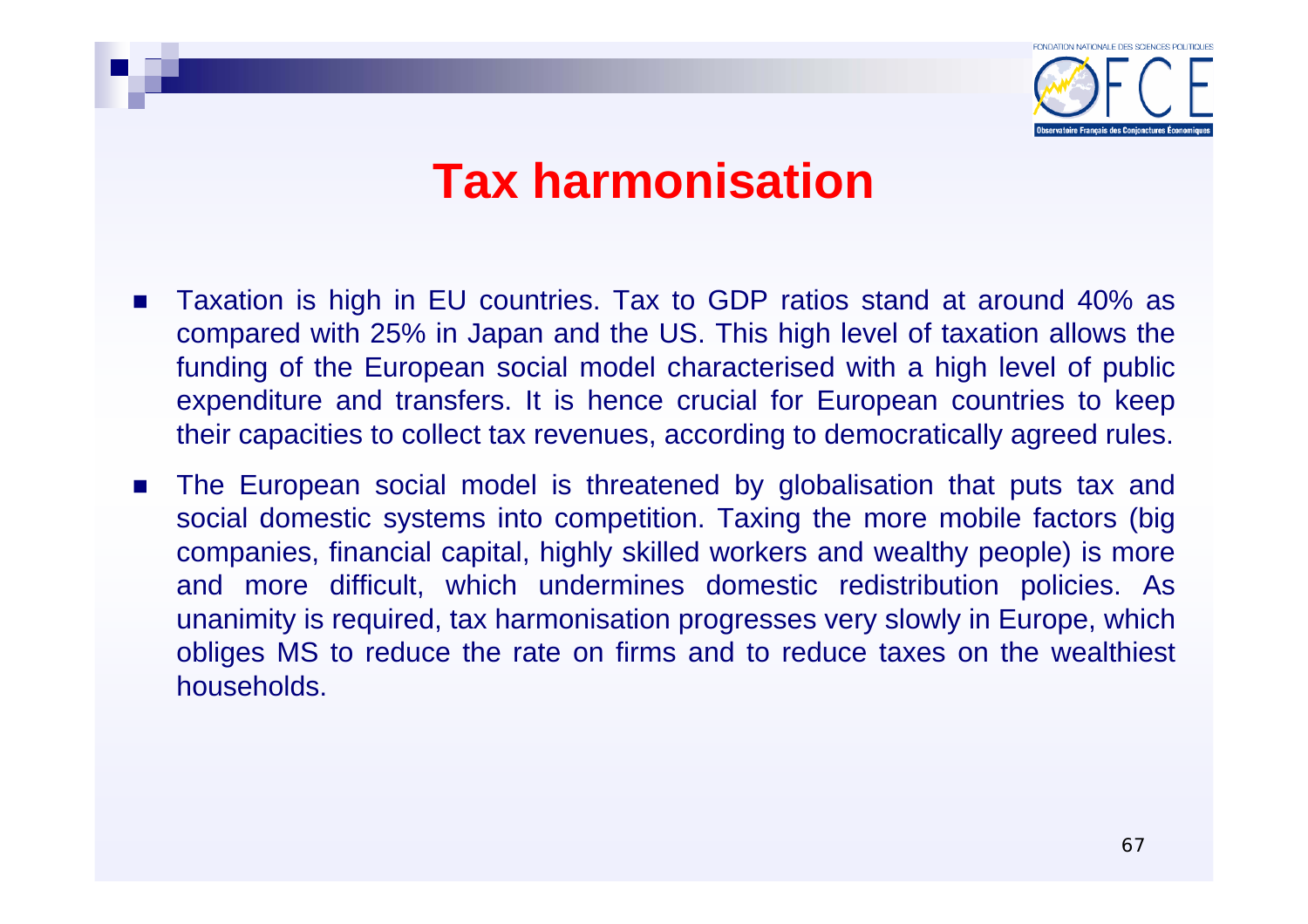# Tax harmonisation

- Taxation is high in EU countries. Tax to GDP ratios stand at around 40% as compared with 25% in Japan and the US. This high level of taxation allows the funding of the European social model characterised with a high level of public expenditure and transfers. It is hence crucial for European countries to keep their capacities to collect tax revenues, according to democratically agreed rules.
- The European social model is threatened by globalisation that puts tax and social domestic systems into competition. Taxing the more mobile factors (big companies, financial capital, highly skilled workers and wealthy people) is more and more difficult, which undermines domestic redistribution policies. As unanimity is required, tax harmonisation progresses very slowly in Europe, which obliges MS to reduce the rate on firms and to reduce taxes on the wealthiest households.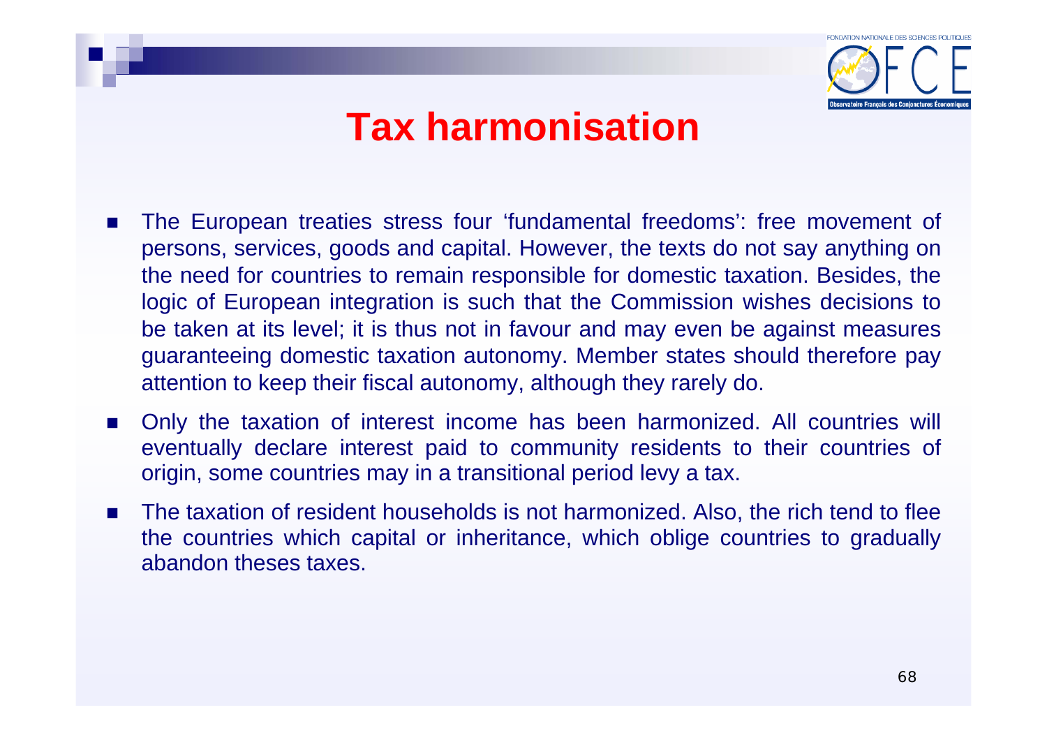# Tax harmonisation

- The European treaties stress four 'fundamental freedoms': free movement of persons, services, goods and capital. However, the texts do not say anything on the need for countries to remain responsible for domestic taxation. Besides, the logic of European integration is such that the Commission wishes decisions to be taken at its level; it is thus not in favour and may even be against measures guaranteeing domestic taxation autonomy. Member states should therefore pay attention to keep their fiscal autonomy, although they rarely do.
- Only the taxation of interest income has been harmonized. All countries will eventually declare interest paid to community residents to their countries of origin, some countries may in a transitional period levy a tax.
- The taxation of resident households is not harmonized. Also, the rich tend to flee the countries which capital or inheritance, which oblige countries to gradually abandon theses taxes.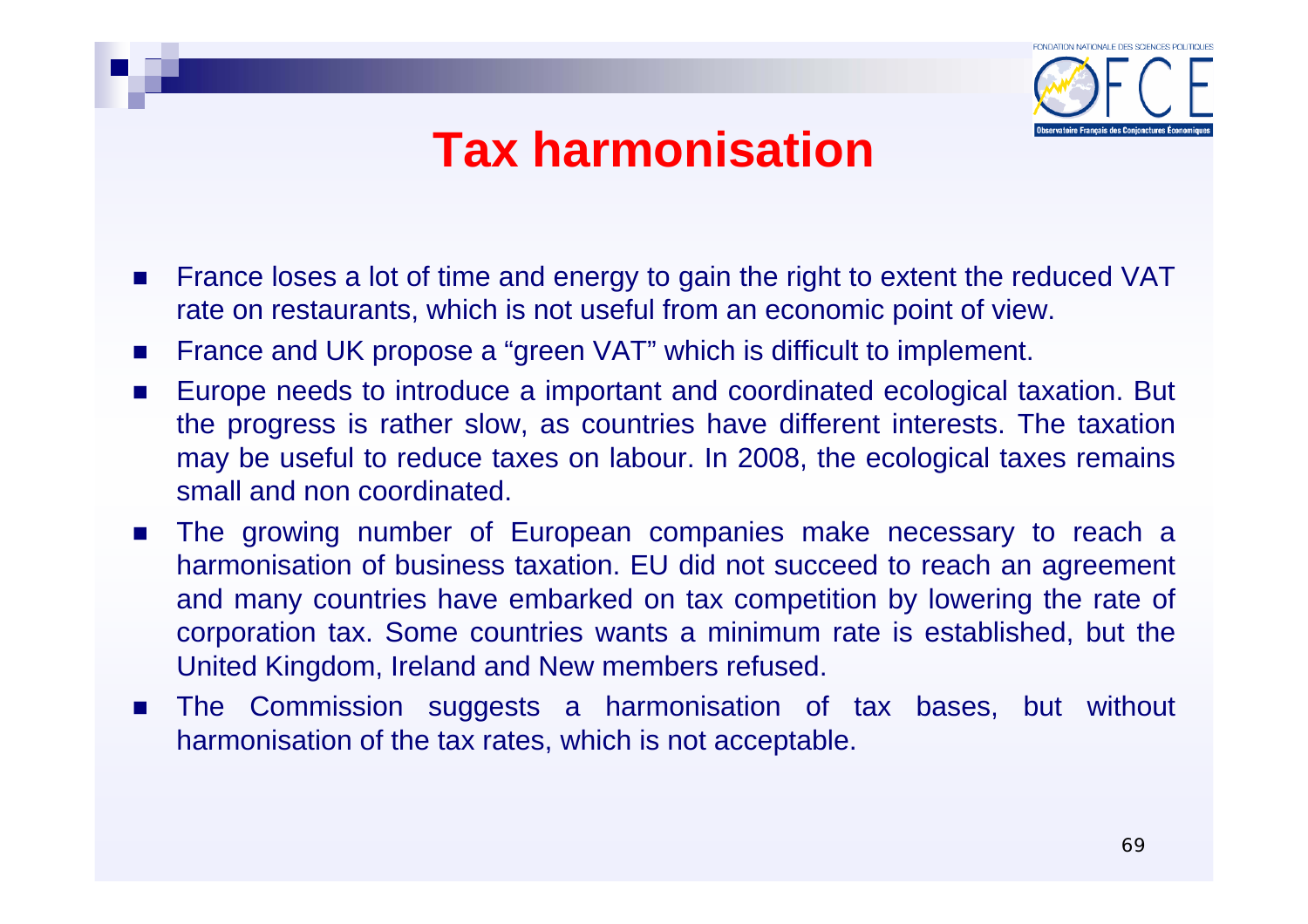# Tax harmonisation

- France loses a lot of time and energy to gain the right to extent the reduced VAT rate on restaurants, which is not useful from an economic point of view.
- France and UK propose a "green VAT" which is difficult to implement.
- Europe needs to introduce a important and coordinated ecological taxation. But the progress is rather slow, as countries have different interests. The taxation may be useful to reduce taxes on labour. In 2008, the ecological taxes remains small and non coordinated.
- The growing number of European companies make necessary to reach a harmonisation of business taxation. EU did not succeed to reach an agreement and many countries have embarked on tax competition by lowering the rate of corporation tax. Some countries wants a minimum rate is established, but the United Kingdom, Ireland and New members refused.
- The Commission suggests a harmonisation of tax bases, but without harmonisation of the tax rates, which is not acceptable.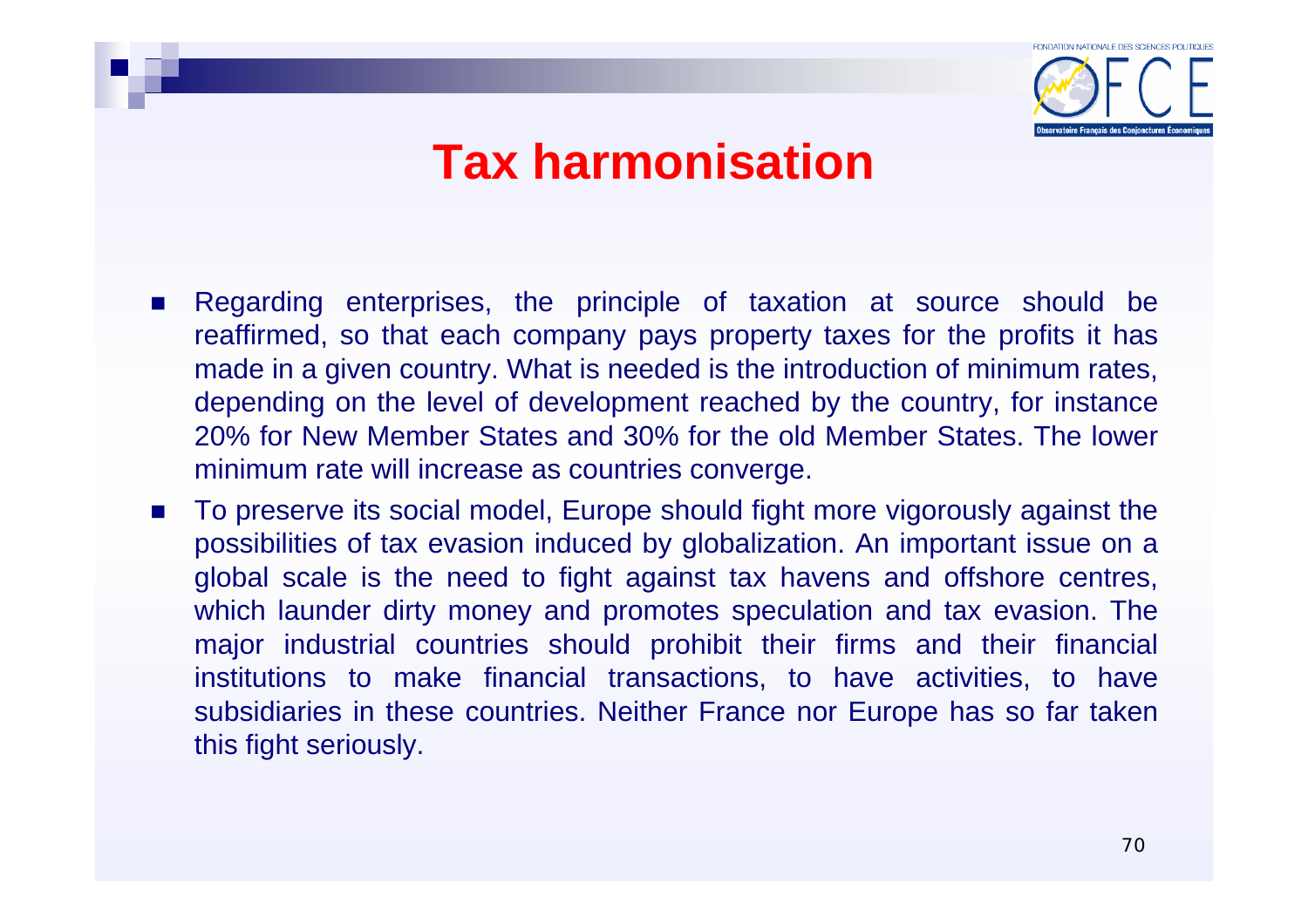# Tax harmonisation

- Regarding enterprises, the principle of taxation at source should be reaffirmed, so that each company pays property taxes for the profits it has made in a given country. What is needed is the introduction of minimum rates, depending on the level of development reached by the country, for instance 20% for New Member States and 30% for the old Member States. The lower minimum rate will increase as countries converge.
- To preserve its social model, Europe should fight more vigorously against the possibilities of tax evasion induced by globalization. An important issue on a global scale is the need to fight against tax havens and offshore centres, which launder dirty money and promotes speculation and tax evasion. The major industrial countries should prohibit their firms and their financial institutions to make financial transactions, to have activities, to have subsidiaries in these countries. Neither France nor Europe has so far taken this fight seriously.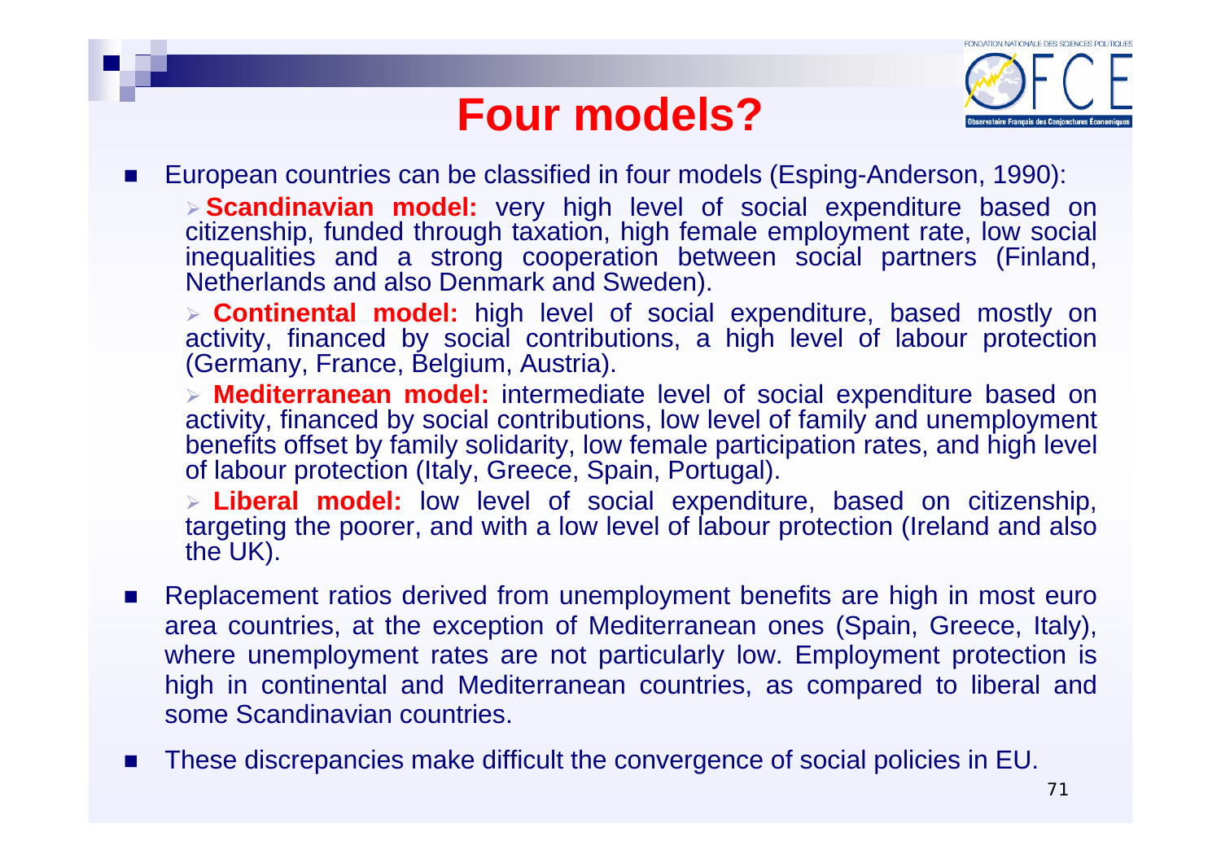# Four models?

- European countries can be classified in four models (Esping-Anderson, 1990):
  - **Scandinavian model:** very high level of social expenditure based on citizenship, funded through taxation, high female employment rate, low social inequalities and a strong cooperation between social partners (Finland, Netherlands and also Denmark and Sweden).
  - **Continental model:** high level of social expenditure, based mostly on activity, financed by social contributions, a high level of labour protection (Germany, France, Belgium, Austria).
  - **Mediterranean model:** intermediate level of social expenditure based on activity, financed by social contributions, low level of family and unemployment benefits offset by family solidarity, low female participation rates, and high level of labour protection (Italy, Greece, Spain, Portugal).
  - **Liberal model:** low level of social expenditure, based on citizenship, targeting the poorer, and with a low level of labour protection (Ireland and also the UK).
- Replacement ratios derived from unemployment benefits are high in most euro area countries, at the exception of Mediterranean ones (Spain, Greece, Italy), where unemployment rates are not particularly low. Employment protection is high in continental and Mediterranean countries, as compared to liberal and some Scandinavian countries.
- These discrepancies make difficult the convergence of social policies in EU.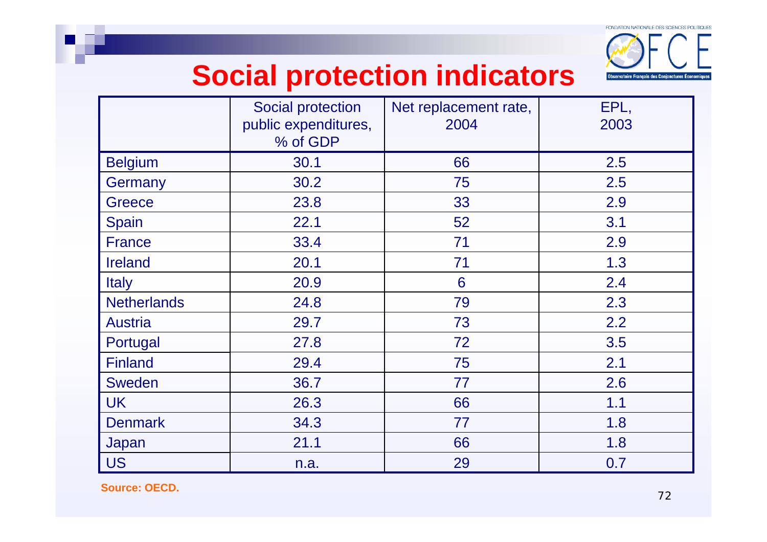# Social protection indicators

| | Social protection public expenditures, % of GDP | Net replacement rate, 2004 | EPL, 2003 |
|---|---|---|---|
| Belgium | 30.1 | 66 | 2.5 |
| Germany | 30.2 | 75 | 2.5 |
| Greece | 23.8 | 33 | 2.9 |
| Spain | 22.1 | 52 | 3.1 |
| France | 33.4 | 71 | 2.9 |
| Ireland | 20.1 | 71 | 1.3 |
| Italy | 20.9 | 6 | 2.4 |
| Netherlands | 24.8 | 79 | 2.3 |
| Austria | 29.7 | 73 | 2.2 |
| Portugal | 27.8 | 72 | 3.5 |
| Finland | 29.4 | 75 | 2.1 |
| Sweden | 36.7 | 77 | 2.6 |
| UK | 26.3 | 66 | 1.1 |
| Denmark | 34.3 | 77 | 1.8 |
| Japan | 21.1 | 66 | 1.8 |
| US | n.a. | 29 | 0.7 |

**Source: OECD.**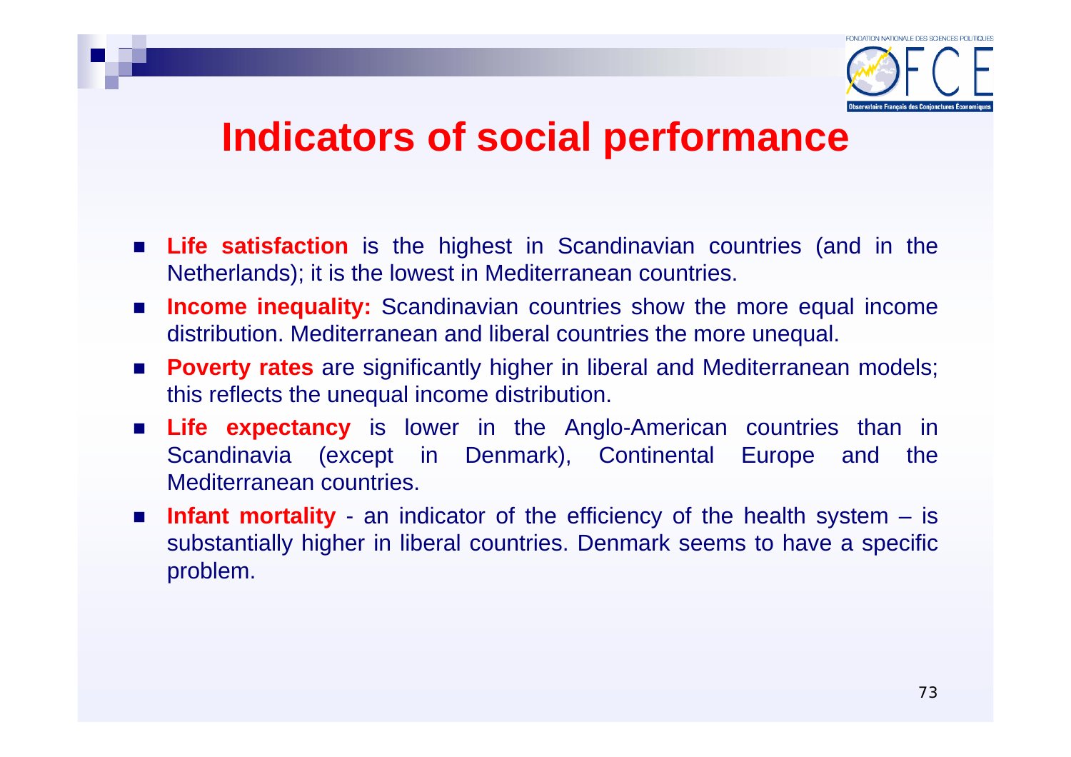# Indicators of social performance

- **Life satisfaction** is the highest in Scandinavian countries (and in the Netherlands); it is the lowest in Mediterranean countries.
- **Income inequality:** Scandinavian countries show the more equal income distribution. Mediterranean and liberal countries the more unequal.
- **Poverty rates** are significantly higher in liberal and Mediterranean models; this reflects the unequal income distribution.
- **Life expectancy** is lower in the Anglo-American countries than in Scandinavia (except in Denmark), Continental Europe and the Mediterranean countries.
- **Infant mortality** - an indicator of the efficiency of the health system – is substantially higher in liberal countries. Denmark seems to have a specific problem.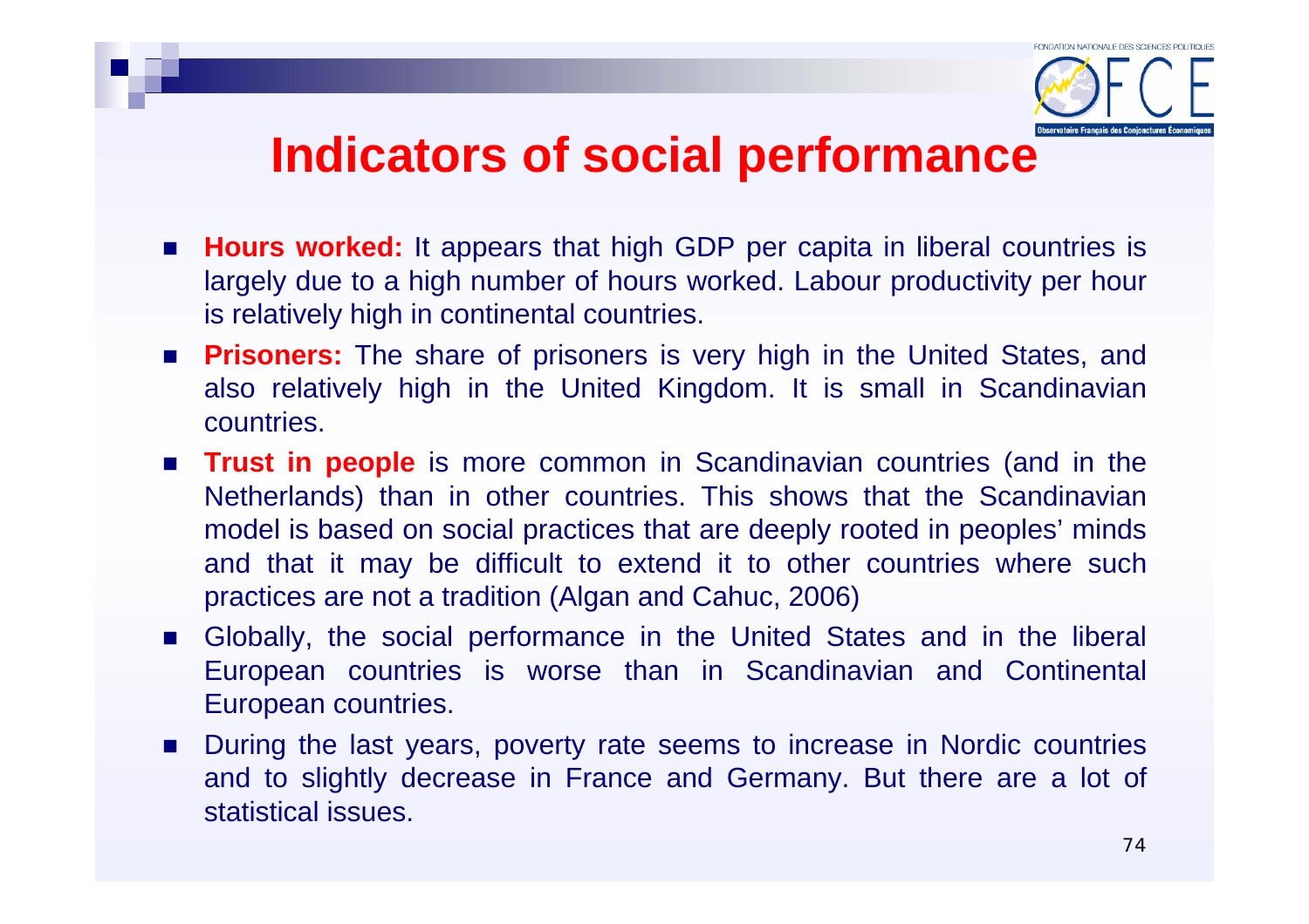# Indicators of social performance

- **Hours worked:** It appears that high GDP per capita in liberal countries is largely due to a high number of hours worked. Labour productivity per hour is relatively high in continental countries.
- **Prisoners:** The share of prisoners is very high in the United States, and also relatively high in the United Kingdom. It is small in Scandinavian countries.
- **Trust in people** is more common in Scandinavian countries (and in the Netherlands) than in other countries. This shows that the Scandinavian model is based on social practices that are deeply rooted in peoples' minds and that it may be difficult to extend it to other countries where such practices are not a tradition (Algan and Cahuc, 2006)
- Globally, the social performance in the United States and in the liberal European countries is worse than in Scandinavian and Continental European countries.
- During the last years, poverty rate seems to increase in Nordic countries and to slightly decrease in France and Germany. But there are a lot of statistical issues.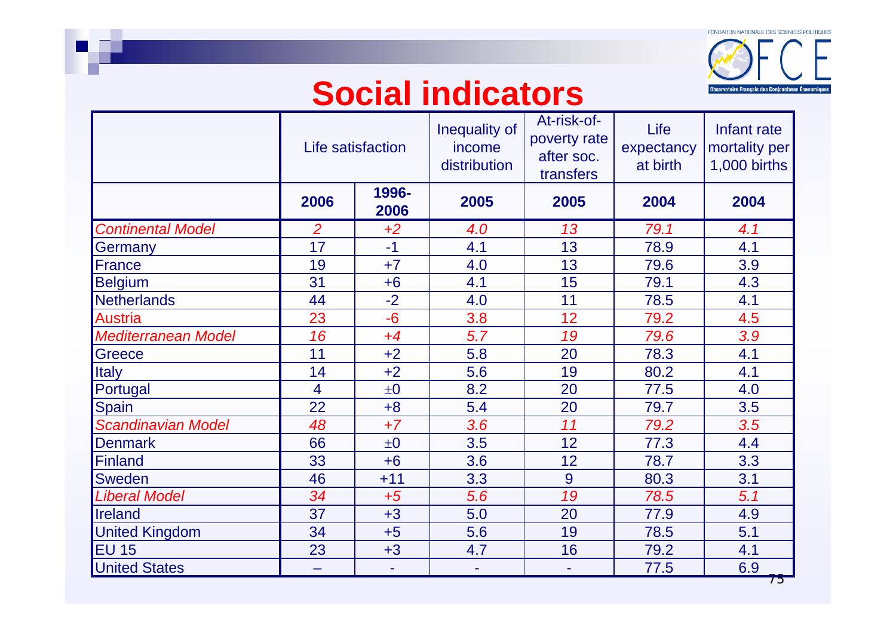# Social indicators

| | Life satisfaction | | Inequality of income distribution | At-risk-of-poverty rate after soc. transfers | Life expectancy at birth | Infant rate mortality per 1,000 births |
|---|---|---|---|---|---|---|
| | **2006** | **1996-2006** | **2005** | **2005** | **2004** | **2004** |
| *Continental Model* | *2* | *+2* | *4.0* | *13* | *79.1* | *4.1* |
| Germany | 17 | -1 | 4.1 | 13 | 78.9 | 4.1 |
| France | 19 | +7 | 4.0 | 13 | 79.6 | 3.9 |
| Belgium | 31 | +6 | 4.1 | 15 | 79.1 | 4.3 |
| Netherlands | 44 | -2 | 4.0 | 11 | 78.5 | 4.1 |
| Austria | 23 | -6 | 3.8 | 12 | 79.2 | 4.5 |
| *Mediterranean Model* | *16* | *+4* | *5.7* | *19* | *79.6* | *3.9* |
| Greece | 11 | +2 | 5.8 | 20 | 78.3 | 4.1 |
| Italy | 14 | +2 | 5.6 | 19 | 80.2 | 4.1 |
| Portugal | 4 | ±0 | 8.2 | 20 | 77.5 | 4.0 |
| Spain | 22 | +8 | 5.4 | 20 | 79.7 | 3.5 |
| *Scandinavian Model* | *48* | *+7* | *3.6* | *11* | *79.2* | *3.5* |
| Denmark | 66 | ±0 | 3.5 | 12 | 77.3 | 4.4 |
| Finland | 33 | +6 | 3.6 | 12 | 78.7 | 3.3 |
| Sweden | 46 | +11 | 3.3 | 9 | 80.3 | 3.1 |
| *Liberal Model* | *34* | *+5* | *5.6* | *19* | *78.5* | *5.1* |
| Ireland | 37 | +3 | 5.0 | 20 | 77.9 | 4.9 |
| United Kingdom | 34 | +5 | 5.6 | 19 | 78.5 | 5.1 |
| EU 15 | 23 | +3 | 4.7 | 16 | 79.2 | 4.1 |
| United States | – | - | - | - | 77.5 | 6.9 |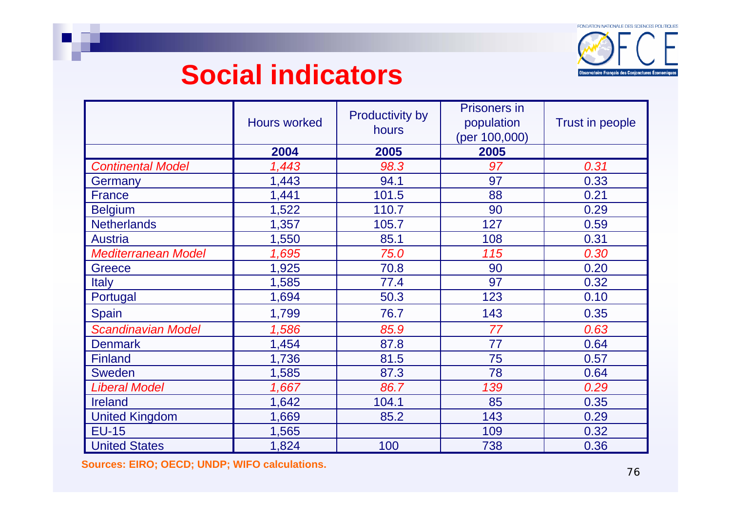# Social indicators

| | Hours worked | Productivity by hours | Prisoners in population (per 100,000) | Trust in people |
|---|---|---|---|---|
| | **2004** | **2005** | **2005** | |
| *Continental Model* | *1,443* | *98.3* | *97* | *0.31* |
| Germany | 1,443 | 94.1 | 97 | 0.33 |
| France | 1,441 | 101.5 | 88 | 0.21 |
| Belgium | 1,522 | 110.7 | 90 | 0.29 |
| Netherlands | 1,357 | 105.7 | 127 | 0.59 |
| Austria | 1,550 | 85.1 | 108 | 0.31 |
| *Mediterranean Model* | *1,695* | *75.0* | *115* | *0.30* |
| Greece | 1,925 | 70.8 | 90 | 0.20 |
| Italy | 1,585 | 77.4 | 97 | 0.32 |
| Portugal | 1,694 | 50.3 | 123 | 0.10 |
| Spain | 1,799 | 76.7 | 143 | 0.35 |
| *Scandinavian Model* | *1,586* | *85.9* | *77* | *0.63* |
| Denmark | 1,454 | 87.8 | 77 | 0.64 |
| Finland | 1,736 | 81.5 | 75 | 0.57 |
| Sweden | 1,585 | 87.3 | 78 | 0.64 |
| *Liberal Model* | *1,667* | *86.7* | *139* | *0.29* |
| Ireland | 1,642 | 104.1 | 85 | 0.35 |
| United Kingdom | 1,669 | 85.2 | 143 | 0.29 |
| EU-15 | 1,565 | | 109 | 0.32 |
| United States | 1,824 | 100 | 738 | 0.36 |

**Sources: EIRO; OECD; UNDP; WIFO calculations.**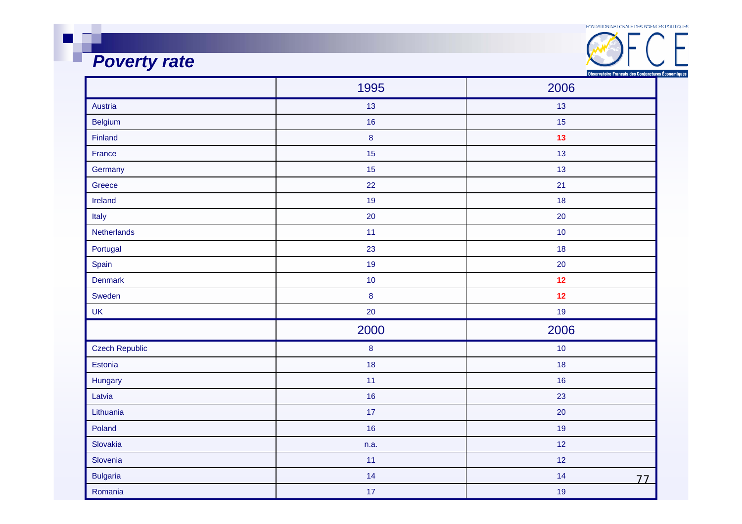## *Poverty rate*

| | 1995 | 2006 |
|---|---|---|
| Austria | 13 | 13 |
| Belgium | 16 | 15 |
| Finland | 8 | **13** |
| France | 15 | 13 |
| Germany | 15 | 13 |
| Greece | 22 | 21 |
| Ireland | 19 | 18 |
| Italy | 20 | 20 |
| Netherlands | 11 | 10 |
| Portugal | 23 | 18 |
| Spain | 19 | 20 |
| Denmark | 10 | **12** |
| Sweden | 8 | **12** |
| UK | 20 | 19 |
| | **2000** | **2006** |
| Czech Republic | 8 | 10 |
| Estonia | 18 | 18 |
| Hungary | 11 | 16 |
| Latvia | 16 | 23 |
| Lithuania | 17 | 20 |
| Poland | 16 | 19 |
| Slovakia | n.a. | 12 |
| Slovenia | 11 | 12 |
| Bulgaria | 14 | 14 |
| Romania | 17 | 19 |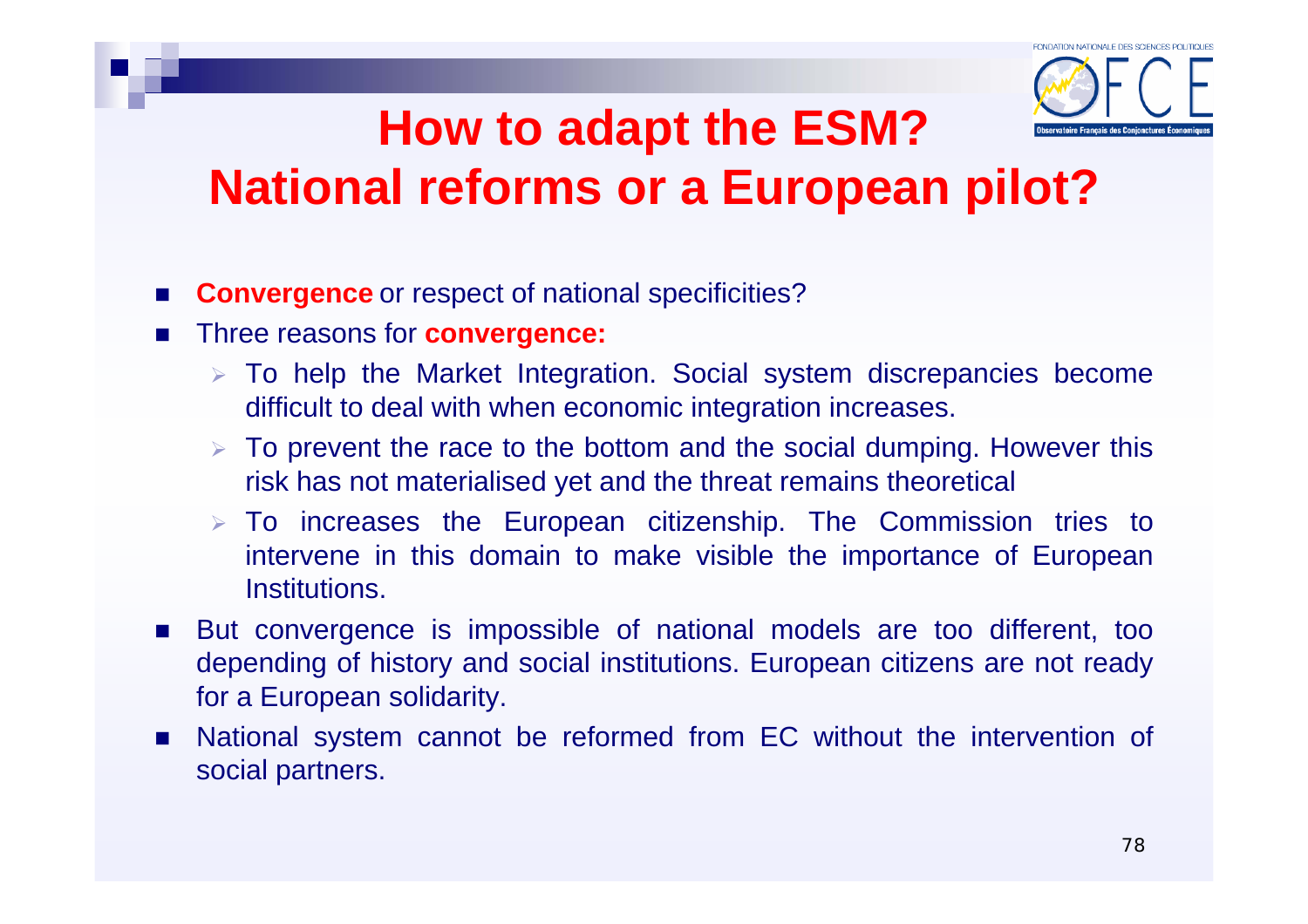# How to adapt the ESM? National reforms or a European pilot?

- **Convergence** or respect of national specificities?
- Three reasons for **convergence:**
  - To help the Market Integration. Social system discrepancies become difficult to deal with when economic integration increases.
  - To prevent the race to the bottom and the social dumping. However this risk has not materialised yet and the threat remains theoretical
  - To increases the European citizenship. The Commission tries to intervene in this domain to make visible the importance of European Institutions.
- But convergence is impossible of national models are too different, too depending of history and social institutions. European citizens are not ready for a European solidarity.
- National system cannot be reformed from EC without the intervention of social partners.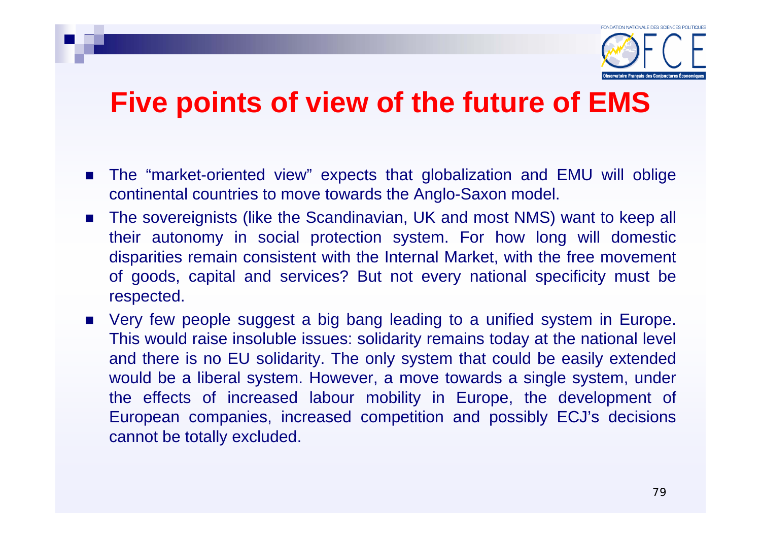# Five points of view of the future of EMS

- The "market-oriented view" expects that globalization and EMU will oblige continental countries to move towards the Anglo-Saxon model.
- The sovereignists (like the Scandinavian, UK and most NMS) want to keep all their autonomy in social protection system. For how long will domestic disparities remain consistent with the Internal Market, with the free movement of goods, capital and services? But not every national specificity must be respected.
- Very few people suggest a big bang leading to a unified system in Europe. This would raise insoluble issues: solidarity remains today at the national level and there is no EU solidarity. The only system that could be easily extended would be a liberal system. However, a move towards a single system, under the effects of increased labour mobility in Europe, the development of European companies, increased competition and possibly ECJ's decisions cannot be totally excluded.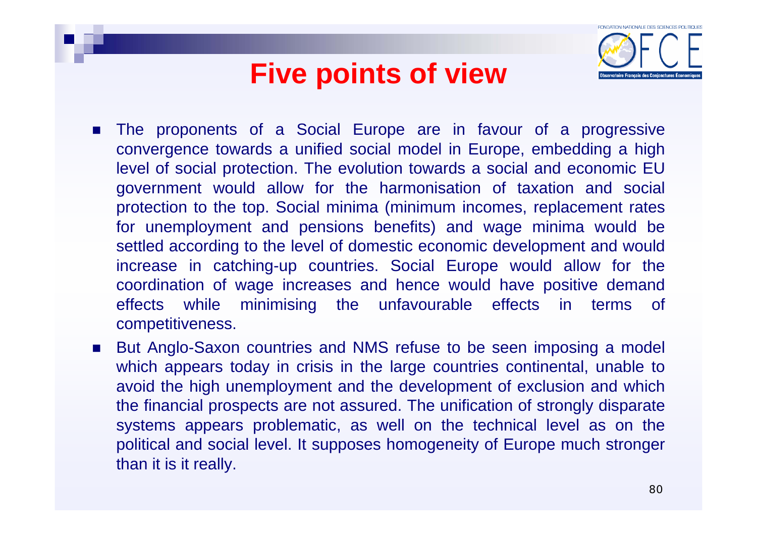# Five points of view

- The proponents of a Social Europe are in favour of a progressive convergence towards a unified social model in Europe, embedding a high level of social protection. The evolution towards a social and economic EU government would allow for the harmonisation of taxation and social protection to the top. Social minima (minimum incomes, replacement rates for unemployment and pensions benefits) and wage minima would be settled according to the level of domestic economic development and would increase in catching-up countries. Social Europe would allow for the coordination of wage increases and hence would have positive demand effects while minimising the unfavourable effects in terms of competitiveness.
- But Anglo-Saxon countries and NMS refuse to be seen imposing a model which appears today in crisis in the large countries continental, unable to avoid the high unemployment and the development of exclusion and which the financial prospects are not assured. The unification of strongly disparate systems appears problematic, as well on the technical level as on the political and social level. It supposes homogeneity of Europe much stronger than it is it really.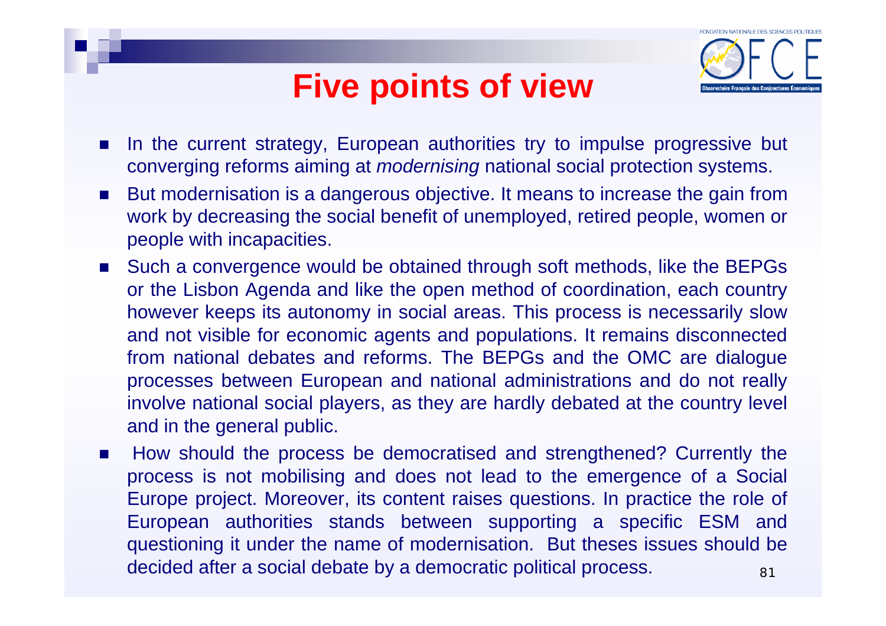# Five points of view

- In the current strategy, European authorities try to impulse progressive but converging reforms aiming at *modernising* national social protection systems.
- But modernisation is a dangerous objective. It means to increase the gain from work by decreasing the social benefit of unemployed, retired people, women or people with incapacities.
- Such a convergence would be obtained through soft methods, like the BEPGs or the Lisbon Agenda and like the open method of coordination, each country however keeps its autonomy in social areas. This process is necessarily slow and not visible for economic agents and populations. It remains disconnected from national debates and reforms. The BEPGs and the OMC are dialogue processes between European and national administrations and do not really involve national social players, as they are hardly debated at the country level and in the general public.
- How should the process be democratised and strengthened? Currently the process is not mobilising and does not lead to the emergence of a Social Europe project. Moreover, its content raises questions. In practice the role of European authorities stands between supporting a specific ESM and questioning it under the name of modernisation. But theses issues should be decided after a social debate by a democratic political process.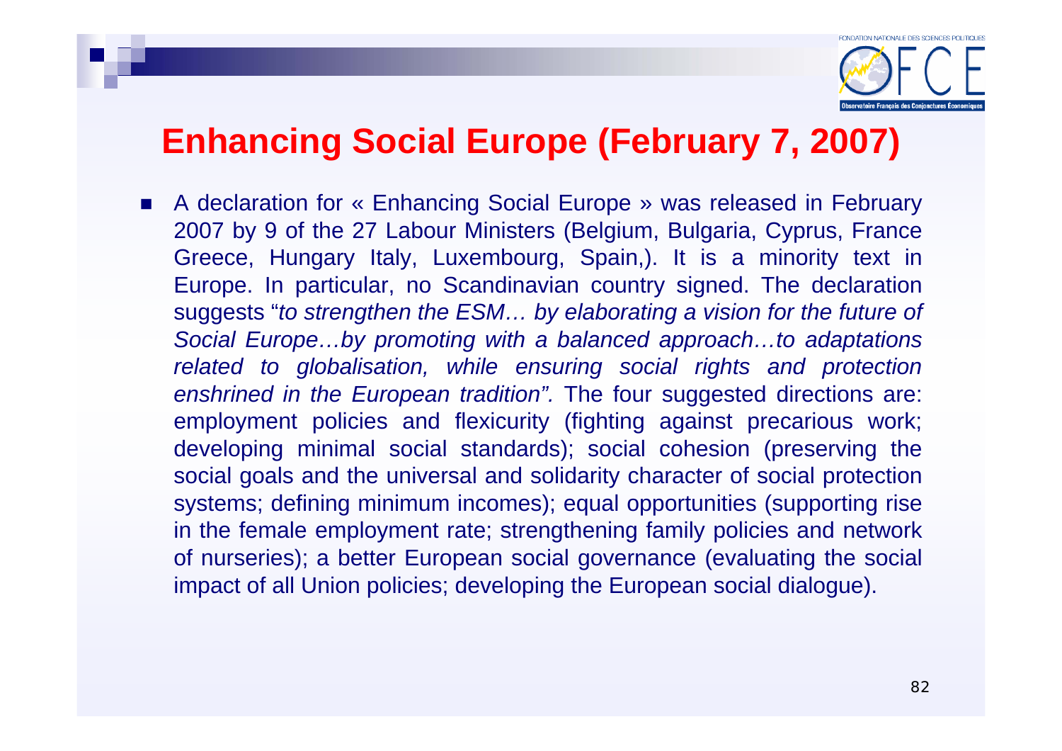# Enhancing Social Europe (February 7, 2007)

- A declaration for « Enhancing Social Europe » was released in February 2007 by 9 of the 27 Labour Ministers (Belgium, Bulgaria, Cyprus, France Greece, Hungary Italy, Luxembourg, Spain,). It is a minority text in Europe. In particular, no Scandinavian country signed. The declaration suggests "*to strengthen the ESM… by elaborating a vision for the future of Social Europe…by promoting with a balanced approach…to adaptations related to globalisation, while ensuring social rights and protection enshrined in the European tradition".* The four suggested directions are: employment policies and flexicurity (fighting against precarious work; developing minimal social standards); social cohesion (preserving the social goals and the universal and solidarity character of social protection systems; defining minimum incomes); equal opportunities (supporting rise in the female employment rate; strengthening family policies and network of nurseries); a better European social governance (evaluating the social impact of all Union policies; developing the European social dialogue).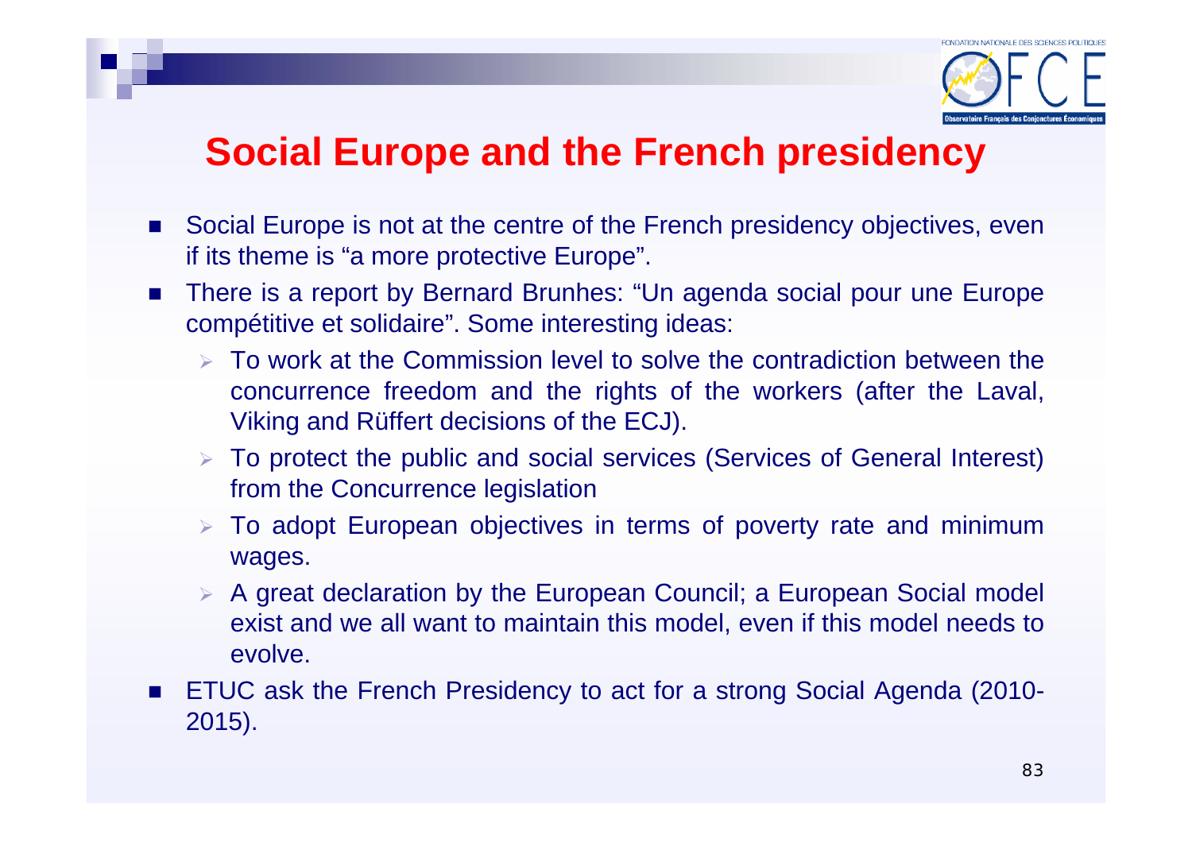# Social Europe and the French presidency

- Social Europe is not at the centre of the French presidency objectives, even if its theme is "a more protective Europe".
- There is a report by Bernard Brunhes: "Un agenda social pour une Europe compétitive et solidaire". Some interesting ideas:
  - To work at the Commission level to solve the contradiction between the concurrence freedom and the rights of the workers (after the Laval, Viking and Rüffert decisions of the ECJ).
  - To protect the public and social services (Services of General Interest) from the Concurrence legislation
  - To adopt European objectives in terms of poverty rate and minimum wages.
  - A great declaration by the European Council; a European Social model exist and we all want to maintain this model, even if this model needs to evolve.
- ETUC ask the French Presidency to act for a strong Social Agenda (2010-2015).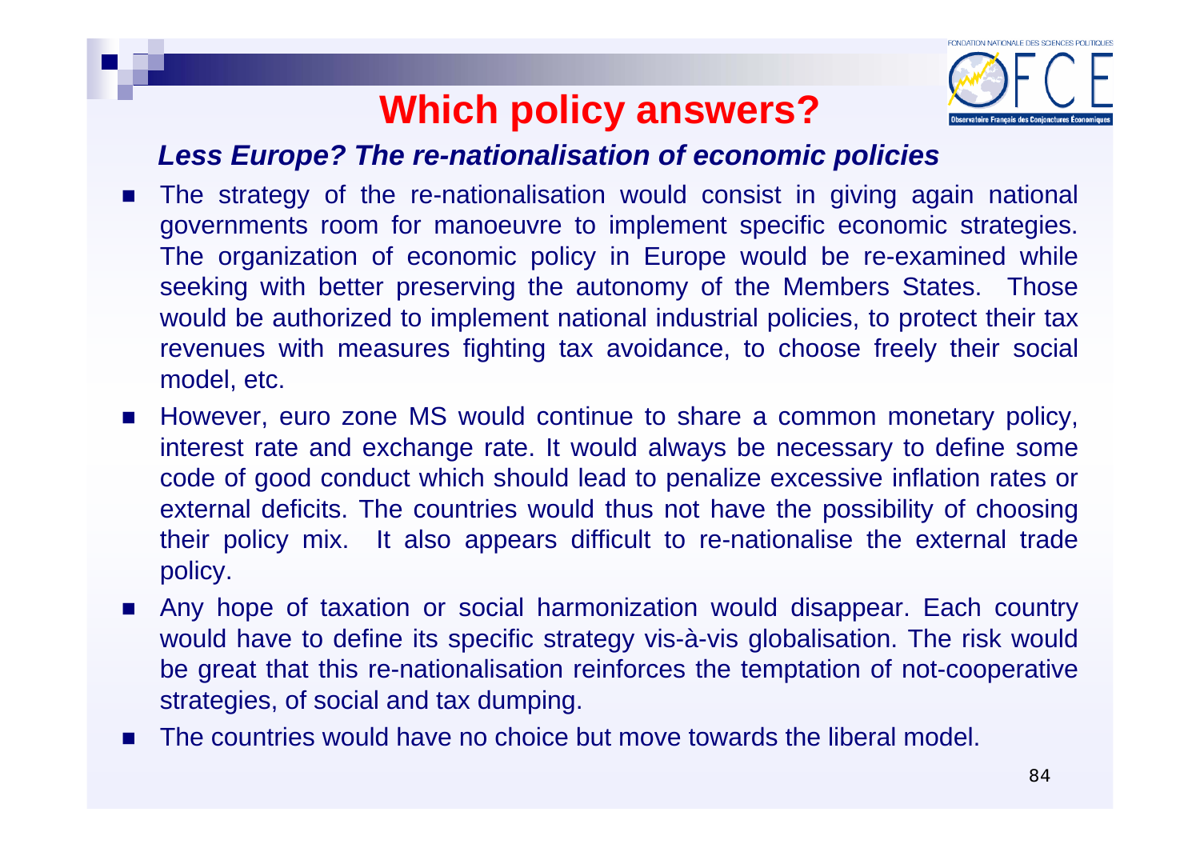# Which policy answers?

***Less Europe? The re-nationalisation of economic policies***

- The strategy of the re-nationalisation would consist in giving again national governments room for manoeuvre to implement specific economic strategies. The organization of economic policy in Europe would be re-examined while seeking with better preserving the autonomy of the Members States. Those would be authorized to implement national industrial policies, to protect their tax revenues with measures fighting tax avoidance, to choose freely their social model, etc.
- However, euro zone MS would continue to share a common monetary policy, interest rate and exchange rate. It would always be necessary to define some code of good conduct which should lead to penalize excessive inflation rates or external deficits. The countries would thus not have the possibility of choosing their policy mix. It also appears difficult to re-nationalise the external trade policy.
- Any hope of taxation or social harmonization would disappear. Each country would have to define its specific strategy vis-à-vis globalisation. The risk would be great that this re-nationalisation reinforces the temptation of not-cooperative strategies, of social and tax dumping.
- The countries would have no choice but move towards the liberal model.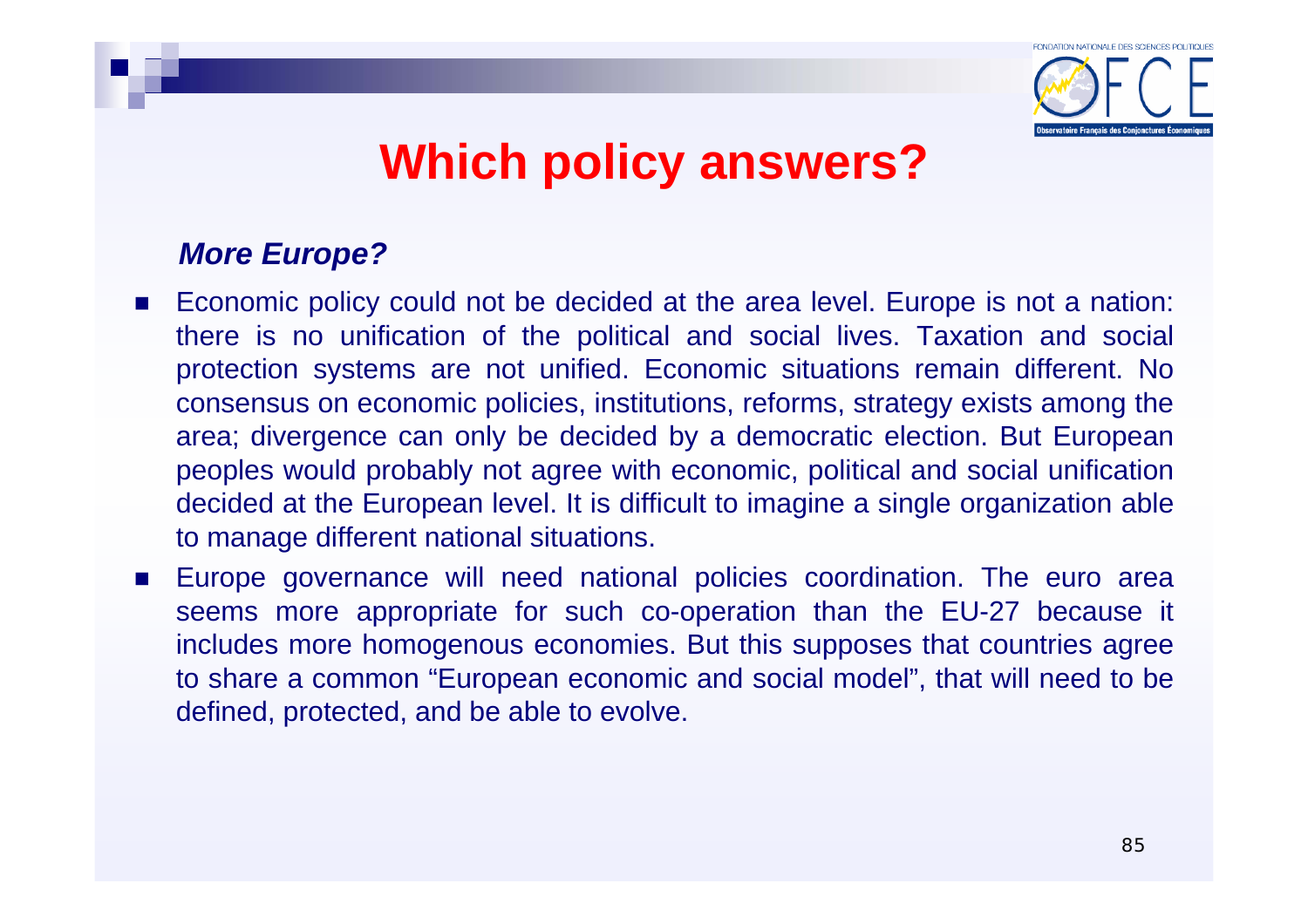# Which policy answers?

***More Europe?***

- Economic policy could not be decided at the area level. Europe is not a nation: there is no unification of the political and social lives. Taxation and social protection systems are not unified. Economic situations remain different. No consensus on economic policies, institutions, reforms, strategy exists among the area; divergence can only be decided by a democratic election. But European peoples would probably not agree with economic, political and social unification decided at the European level. It is difficult to imagine a single organization able to manage different national situations.
- Europe governance will need national policies coordination. The euro area seems more appropriate for such co-operation than the EU-27 because it includes more homogenous economies. But this supposes that countries agree to share a common "European economic and social model", that will need to be defined, protected, and be able to evolve.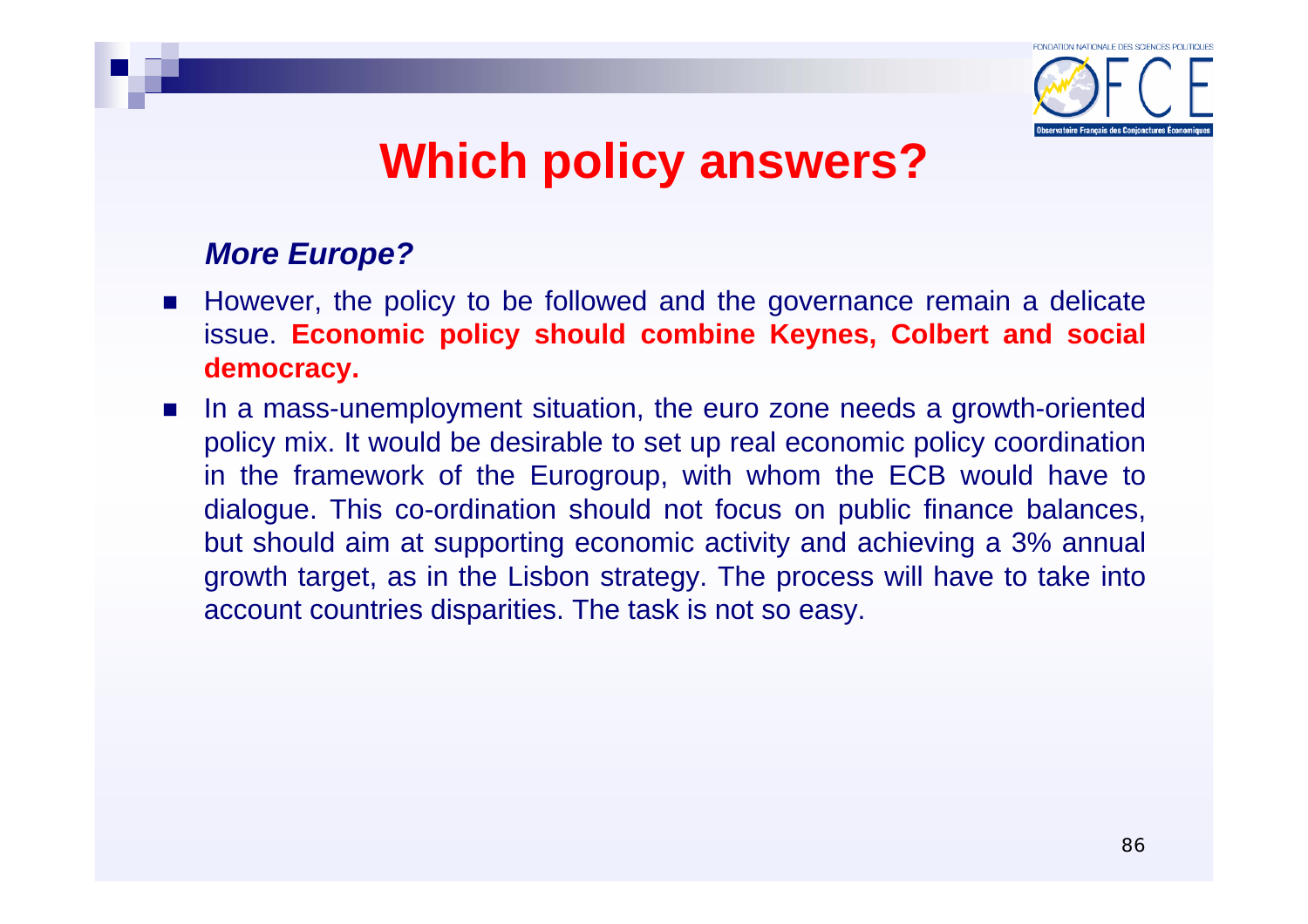# Which policy answers?

***More Europe?***

- However, the policy to be followed and the governance remain a delicate issue. **Economic policy should combine Keynes, Colbert and social democracy.**
- In a mass-unemployment situation, the euro zone needs a growth-oriented policy mix. It would be desirable to set up real economic policy coordination in the framework of the Eurogroup, with whom the ECB would have to dialogue. This co-ordination should not focus on public finance balances, but should aim at supporting economic activity and achieving a 3% annual growth target, as in the Lisbon strategy. The process will have to take into account countries disparities. The task is not so easy.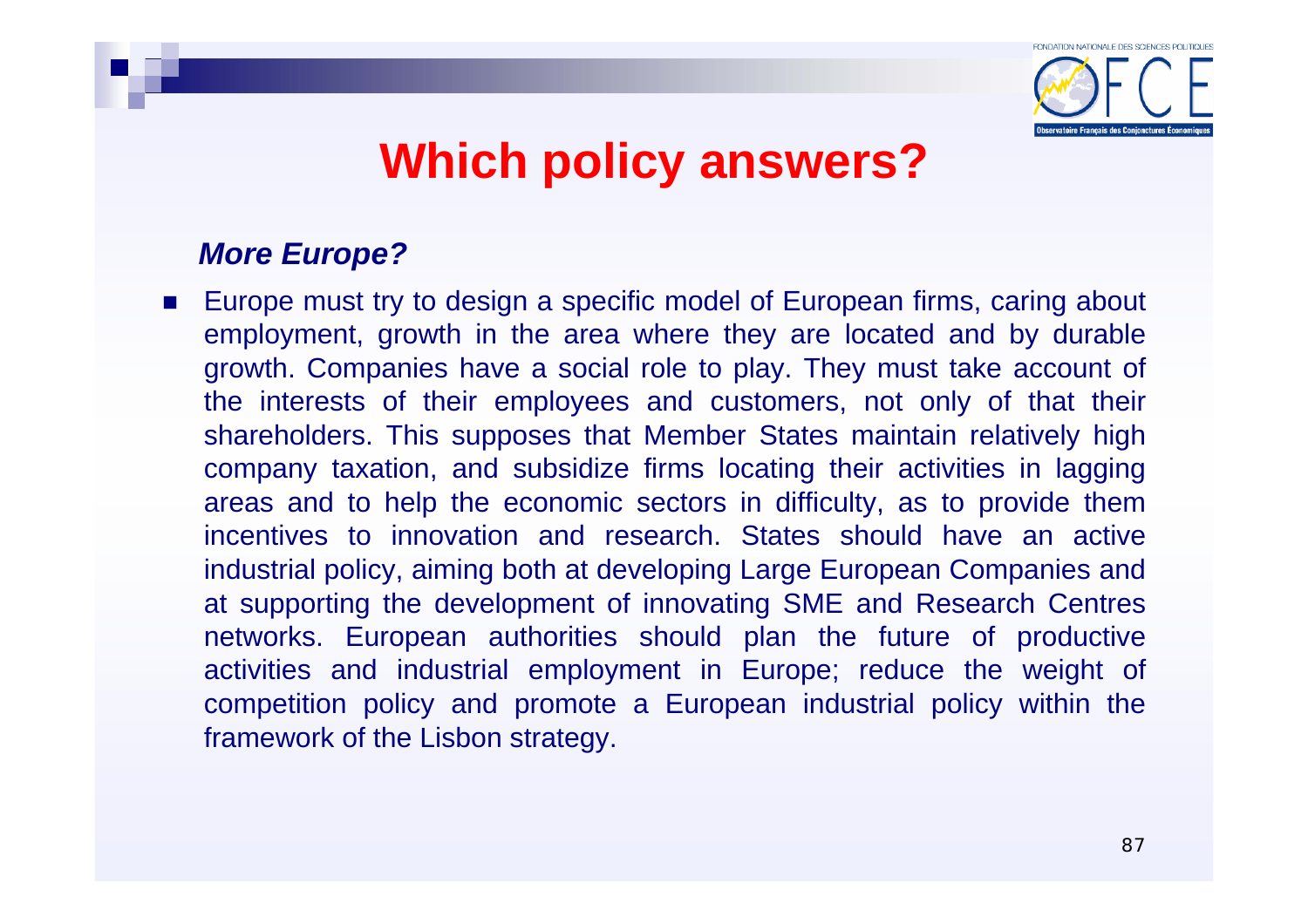# Which policy answers?

***More Europe?***

- Europe must try to design a specific model of European firms, caring about employment, growth in the area where they are located and by durable growth. Companies have a social role to play. They must take account of the interests of their employees and customers, not only of that their shareholders. This supposes that Member States maintain relatively high company taxation, and subsidize firms locating their activities in lagging areas and to help the economic sectors in difficulty, as to provide them incentives to innovation and research. States should have an active industrial policy, aiming both at developing Large European Companies and at supporting the development of innovating SME and Research Centres networks. European authorities should plan the future of productive activities and industrial employment in Europe; reduce the weight of competition policy and promote a European industrial policy within the framework of the Lisbon strategy.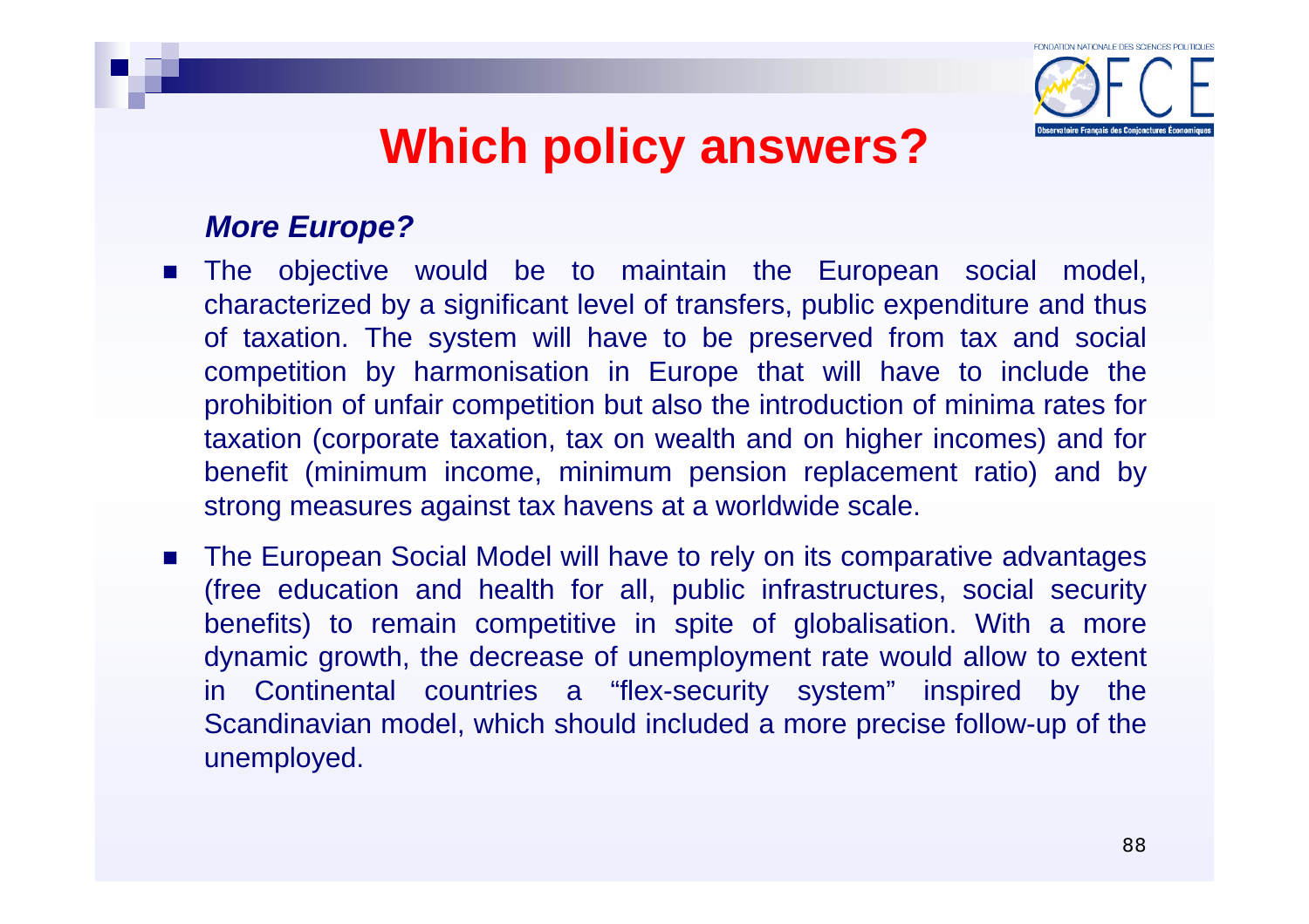# Which policy answers?

***More Europe?***

- The objective would be to maintain the European social model, characterized by a significant level of transfers, public expenditure and thus of taxation. The system will have to be preserved from tax and social competition by harmonisation in Europe that will have to include the prohibition of unfair competition but also the introduction of minima rates for taxation (corporate taxation, tax on wealth and on higher incomes) and for benefit (minimum income, minimum pension replacement ratio) and by strong measures against tax havens at a worldwide scale.
- The European Social Model will have to rely on its comparative advantages (free education and health for all, public infrastructures, social security benefits) to remain competitive in spite of globalisation. With a more dynamic growth, the decrease of unemployment rate would allow to extent in Continental countries a “flex-security system” inspired by the Scandinavian model, which should included a more precise follow-up of the unemployed.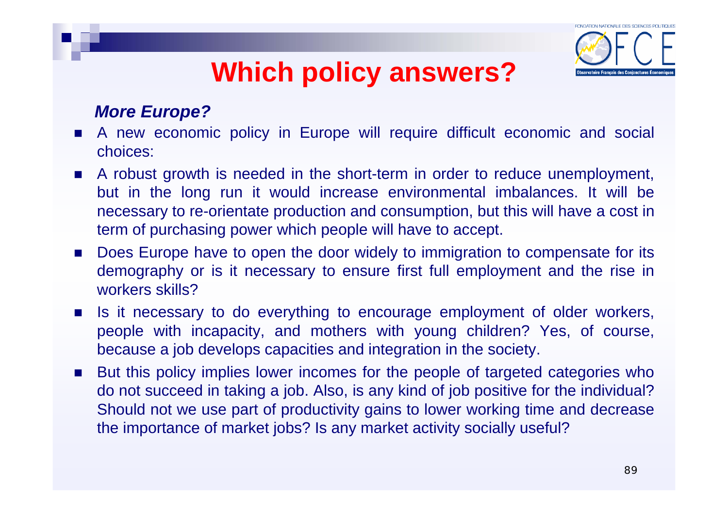# Which policy answers?

***More Europe?***

- A new economic policy in Europe will require difficult economic and social choices:
- A robust growth is needed in the short-term in order to reduce unemployment, but in the long run it would increase environmental imbalances. It will be necessary to re-orientate production and consumption, but this will have a cost in term of purchasing power which people will have to accept.
- Does Europe have to open the door widely to immigration to compensate for its demography or is it necessary to ensure first full employment and the rise in workers skills?
- Is it necessary to do everything to encourage employment of older workers, people with incapacity, and mothers with young children? Yes, of course, because a job develops capacities and integration in the society.
- But this policy implies lower incomes for the people of targeted categories who do not succeed in taking a job. Also, is any kind of job positive for the individual? Should not we use part of productivity gains to lower working time and decrease the importance of market jobs? Is any market activity socially useful?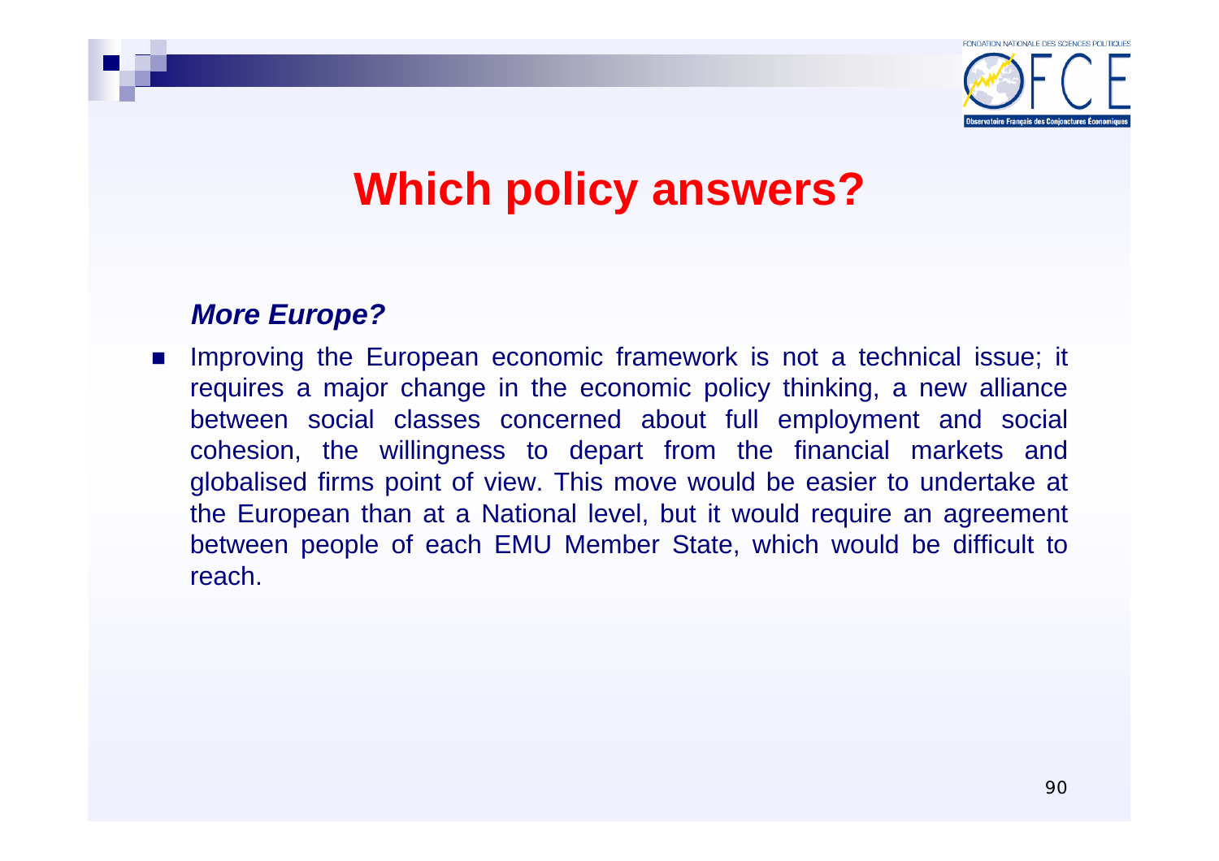# Which policy answers?

***More Europe?***

- Improving the European economic framework is not a technical issue; it requires a major change in the economic policy thinking, a new alliance between social classes concerned about full employment and social cohesion, the willingness to depart from the financial markets and globalised firms point of view. This move would be easier to undertake at the European than at a National level, but it would require an agreement between people of each EMU Member State, which would be difficult to reach.